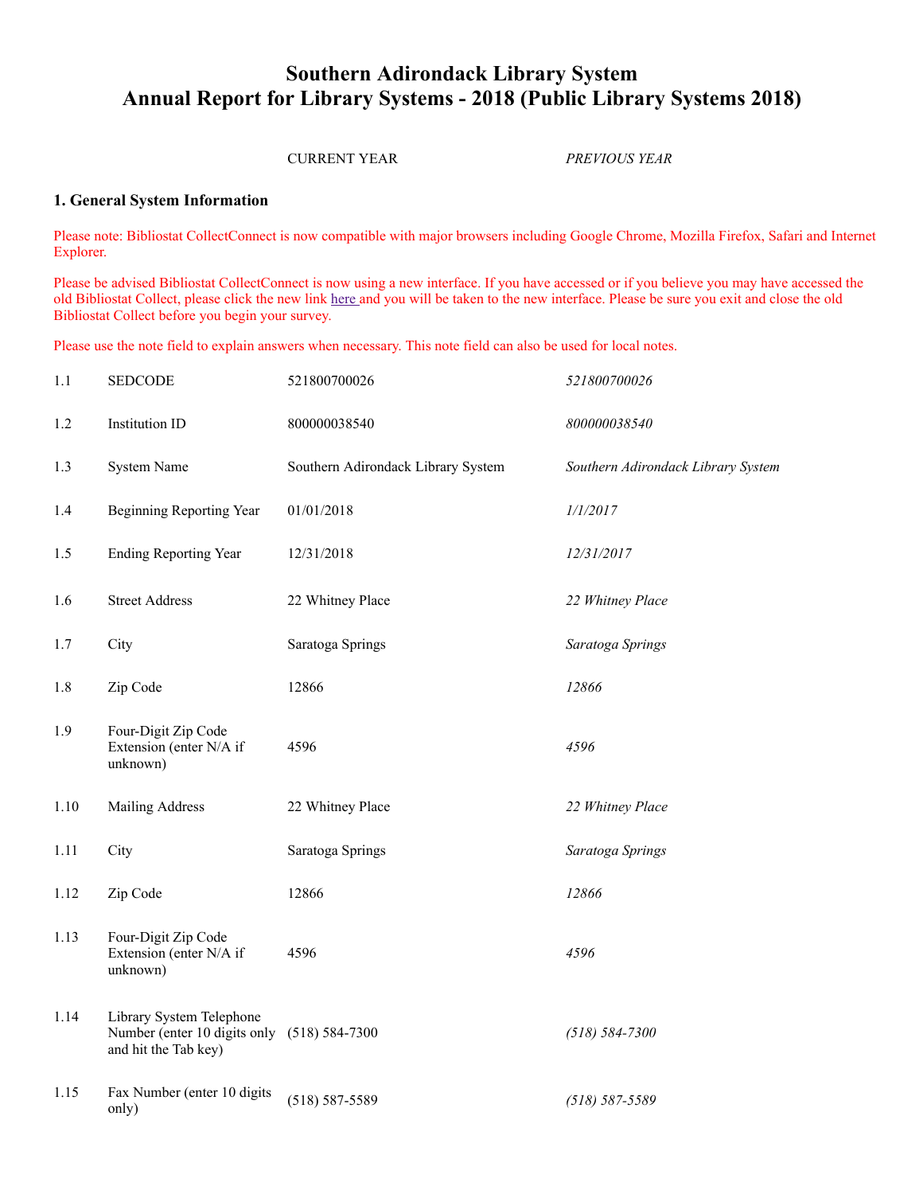# Southern Adirondack Library System
# Annual Report for Library Systems - 2018 (Public Library Systems 2018)

| | | CURRENT YEAR | *PREVIOUS YEAR* |
|---|---|---|---|

## 1. General System Information

Please note: Bibliostat CollectConnect is now compatible with major browsers including Google Chrome, Mozilla Firefox, Safari and Internet Explorer.

Please be advised Bibliostat CollectConnect is now using a new interface. If you have accessed or if you believe you may have accessed the old Bibliostat Collect, please click the new link here and you will be taken to the new interface. Please be sure you exit and close the old Bibliostat Collect before you begin your survey.

Please use the note field to explain answers when necessary. This note field can also be used for local notes.

| | | CURRENT YEAR | *PREVIOUS YEAR* |
|---|---|---|---|
| 1.1 | SEDCODE | 521800700026 | *521800700026* |
| 1.2 | Institution ID | 800000038540 | *800000038540* |
| 1.3 | System Name | Southern Adirondack Library System | *Southern Adirondack Library System* |
| 1.4 | Beginning Reporting Year | 01/01/2018 | *1/1/2017* |
| 1.5 | Ending Reporting Year | 12/31/2018 | *12/31/2017* |
| 1.6 | Street Address | 22 Whitney Place | *22 Whitney Place* |
| 1.7 | City | Saratoga Springs | *Saratoga Springs* |
| 1.8 | Zip Code | 12866 | *12866* |
| 1.9 | Four-Digit Zip Code Extension (enter N/A if unknown) | 4596 | *4596* |
| 1.10 | Mailing Address | 22 Whitney Place | *22 Whitney Place* |
| 1.11 | City | Saratoga Springs | *Saratoga Springs* |
| 1.12 | Zip Code | 12866 | *12866* |
| 1.13 | Four-Digit Zip Code Extension (enter N/A if unknown) | 4596 | *4596* |
| 1.14 | Library System Telephone Number (enter 10 digits only and hit the Tab key) | (518) 584-7300 | *(518) 584-7300* |
| 1.15 | Fax Number (enter 10 digits only) | (518) 587-5589 | *(518) 587-5589* |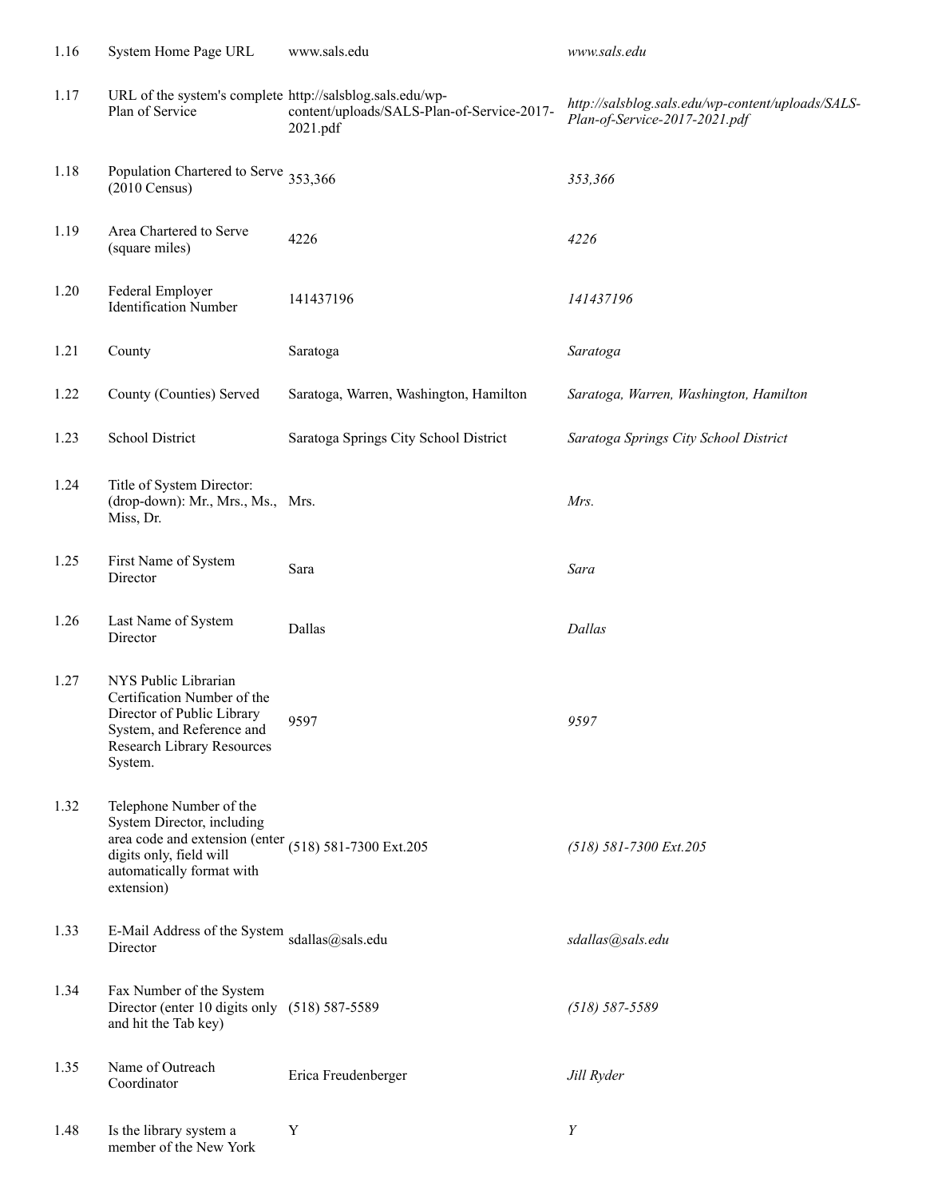| | | | |
|---|---|---|---|
| 1.16 | System Home Page URL | www.sals.edu | *www.sals.edu* |
| 1.17 | URL of the system's complete Plan of Service | http://salsblog.sals.edu/wp-content/uploads/SALS-Plan-of-Service-2017-2021.pdf | *http://salsblog.sals.edu/wp-content/uploads/SALS-Plan-of-Service-2017-2021.pdf* |
| 1.18 | Population Chartered to Serve (2010 Census) | 353,366 | *353,366* |
| 1.19 | Area Chartered to Serve (square miles) | 4226 | *4226* |
| 1.20 | Federal Employer Identification Number | 141437196 | *141437196* |
| 1.21 | County | Saratoga | *Saratoga* |
| 1.22 | County (Counties) Served | Saratoga, Warren, Washington, Hamilton | *Saratoga, Warren, Washington, Hamilton* |
| 1.23 | School District | Saratoga Springs City School District | *Saratoga Springs City School District* |
| 1.24 | Title of System Director: (drop-down): Mr., Mrs., Ms., Miss, Dr. | Mrs. | *Mrs.* |
| 1.25 | First Name of System Director | Sara | *Sara* |
| 1.26 | Last Name of System Director | Dallas | *Dallas* |
| 1.27 | NYS Public Librarian Certification Number of the Director of Public Library System, and Reference and Research Library Resources System. | 9597 | *9597* |
| 1.32 | Telephone Number of the System Director, including area code and extension (enter digits only, field will automatically format with extension) | (518) 581-7300 Ext.205 | *(518) 581-7300 Ext.205* |
| 1.33 | E-Mail Address of the System Director | sdallas@sals.edu | *sdallas@sals.edu* |
| 1.34 | Fax Number of the System Director (enter 10 digits only and hit the Tab key) | (518) 587-5589 | *(518) 587-5589* |
| 1.35 | Name of Outreach Coordinator | Erica Freudenberger | *Jill Ryder* |
| 1.48 | Is the library system a member of the New York | Y | *Y* |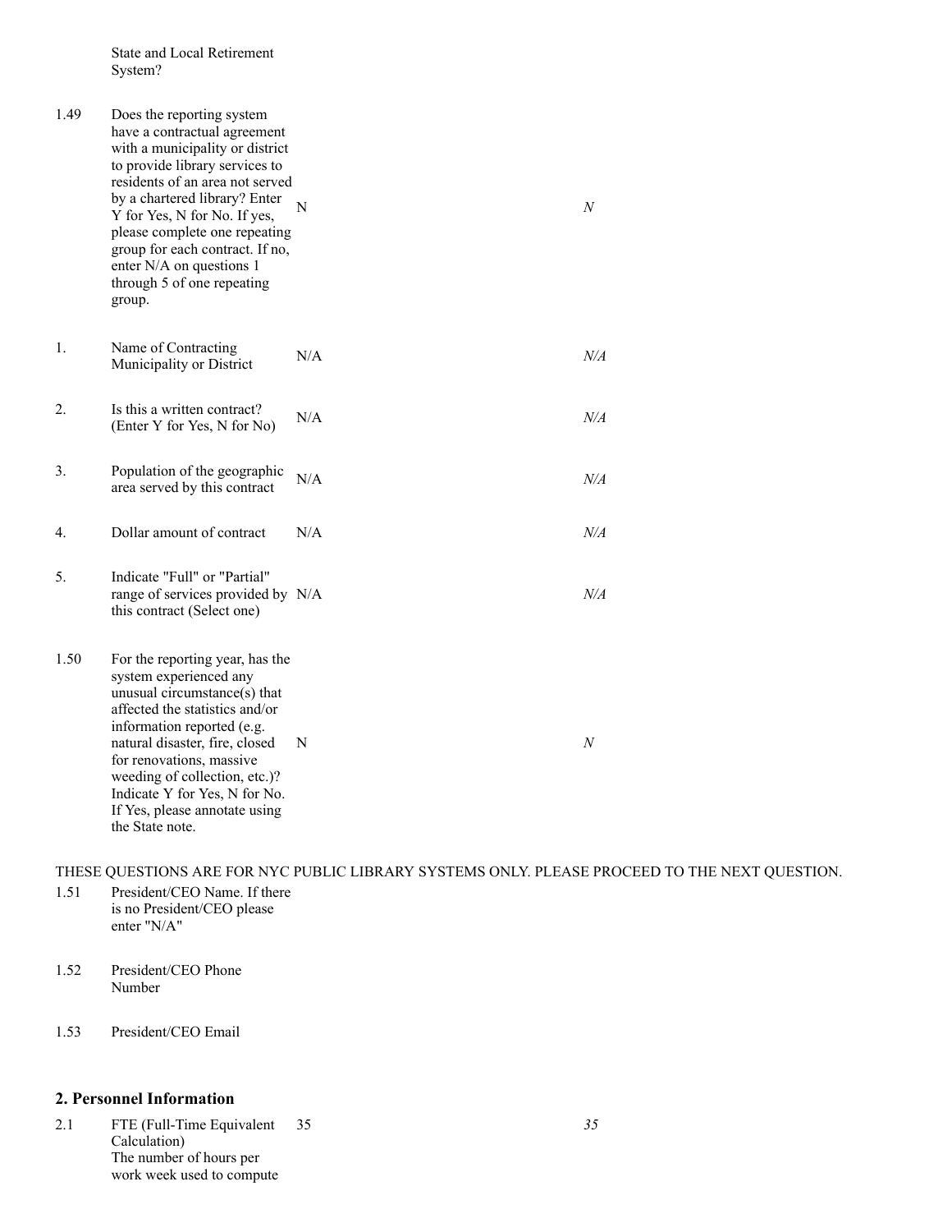| | State and Local Retirement System? | | |
|---|---|---|---|
| 1.49 | Does the reporting system have a contractual agreement with a municipality or district to provide library services to residents of an area not served by a chartered library? Enter Y for Yes, N for No. If yes, please complete one repeating group for each contract. If no, enter N/A on questions 1 through 5 of one repeating group. | N | *N* |
| 1. | Name of Contracting Municipality or District | N/A | *N/A* |
| 2. | Is this a written contract? (Enter Y for Yes, N for No) | N/A | *N/A* |
| 3. | Population of the geographic area served by this contract | N/A | *N/A* |
| 4. | Dollar amount of contract | N/A | *N/A* |
| 5. | Indicate "Full" or "Partial" range of services provided by this contract (Select one) | N/A | *N/A* |
| 1.50 | For the reporting year, has the system experienced any unusual circumstance(s) that affected the statistics and/or information reported (e.g. natural disaster, fire, closed for renovations, massive weeding of collection, etc.)? Indicate Y for Yes, N for No. If Yes, please annotate using the State note. | N | *N* |

THESE QUESTIONS ARE FOR NYC PUBLIC LIBRARY SYSTEMS ONLY. PLEASE PROCEED TO THE NEXT QUESTION.

| | | | |
|---|---|---|---|
| 1.51 | President/CEO Name. If there is no President/CEO please enter "N/A" | | |
| 1.52 | President/CEO Phone Number | | |
| 1.53 | President/CEO Email | | |

## 2. Personnel Information

| | | | |
|---|---|---|---|
| 2.1 | FTE (Full-Time Equivalent Calculation) The number of hours per work week used to compute | 35 | *35* |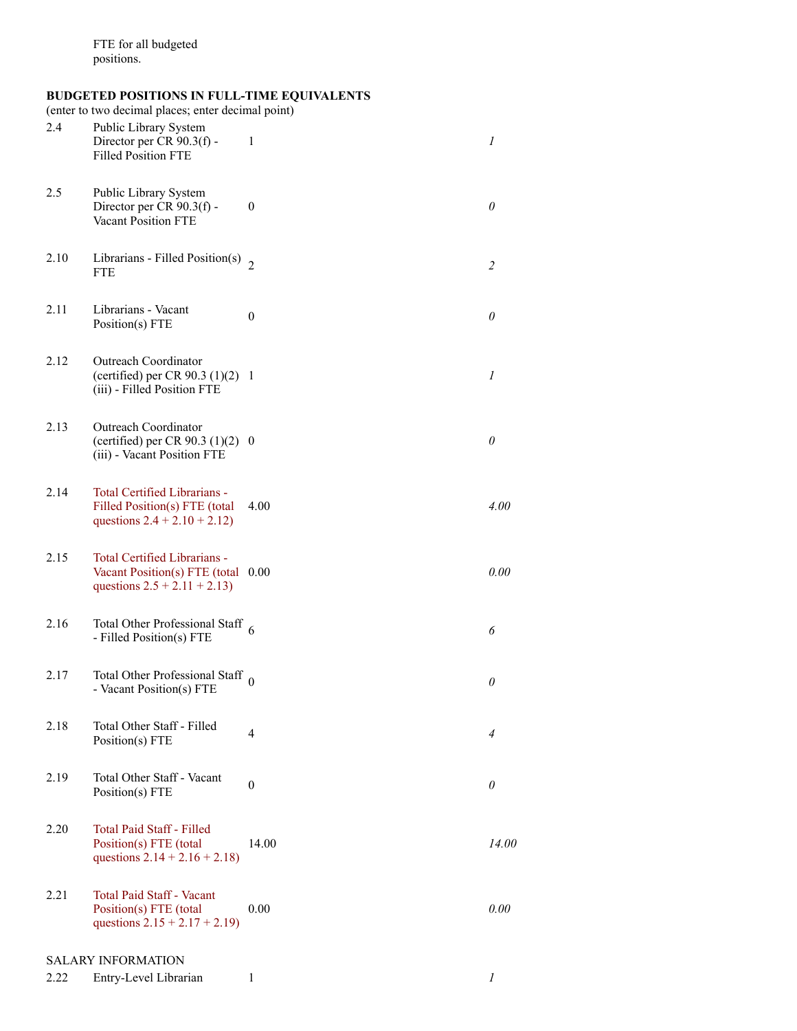FTE for all budgeted positions.

**BUDGETED POSITIONS IN FULL-TIME EQUIVALENTS**

(enter to two decimal places; enter decimal point)

| | | | |
|---|---|---|---|
| 2.4 | Public Library System Director per CR 90.3(f) - Filled Position FTE | 1 | *1* |
| 2.5 | Public Library System Director per CR 90.3(f) - Vacant Position FTE | 0 | *0* |
| 2.10 | Librarians - Filled Position(s) FTE | 2 | *2* |
| 2.11 | Librarians - Vacant Position(s) FTE | 0 | *0* |
| 2.12 | Outreach Coordinator (certified) per CR 90.3 (1)(2) (iii) - Filled Position FTE | 1 | *1* |
| 2.13 | Outreach Coordinator (certified) per CR 90.3 (1)(2) (iii) - Vacant Position FTE | 0 | *0* |
| 2.14 | Total Certified Librarians - Filled Position(s) FTE (total questions 2.4 + 2.10 + 2.12) | 4.00 | *4.00* |
| 2.15 | Total Certified Librarians - Vacant Position(s) FTE (total questions 2.5 + 2.11 + 2.13) | 0.00 | *0.00* |
| 2.16 | Total Other Professional Staff - Filled Position(s) FTE | 6 | *6* |
| 2.17 | Total Other Professional Staff - Vacant Position(s) FTE | 0 | *0* |
| 2.18 | Total Other Staff - Filled Position(s) FTE | 4 | *4* |
| 2.19 | Total Other Staff - Vacant Position(s) FTE | 0 | *0* |
| 2.20 | Total Paid Staff - Filled Position(s) FTE (total questions 2.14 + 2.16 + 2.18) | 14.00 | *14.00* |
| 2.21 | Total Paid Staff - Vacant Position(s) FTE (total questions 2.15 + 2.17 + 2.19) | 0.00 | *0.00* |

SALARY INFORMATION

| | | | |
|---|---|---|---|
| 2.22 | Entry-Level Librarian | 1 | *1* |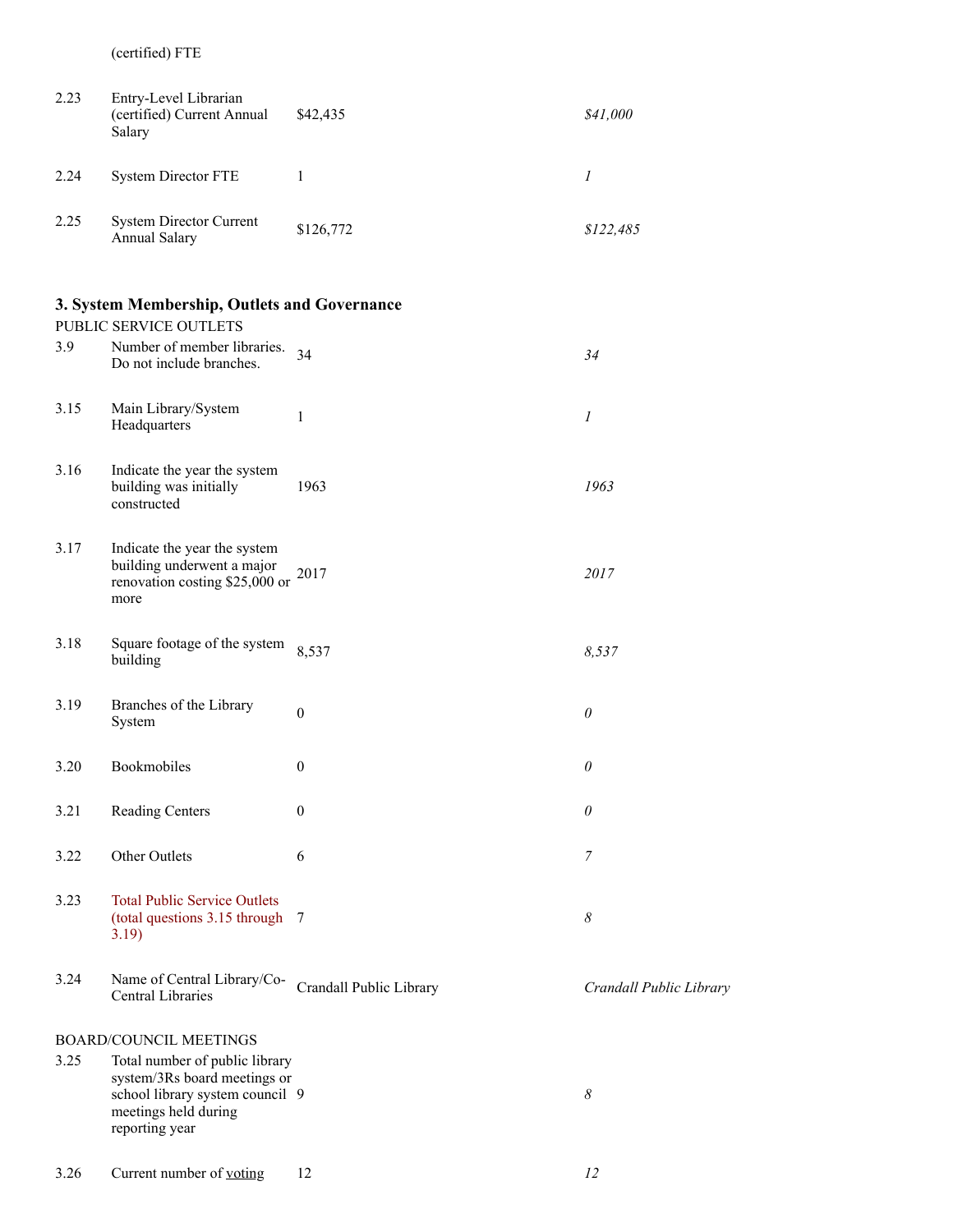| | (certified) FTE | | |
|---|---|---|---|
| 2.23 | Entry-Level Librarian (certified) Current Annual Salary | $42,435 | *$41,000* |
| 2.24 | System Director FTE | 1 | *1* |
| 2.25 | System Director Current Annual Salary | $126,772 | *$122,485* |

## 3. System Membership, Outlets and Governance

PUBLIC SERVICE OUTLETS

| | | | |
|---|---|---|---|
| 3.9 | Number of member libraries. Do not include branches. | 34 | *34* |
| 3.15 | Main Library/System Headquarters | 1 | *1* |
| 3.16 | Indicate the year the system building was initially constructed | 1963 | *1963* |
| 3.17 | Indicate the year the system building underwent a major renovation costing $25,000 or more | 2017 | *2017* |
| 3.18 | Square footage of the system building | 8,537 | *8,537* |
| 3.19 | Branches of the Library System | 0 | *0* |
| 3.20 | Bookmobiles | 0 | *0* |
| 3.21 | Reading Centers | 0 | *0* |
| 3.22 | Other Outlets | 6 | *7* |
| 3.23 | Total Public Service Outlets (total questions 3.15 through 3.19) | 7 | *8* |
| 3.24 | Name of Central Library/Co-Central Libraries | Crandall Public Library | *Crandall Public Library* |

BOARD/COUNCIL MEETINGS

| | | | |
|---|---|---|---|
| 3.25 | Total number of public library system/3Rs board meetings or school library system council meetings held during reporting year | 9 | *8* |
| 3.26 | Current number of voting | 12 | *12* |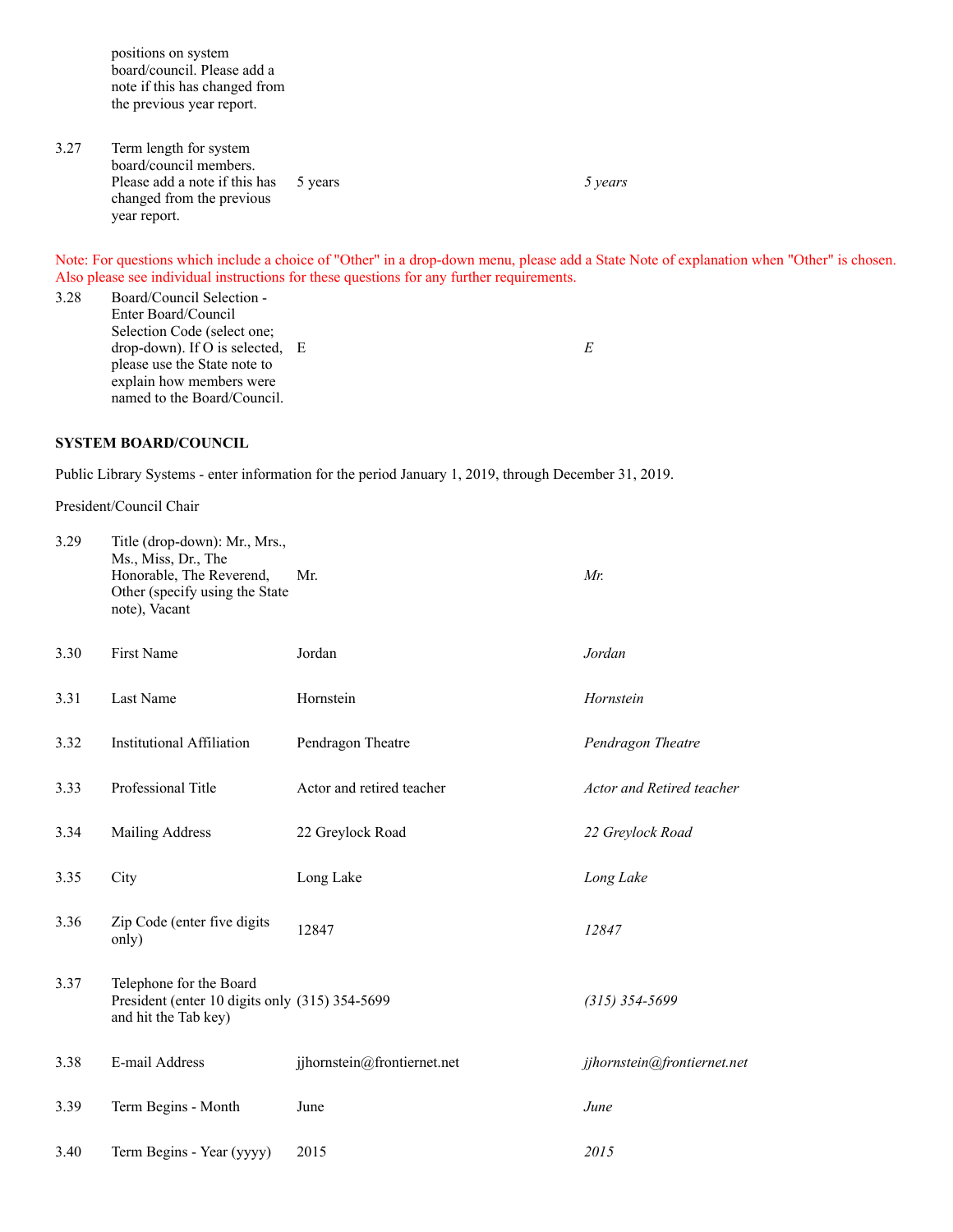| | | | |
|---|---|---|---|
| | positions on system board/council. Please add a note if this has changed from the previous year report. | | |
| 3.27 | Term length for system board/council members. Please add a note if this has changed from the previous year report. | 5 years | *5 years* |

Note: For questions which include a choice of "Other" in a drop-down menu, please add a State Note of explanation when "Other" is chosen. Also please see individual instructions for these questions for any further requirements.

| | | | |
|---|---|---|---|
| 3.28 | Board/Council Selection - Enter Board/Council Selection Code (select one; drop-down). If O is selected, please use the State note to explain how members were named to the Board/Council. | E | *E* |

**SYSTEM BOARD/COUNCIL**

Public Library Systems - enter information for the period January 1, 2019, through December 31, 2019.

President/Council Chair

| | | | |
|---|---|---|---|
| 3.29 | Title (drop-down): Mr., Mrs., Ms., Miss, Dr., The Honorable, The Reverend, Other (specify using the State note), Vacant | Mr. | *Mr.* |
| 3.30 | First Name | Jordan | *Jordan* |
| 3.31 | Last Name | Hornstein | *Hornstein* |
| 3.32 | Institutional Affiliation | Pendragon Theatre | *Pendragon Theatre* |
| 3.33 | Professional Title | Actor and retired teacher | *Actor and Retired teacher* |
| 3.34 | Mailing Address | 22 Greylock Road | *22 Greylock Road* |
| 3.35 | City | Long Lake | *Long Lake* |
| 3.36 | Zip Code (enter five digits only) | 12847 | *12847* |
| 3.37 | Telephone for the Board President (enter 10 digits only and hit the Tab key) | (315) 354-5699 | *(315) 354-5699* |
| 3.38 | E-mail Address | jjhornstein@frontiernet.net | *jjhornstein@frontiernet.net* |
| 3.39 | Term Begins - Month | June | *June* |
| 3.40 | Term Begins - Year (yyyy) | 2015 | *2015* |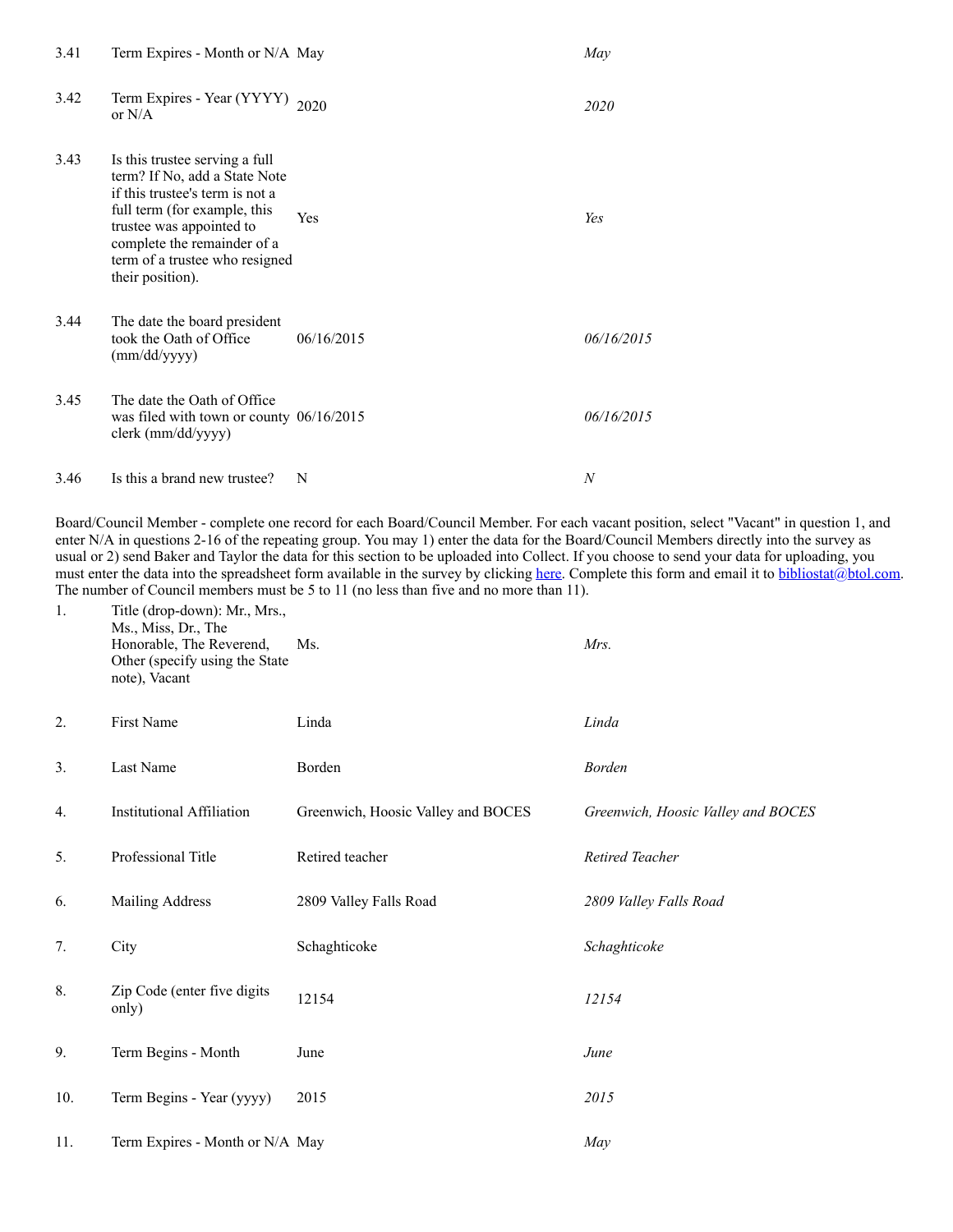| | | | |
|---|---|---|---|
| 3.41 | Term Expires - Month or N/A | May | *May* |
| 3.42 | Term Expires - Year (YYYY) or N/A | 2020 | *2020* |
| 3.43 | Is this trustee serving a full term? If No, add a State Note if this trustee's term is not a full term (for example, this trustee was appointed to complete the remainder of a term of a trustee who resigned their position). | Yes | *Yes* |
| 3.44 | The date the board president took the Oath of Office (mm/dd/yyyy) | 06/16/2015 | *06/16/2015* |
| 3.45 | The date the Oath of Office was filed with town or county clerk (mm/dd/yyyy) | 06/16/2015 | *06/16/2015* |
| 3.46 | Is this a brand new trustee? | N | *N* |

Board/Council Member - complete one record for each Board/Council Member. For each vacant position, select "Vacant" in question 1, and enter N/A in questions 2-16 of the repeating group. You may 1) enter the data for the Board/Council Members directly into the survey as usual or 2) send Baker and Taylor the data for this section to be uploaded into Collect. If you choose to send your data for uploading, you must enter the data into the spreadsheet form available in the survey by clicking here. Complete this form and email it to bibliostat@btol.com. The number of Council members must be 5 to 11 (no less than five and no more than 11).

| | | | |
|---|---|---|---|
| 1. | Title (drop-down): Mr., Mrs., Ms., Miss, Dr., The Honorable, The Reverend, Other (specify using the State note), Vacant | Ms. | *Mrs.* |
| 2. | First Name | Linda | *Linda* |
| 3. | Last Name | Borden | *Borden* |
| 4. | Institutional Affiliation | Greenwich, Hoosic Valley and BOCES | *Greenwich, Hoosic Valley and BOCES* |
| 5. | Professional Title | Retired teacher | *Retired Teacher* |
| 6. | Mailing Address | 2809 Valley Falls Road | *2809 Valley Falls Road* |
| 7. | City | Schaghticoke | *Schaghticoke* |
| 8. | Zip Code (enter five digits only) | 12154 | *12154* |
| 9. | Term Begins - Month | June | *June* |
| 10. | Term Begins - Year (yyyy) | 2015 | *2015* |
| 11. | Term Expires - Month or N/A | May | *May* |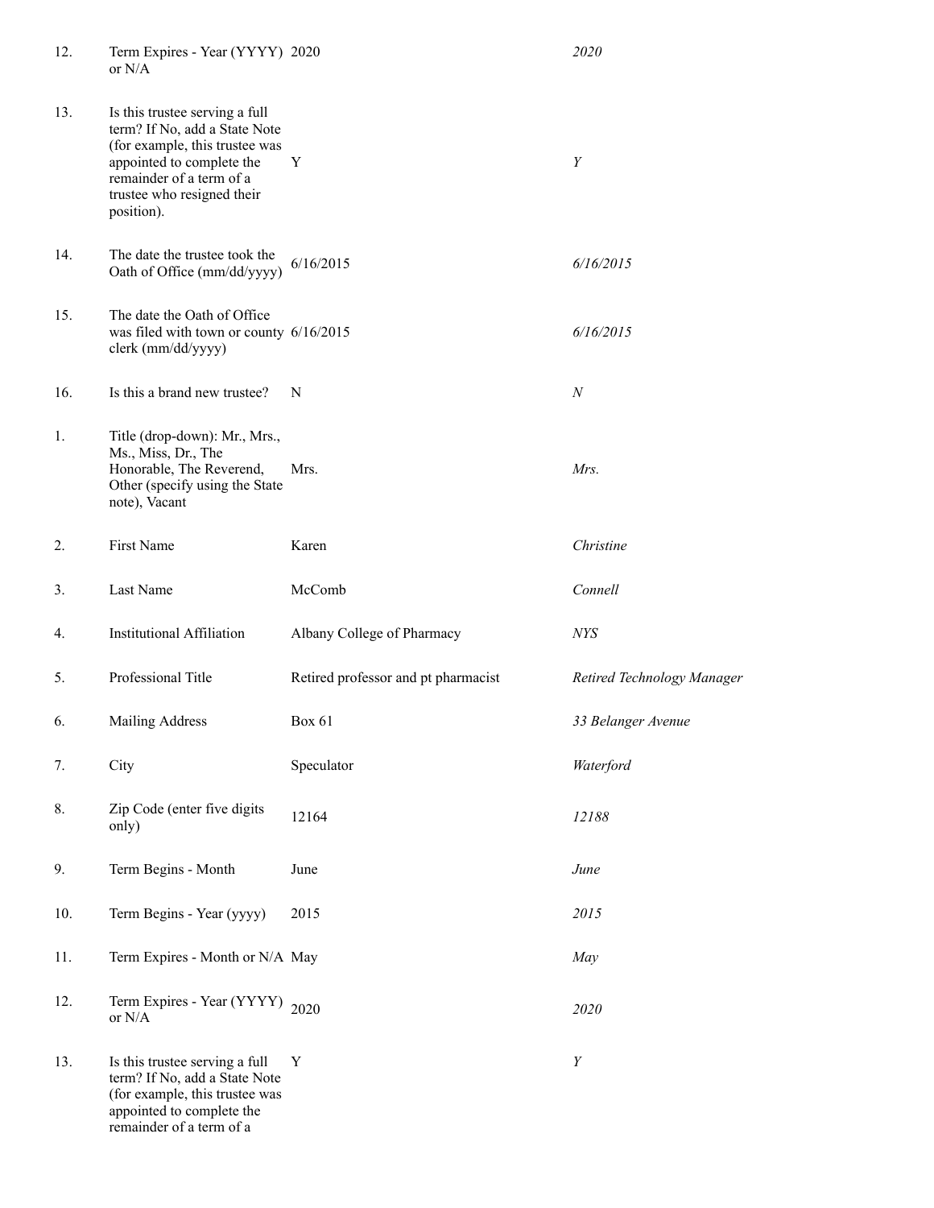| | | | |
|---|---|---|---|
| 12. | Term Expires - Year (YYYY) or N/A | 2020 | *2020* |
| 13. | Is this trustee serving a full term? If No, add a State Note (for example, this trustee was appointed to complete the remainder of a term of a trustee who resigned their position). | Y | *Y* |
| 14. | The date the trustee took the Oath of Office (mm/dd/yyyy) | 6/16/2015 | *6/16/2015* |
| 15. | The date the Oath of Office was filed with town or county clerk (mm/dd/yyyy) | 6/16/2015 | *6/16/2015* |
| 16. | Is this a brand new trustee? | N | *N* |
| 1. | Title (drop-down): Mr., Mrs., Ms., Miss, Dr., The Honorable, The Reverend, Other (specify using the State note), Vacant | Mrs. | *Mrs.* |
| 2. | First Name | Karen | *Christine* |
| 3. | Last Name | McComb | *Connell* |
| 4. | Institutional Affiliation | Albany College of Pharmacy | *NYS* |
| 5. | Professional Title | Retired professor and pt pharmacist | *Retired Technology Manager* |
| 6. | Mailing Address | Box 61 | *33 Belanger Avenue* |
| 7. | City | Speculator | *Waterford* |
| 8. | Zip Code (enter five digits only) | 12164 | *12188* |
| 9. | Term Begins - Month | June | *June* |
| 10. | Term Begins - Year (yyyy) | 2015 | *2015* |
| 11. | Term Expires - Month or N/A | May | *May* |
| 12. | Term Expires - Year (YYYY) or N/A | 2020 | *2020* |
| 13. | Is this trustee serving a full term? If No, add a State Note (for example, this trustee was appointed to complete the remainder of a term of a | Y | *Y* |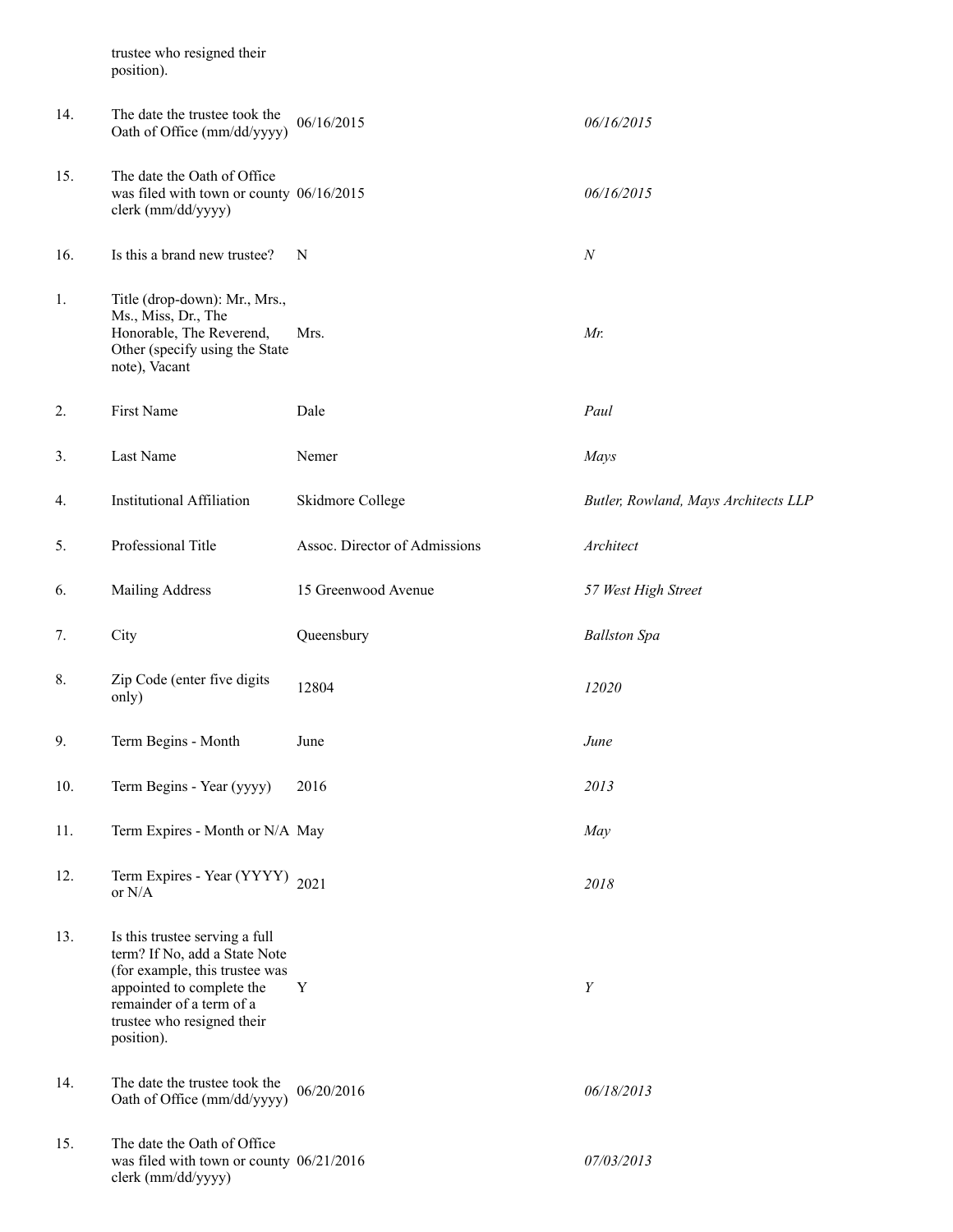|  |  |  |  |
|---|---|---|---|
|  | trustee who resigned their position). |  |  |
| 14. | The date the trustee took the Oath of Office (mm/dd/yyyy) | 06/16/2015 | *06/16/2015* |
| 15. | The date the Oath of Office was filed with town or county clerk (mm/dd/yyyy) | 06/16/2015 | *06/16/2015* |
| 16. | Is this a brand new trustee? | N | *N* |
| 1. | Title (drop-down): Mr., Mrs., Ms., Miss, Dr., The Honorable, The Reverend, Other (specify using the State note), Vacant | Mrs. | *Mr.* |
| 2. | First Name | Dale | *Paul* |
| 3. | Last Name | Nemer | *Mays* |
| 4. | Institutional Affiliation | Skidmore College | *Butler, Rowland, Mays Architects LLP* |
| 5. | Professional Title | Assoc. Director of Admissions | *Architect* |
| 6. | Mailing Address | 15 Greenwood Avenue | *57 West High Street* |
| 7. | City | Queensbury | *Ballston Spa* |
| 8. | Zip Code (enter five digits only) | 12804 | *12020* |
| 9. | Term Begins - Month | June | *June* |
| 10. | Term Begins - Year (yyyy) | 2016 | *2013* |
| 11. | Term Expires - Month or N/A | May | *May* |
| 12. | Term Expires - Year (YYYY) or N/A | 2021 | *2018* |
| 13. | Is this trustee serving a full term? If No, add a State Note (for example, this trustee was appointed to complete the remainder of a term of a trustee who resigned their position). | Y | *Y* |
| 14. | The date the trustee took the Oath of Office (mm/dd/yyyy) | 06/20/2016 | *06/18/2013* |
| 15. | The date the Oath of Office was filed with town or county clerk (mm/dd/yyyy) | 06/21/2016 | *07/03/2013* |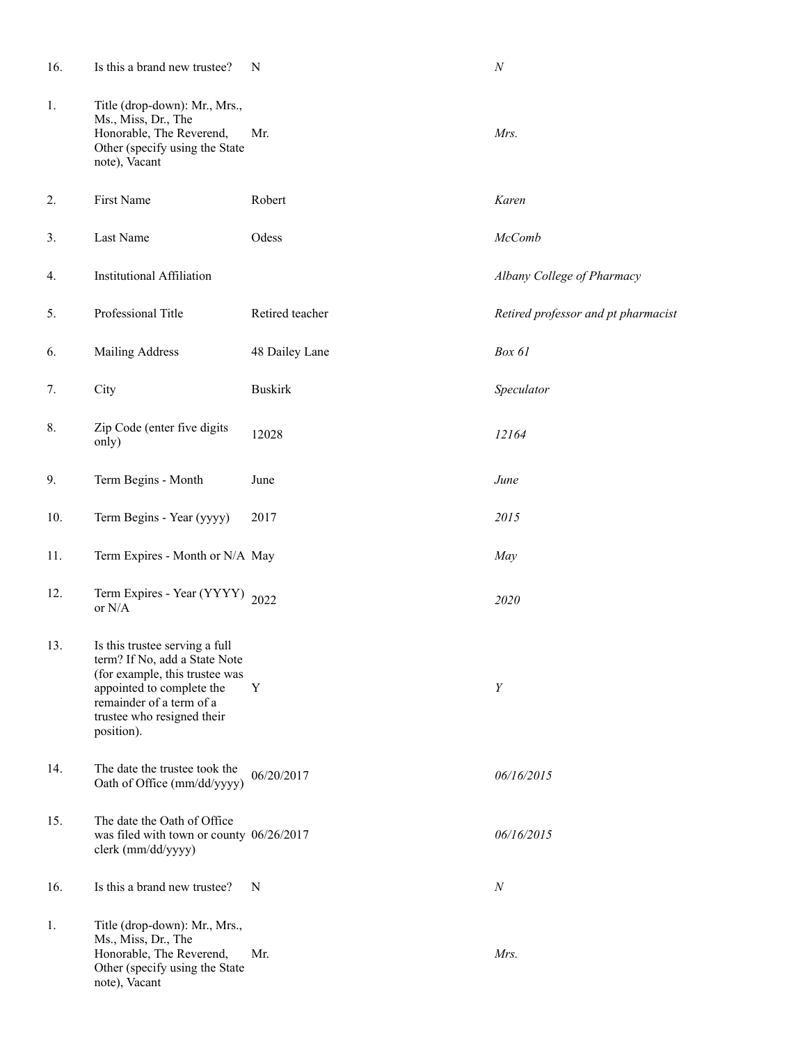| | | | |
|---|---|---|---|
| 16. | Is this a brand new trustee? | N | *N* |
| 1. | Title (drop-down): Mr., Mrs., Ms., Miss, Dr., The Honorable, The Reverend, Other (specify using the State note), Vacant | Mr. | *Mrs.* |
| 2. | First Name | Robert | *Karen* |
| 3. | Last Name | Odess | *McComb* |
| 4. | Institutional Affiliation | | *Albany College of Pharmacy* |
| 5. | Professional Title | Retired teacher | *Retired professor and pt pharmacist* |
| 6. | Mailing Address | 48 Dailey Lane | *Box 61* |
| 7. | City | Buskirk | *Speculator* |
| 8. | Zip Code (enter five digits only) | 12028 | *12164* |
| 9. | Term Begins - Month | June | *June* |
| 10. | Term Begins - Year (yyyy) | 2017 | *2015* |
| 11. | Term Expires - Month or N/A | May | *May* |
| 12. | Term Expires - Year (YYYY) or N/A | 2022 | *2020* |
| 13. | Is this trustee serving a full term? If No, add a State Note (for example, this trustee was appointed to complete the remainder of a term of a trustee who resigned their position). | Y | *Y* |
| 14. | The date the trustee took the Oath of Office (mm/dd/yyyy) | 06/20/2017 | *06/16/2015* |
| 15. | The date the Oath of Office was filed with town or county clerk (mm/dd/yyyy) | 06/26/2017 | *06/16/2015* |
| 16. | Is this a brand new trustee? | N | *N* |
| 1. | Title (drop-down): Mr., Mrs., Ms., Miss, Dr., The Honorable, The Reverend, Other (specify using the State note), Vacant | Mr. | *Mrs.* |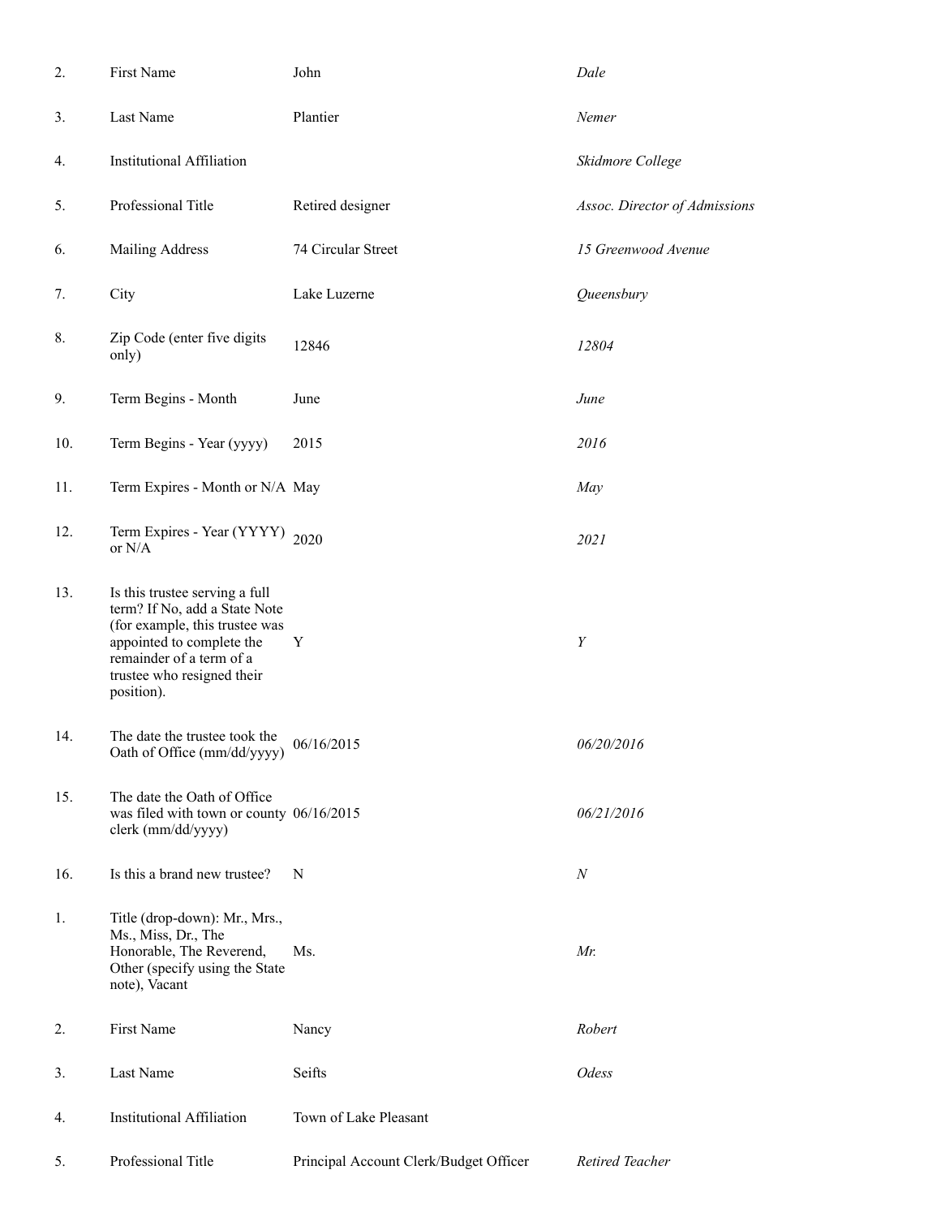| | | | |
|---|---|---|---|
| 2. | First Name | John | *Dale* |
| 3. | Last Name | Plantier | *Nemer* |
| 4. | Institutional Affiliation | | *Skidmore College* |
| 5. | Professional Title | Retired designer | *Assoc. Director of Admissions* |
| 6. | Mailing Address | 74 Circular Street | *15 Greenwood Avenue* |
| 7. | City | Lake Luzerne | *Queensbury* |
| 8. | Zip Code (enter five digits only) | 12846 | *12804* |
| 9. | Term Begins - Month | June | *June* |
| 10. | Term Begins - Year (yyyy) | 2015 | *2016* |
| 11. | Term Expires - Month or N/A | May | *May* |
| 12. | Term Expires - Year (YYYY) or N/A | 2020 | *2021* |
| 13. | Is this trustee serving a full term? If No, add a State Note (for example, this trustee was appointed to complete the remainder of a term of a trustee who resigned their position). | Y | *Y* |
| 14. | The date the trustee took the Oath of Office (mm/dd/yyyy) | 06/16/2015 | *06/20/2016* |
| 15. | The date the Oath of Office was filed with town or county clerk (mm/dd/yyyy) | 06/16/2015 | *06/21/2016* |
| 16. | Is this a brand new trustee? | N | *N* |
| 1. | Title (drop-down): Mr., Mrs., Ms., Miss, Dr., The Honorable, The Reverend, Other (specify using the State note), Vacant | Ms. | *Mr.* |
| 2. | First Name | Nancy | *Robert* |
| 3. | Last Name | Seifts | *Odess* |
| 4. | Institutional Affiliation | Town of Lake Pleasant | |
| 5. | Professional Title | Principal Account Clerk/Budget Officer | *Retired Teacher* |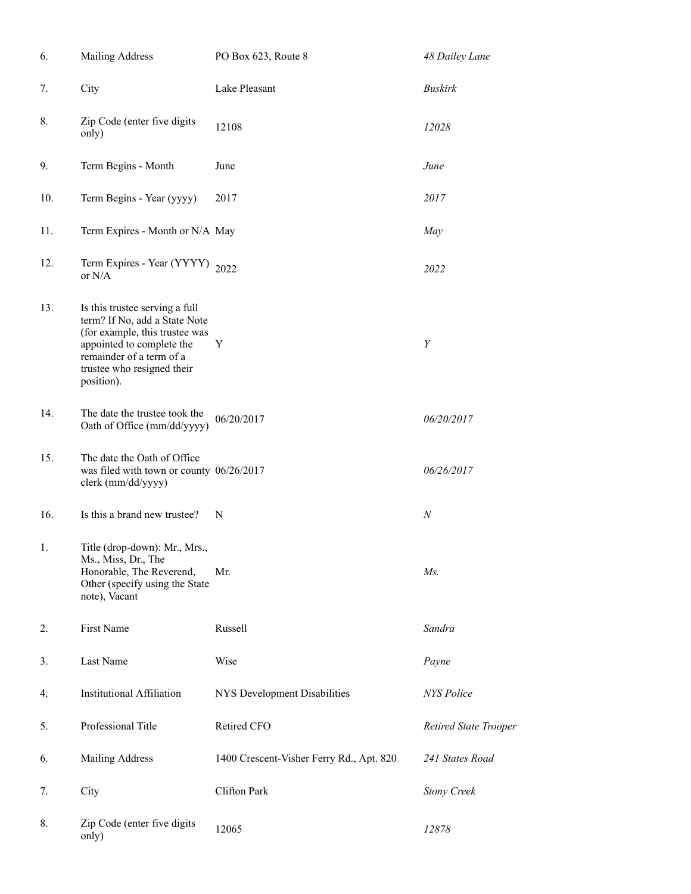| | | | |
|---|---|---|---|
| 6. | Mailing Address | PO Box 623, Route 8 | *48 Dailey Lane* |
| 7. | City | Lake Pleasant | *Buskirk* |
| 8. | Zip Code (enter five digits only) | 12108 | *12028* |
| 9. | Term Begins - Month | June | *June* |
| 10. | Term Begins - Year (yyyy) | 2017 | *2017* |
| 11. | Term Expires - Month or N/A | May | *May* |
| 12. | Term Expires - Year (YYYY) or N/A | 2022 | *2022* |
| 13. | Is this trustee serving a full term? If No, add a State Note (for example, this trustee was appointed to complete the remainder of a term of a trustee who resigned their position). | Y | *Y* |
| 14. | The date the trustee took the Oath of Office (mm/dd/yyyy) | 06/20/2017 | *06/20/2017* |
| 15. | The date the Oath of Office was filed with town or county clerk (mm/dd/yyyy) | 06/26/2017 | *06/26/2017* |
| 16. | Is this a brand new trustee? | N | *N* |
| 1. | Title (drop-down): Mr., Mrs., Ms., Miss, Dr., The Honorable, The Reverend, Other (specify using the State note), Vacant | Mr. | *Ms.* |
| 2. | First Name | Russell | *Sandra* |
| 3. | Last Name | Wise | *Payne* |
| 4. | Institutional Affiliation | NYS Development Disabilities | *NYS Police* |
| 5. | Professional Title | Retired CFO | *Retired State Trooper* |
| 6. | Mailing Address | 1400 Crescent-Visher Ferry Rd., Apt. 820 | *241 States Road* |
| 7. | City | Clifton Park | *Stony Creek* |
| 8. | Zip Code (enter five digits only) | 12065 | *12878* |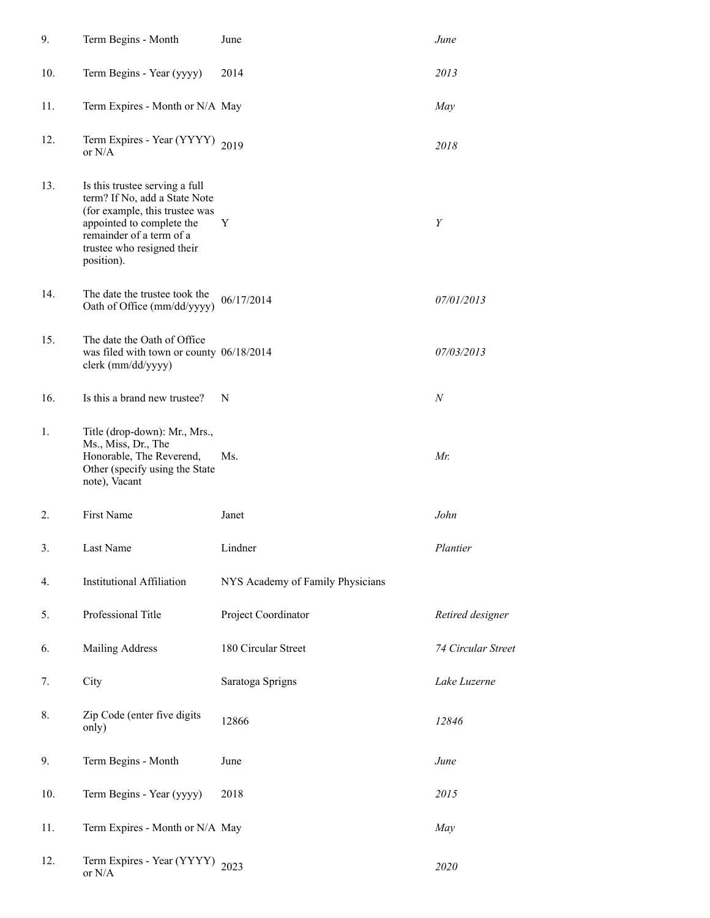| | | | |
|---|---|---|---|
| 9. | Term Begins - Month | June | *June* |
| 10. | Term Begins - Year (yyyy) | 2014 | *2013* |
| 11. | Term Expires - Month or N/A | May | *May* |
| 12. | Term Expires - Year (YYYY) or N/A | 2019 | *2018* |
| 13. | Is this trustee serving a full term? If No, add a State Note (for example, this trustee was appointed to complete the remainder of a term of a trustee who resigned their position). | Y | *Y* |
| 14. | The date the trustee took the Oath of Office (mm/dd/yyyy) | 06/17/2014 | *07/01/2013* |
| 15. | The date the Oath of Office was filed with town or county clerk (mm/dd/yyyy) | 06/18/2014 | *07/03/2013* |
| 16. | Is this a brand new trustee? | N | *N* |
| 1. | Title (drop-down): Mr., Mrs., Ms., Miss, Dr., The Honorable, The Reverend, Other (specify using the State note), Vacant | Ms. | *Mr.* |
| 2. | First Name | Janet | *John* |
| 3. | Last Name | Lindner | *Plantier* |
| 4. | Institutional Affiliation | NYS Academy of Family Physicians | |
| 5. | Professional Title | Project Coordinator | *Retired designer* |
| 6. | Mailing Address | 180 Circular Street | *74 Circular Street* |
| 7. | City | Saratoga Sprigns | *Lake Luzerne* |
| 8. | Zip Code (enter five digits only) | 12866 | *12846* |
| 9. | Term Begins - Month | June | *June* |
| 10. | Term Begins - Year (yyyy) | 2018 | *2015* |
| 11. | Term Expires - Month or N/A | May | *May* |
| 12. | Term Expires - Year (YYYY) or N/A | 2023 | *2020* |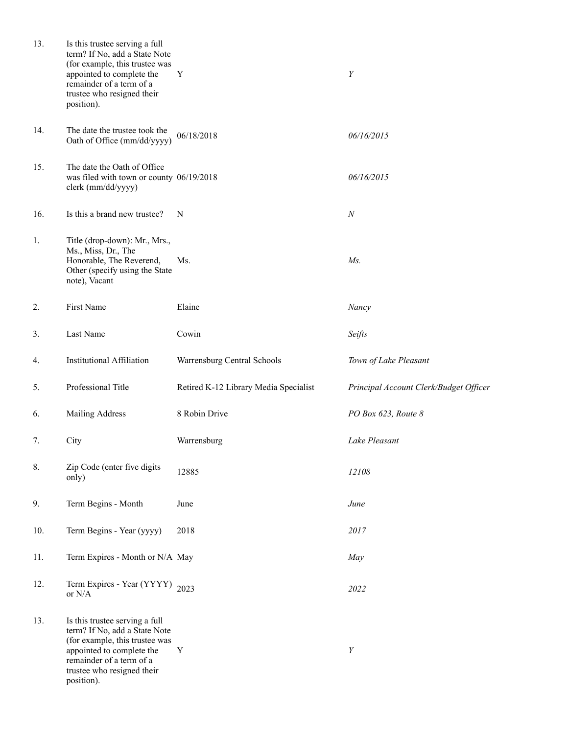| | | | |
|---|---|---|---|
| 13. | Is this trustee serving a full term? If No, add a State Note (for example, this trustee was appointed to complete the remainder of a term of a trustee who resigned their position). | Y | *Y* |
| 14. | The date the trustee took the Oath of Office (mm/dd/yyyy) | 06/18/2018 | *06/16/2015* |
| 15. | The date the Oath of Office was filed with town or county clerk (mm/dd/yyyy) | 06/19/2018 | *06/16/2015* |
| 16. | Is this a brand new trustee? | N | *N* |
| 1. | Title (drop-down): Mr., Mrs., Ms., Miss, Dr., The Honorable, The Reverend, Other (specify using the State note), Vacant | Ms. | *Ms.* |
| 2. | First Name | Elaine | *Nancy* |
| 3. | Last Name | Cowin | *Seifts* |
| 4. | Institutional Affiliation | Warrensburg Central Schools | *Town of Lake Pleasant* |
| 5. | Professional Title | Retired K-12 Library Media Specialist | *Principal Account Clerk/Budget Officer* |
| 6. | Mailing Address | 8 Robin Drive | *PO Box 623, Route 8* |
| 7. | City | Warrensburg | *Lake Pleasant* |
| 8. | Zip Code (enter five digits only) | 12885 | *12108* |
| 9. | Term Begins - Month | June | *June* |
| 10. | Term Begins - Year (yyyy) | 2018 | *2017* |
| 11. | Term Expires - Month or N/A | May | *May* |
| 12. | Term Expires - Year (YYYY) or N/A | 2023 | *2022* |
| 13. | Is this trustee serving a full term? If No, add a State Note (for example, this trustee was appointed to complete the remainder of a term of a trustee who resigned their position). | Y | *Y* |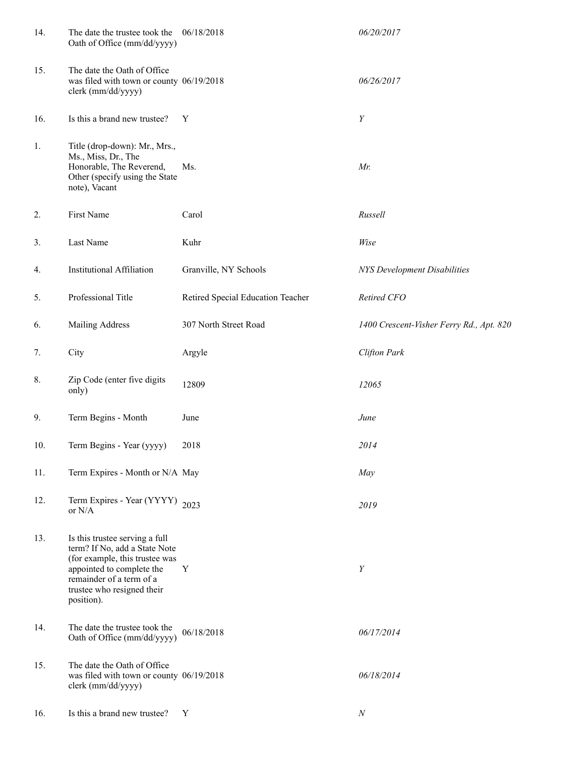| | | | |
|---|---|---|---|
| 14. | The date the trustee took the Oath of Office (mm/dd/yyyy) | 06/18/2018 | *06/20/2017* |
| 15. | The date the Oath of Office was filed with town or county clerk (mm/dd/yyyy) | 06/19/2018 | *06/26/2017* |
| 16. | Is this a brand new trustee? | Y | *Y* |
| 1. | Title (drop-down): Mr., Mrs., Ms., Miss, Dr., The Honorable, The Reverend, Other (specify using the State note), Vacant | Ms. | *Mr.* |
| 2. | First Name | Carol | *Russell* |
| 3. | Last Name | Kuhr | *Wise* |
| 4. | Institutional Affiliation | Granville, NY Schools | *NYS Development Disabilities* |
| 5. | Professional Title | Retired Special Education Teacher | *Retired CFO* |
| 6. | Mailing Address | 307 North Street Road | *1400 Crescent-Visher Ferry Rd., Apt. 820* |
| 7. | City | Argyle | *Clifton Park* |
| 8. | Zip Code (enter five digits only) | 12809 | *12065* |
| 9. | Term Begins - Month | June | *June* |
| 10. | Term Begins - Year (yyyy) | 2018 | *2014* |
| 11. | Term Expires - Month or N/A | May | *May* |
| 12. | Term Expires - Year (YYYY) or N/A | 2023 | *2019* |
| 13. | Is this trustee serving a full term? If No, add a State Note (for example, this trustee was appointed to complete the remainder of a term of a trustee who resigned their position). | Y | *Y* |
| 14. | The date the trustee took the Oath of Office (mm/dd/yyyy) | 06/18/2018 | *06/17/2014* |
| 15. | The date the Oath of Office was filed with town or county clerk (mm/dd/yyyy) | 06/19/2018 | *06/18/2014* |
| 16. | Is this a brand new trustee? | Y | *N* |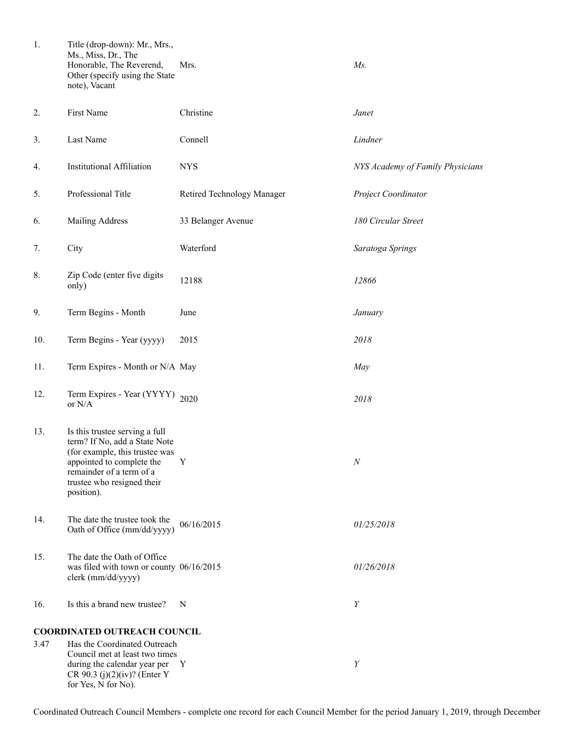| | | | |
|---|---|---|---|
| 1. | Title (drop-down): Mr., Mrs., Ms., Miss, Dr., The Honorable, The Reverend, Other (specify using the State note), Vacant | Mrs. | *Ms.* |
| 2. | First Name | Christine | *Janet* |
| 3. | Last Name | Connell | *Lindner* |
| 4. | Institutional Affiliation | NYS | *NYS Academy of Family Physicians* |
| 5. | Professional Title | Retired Technology Manager | *Project Coordinator* |
| 6. | Mailing Address | 33 Belanger Avenue | *180 Circular Street* |
| 7. | City | Waterford | *Saratoga Springs* |
| 8. | Zip Code (enter five digits only) | 12188 | *12866* |
| 9. | Term Begins - Month | June | *January* |
| 10. | Term Begins - Year (yyyy) | 2015 | *2018* |
| 11. | Term Expires - Month or N/A | May | *May* |
| 12. | Term Expires - Year (YYYY) or N/A | 2020 | *2018* |
| 13. | Is this trustee serving a full term? If No, add a State Note (for example, this trustee was appointed to complete the remainder of a term of a trustee who resigned their position). | Y | *N* |
| 14. | The date the trustee took the Oath of Office (mm/dd/yyyy) | 06/16/2015 | *01/25/2018* |
| 15. | The date the Oath of Office was filed with town or county clerk (mm/dd/yyyy) | 06/16/2015 | *01/26/2018* |
| 16. | Is this a brand new trustee? | N | *Y* |

**COORDINATED OUTREACH COUNCIL**

| | | | |
|---|---|---|---|
| 3.47 | Has the Coordinated Outreach Council met at least two times during the calendar year per CR 90.3 (j)(2)(iv)? (Enter Y for Yes, N for No). | Y | *Y* |

Coordinated Outreach Council Members - complete one record for each Council Member for the period January 1, 2019, through December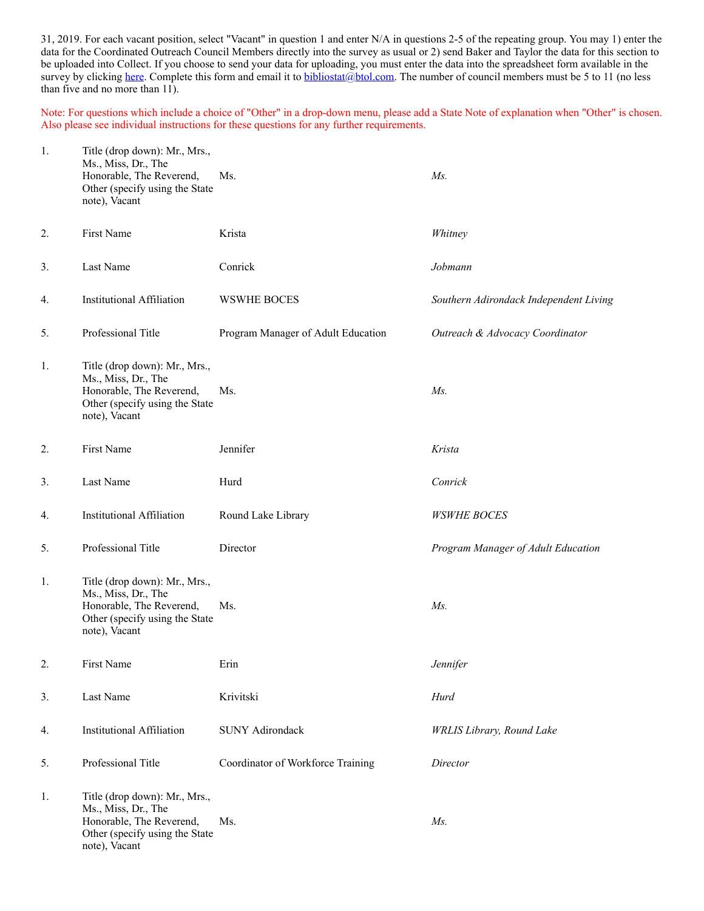31, 2019. For each vacant position, select "Vacant" in question 1 and enter N/A in questions 2-5 of the repeating group. You may 1) enter the data for the Coordinated Outreach Council Members directly into the survey as usual or 2) send Baker and Taylor the data for this section to be uploaded into Collect. If you choose to send your data for uploading, you must enter the data into the spreadsheet form available in the survey by clicking [here](). Complete this form and email it to [bibliostat@btol.com](mailto:bibliostat@btol.com). The number of council members must be 5 to 11 (no less than five and no more than 11).

Note: For questions which include a choice of "Other" in a drop-down menu, please add a State Note of explanation when "Other" is chosen. Also please see individual instructions for these questions for any further requirements.

| | | | |
|---|---|---|---|
| 1. | Title (drop down): Mr., Mrs., Ms., Miss, Dr., The Honorable, The Reverend, Other (specify using the State note), Vacant | Ms. | *Ms.* |
| 2. | First Name | Krista | *Whitney* |
| 3. | Last Name | Conrick | *Jobmann* |
| 4. | Institutional Affiliation | WSWHE BOCES | *Southern Adirondack Independent Living* |
| 5. | Professional Title | Program Manager of Adult Education | *Outreach & Advocacy Coordinator* |
| 1. | Title (drop down): Mr., Mrs., Ms., Miss, Dr., The Honorable, The Reverend, Other (specify using the State note), Vacant | Ms. | *Ms.* |
| 2. | First Name | Jennifer | *Krista* |
| 3. | Last Name | Hurd | *Conrick* |
| 4. | Institutional Affiliation | Round Lake Library | *WSWHE BOCES* |
| 5. | Professional Title | Director | *Program Manager of Adult Education* |
| 1. | Title (drop down): Mr., Mrs., Ms., Miss, Dr., The Honorable, The Reverend, Other (specify using the State note), Vacant | Ms. | *Ms.* |
| 2. | First Name | Erin | *Jennifer* |
| 3. | Last Name | Krivitski | *Hurd* |
| 4. | Institutional Affiliation | SUNY Adirondack | *WRLIS Library, Round Lake* |
| 5. | Professional Title | Coordinator of Workforce Training | *Director* |
| 1. | Title (drop down): Mr., Mrs., Ms., Miss, Dr., The Honorable, The Reverend, Other (specify using the State note), Vacant | Ms. | *Ms.* |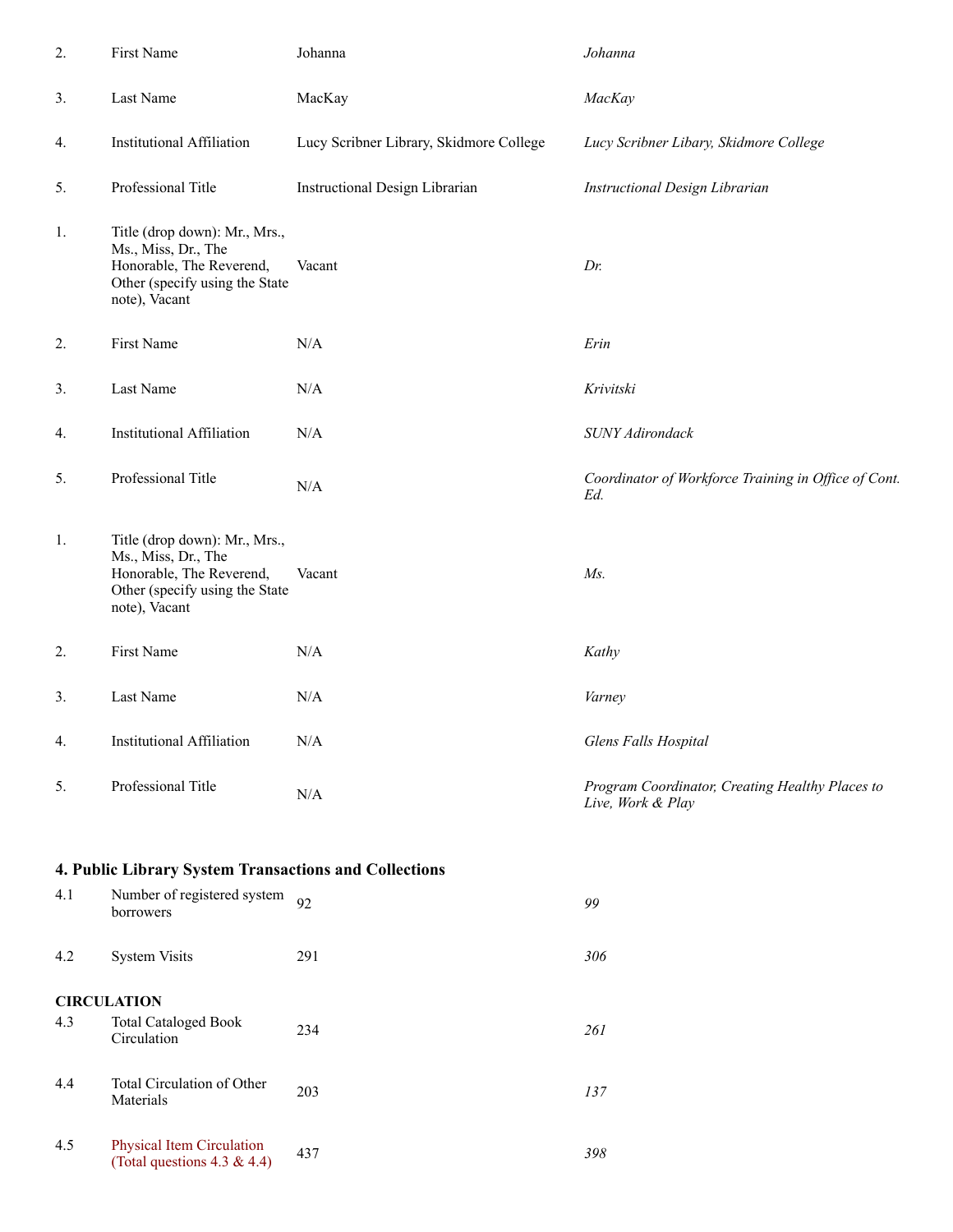| | | | |
|---|---|---|---|
| 2. | First Name | Johanna | *Johanna* |
| 3. | Last Name | MacKay | *MacKay* |
| 4. | Institutional Affiliation | Lucy Scribner Library, Skidmore College | *Lucy Scribner Libary, Skidmore College* |
| 5. | Professional Title | Instructional Design Librarian | *Instructional Design Librarian* |
| 1. | Title (drop down): Mr., Mrs., Ms., Miss, Dr., The Honorable, The Reverend, Other (specify using the State note), Vacant | Vacant | *Dr.* |
| 2. | First Name | N/A | *Erin* |
| 3. | Last Name | N/A | *Krivitski* |
| 4. | Institutional Affiliation | N/A | *SUNY Adirondack* |
| 5. | Professional Title | N/A | *Coordinator of Workforce Training in Office of Cont. Ed.* |
| 1. | Title (drop down): Mr., Mrs., Ms., Miss, Dr., The Honorable, The Reverend, Other (specify using the State note), Vacant | Vacant | *Ms.* |
| 2. | First Name | N/A | *Kathy* |
| 3. | Last Name | N/A | *Varney* |
| 4. | Institutional Affiliation | N/A | *Glens Falls Hospital* |
| 5. | Professional Title | N/A | *Program Coordinator, Creating Healthy Places to Live, Work & Play* |

### 4. Public Library System Transactions and Collections

| | | | |
|---|---|---|---|
| 4.1 | Number of registered system borrowers | 92 | *99* |
| 4.2 | System Visits | 291 | *306* |

**CIRCULATION**

| | | | |
|---|---|---|---|
| 4.3 | Total Cataloged Book Circulation | 234 | *261* |
| 4.4 | Total Circulation of Other Materials | 203 | *137* |
| 4.5 | Physical Item Circulation (Total questions 4.3 & 4.4) | 437 | *398* |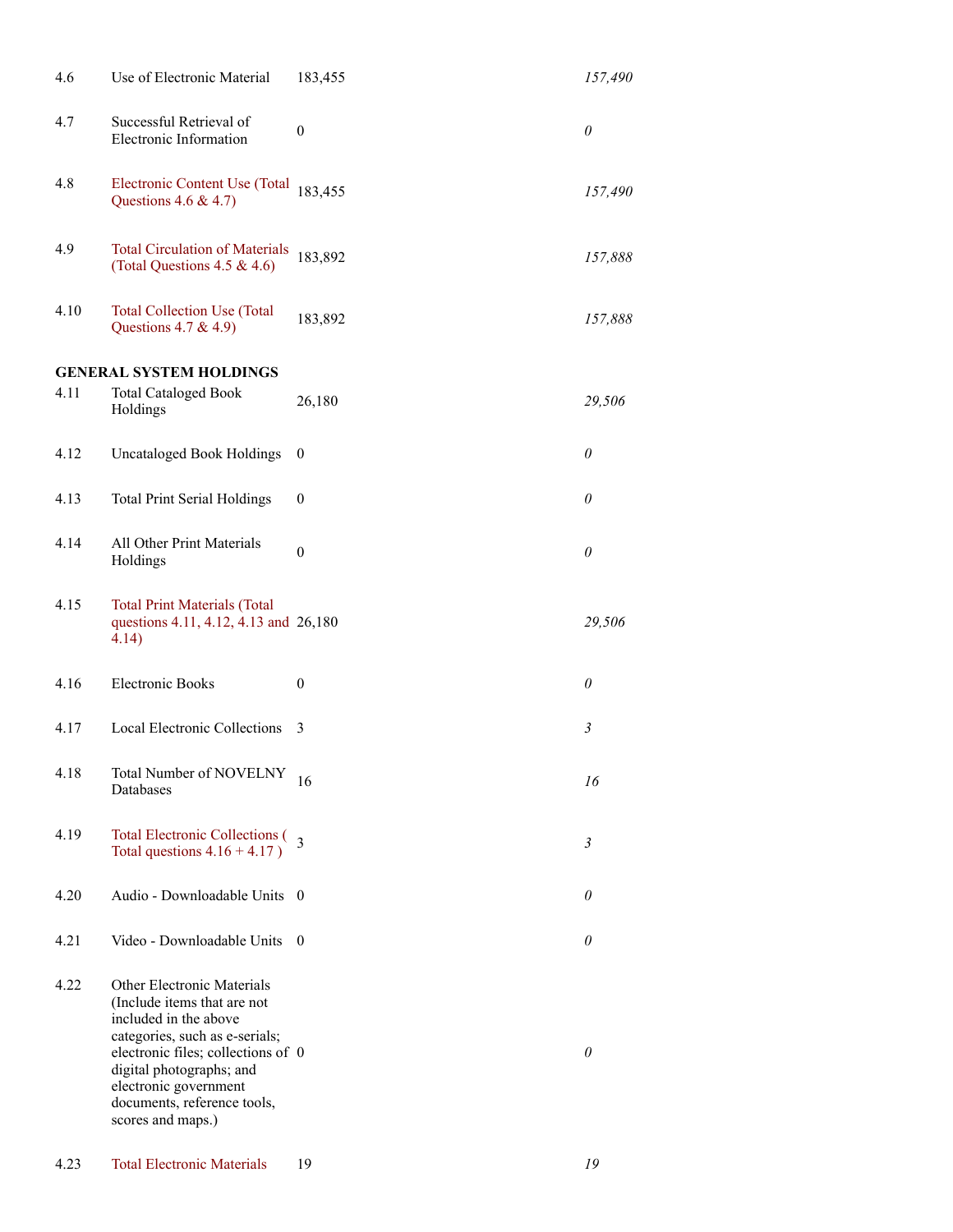| | | | |
|---|---|---|---|
| 4.6 | Use of Electronic Material | 183,455 | *157,490* |
| 4.7 | Successful Retrieval of Electronic Information | 0 | *0* |
| 4.8 | Electronic Content Use (Total Questions 4.6 & 4.7) | 183,455 | *157,490* |
| 4.9 | Total Circulation of Materials (Total Questions 4.5 & 4.6) | 183,892 | *157,888* |
| 4.10 | Total Collection Use (Total Questions 4.7 & 4.9) | 183,892 | *157,888* |
| **GENERAL SYSTEM HOLDINGS** | | | |
| 4.11 | Total Cataloged Book Holdings | 26,180 | *29,506* |
| 4.12 | Uncataloged Book Holdings | 0 | *0* |
| 4.13 | Total Print Serial Holdings | 0 | *0* |
| 4.14 | All Other Print Materials Holdings | 0 | *0* |
| 4.15 | Total Print Materials (Total questions 4.11, 4.12, 4.13 and 4.14) | 26,180 | *29,506* |
| 4.16 | Electronic Books | 0 | *0* |
| 4.17 | Local Electronic Collections | 3 | *3* |
| 4.18 | Total Number of NOVELNY Databases | 16 | *16* |
| 4.19 | Total Electronic Collections ( Total questions 4.16 + 4.17 ) | 3 | *3* |
| 4.20 | Audio - Downloadable Units | 0 | *0* |
| 4.21 | Video - Downloadable Units | 0 | *0* |
| 4.22 | Other Electronic Materials (Include items that are not included in the above categories, such as e-serials; electronic files; collections of digital photographs; and electronic government documents, reference tools, scores and maps.) | 0 | *0* |
| 4.23 | Total Electronic Materials | 19 | *19* |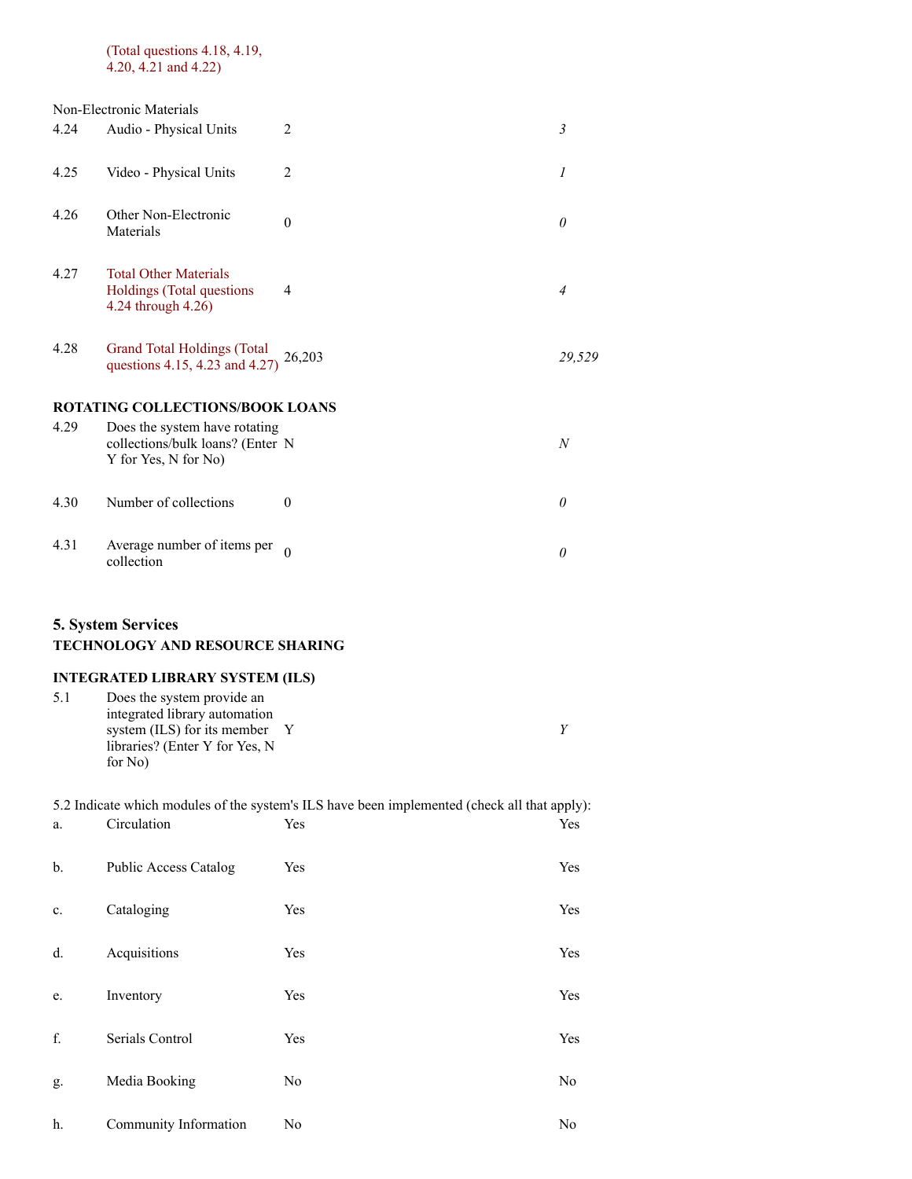| | (Total questions 4.18, 4.19, 4.20, 4.21 and 4.22) | | |
|---|---|---|---|

Non-Electronic Materials

| | | | |
|---|---|---|---|
| 4.24 | Audio - Physical Units | 2 | *3* |
| 4.25 | Video - Physical Units | 2 | *1* |
| 4.26 | Other Non-Electronic Materials | 0 | *0* |
| 4.27 | Total Other Materials Holdings (Total questions 4.24 through 4.26) | 4 | *4* |
| 4.28 | Grand Total Holdings (Total questions 4.15, 4.23 and 4.27) | 26,203 | *29,529* |

**ROTATING COLLECTIONS/BOOK LOANS**

| | | | |
|---|---|---|---|
| 4.29 | Does the system have rotating collections/bulk loans? (Enter Y for Yes, N for No) | N | *N* |
| 4.30 | Number of collections | 0 | *0* |
| 4.31 | Average number of items per collection | 0 | *0* |

## 5. System Services

**TECHNOLOGY AND RESOURCE SHARING**

**INTEGRATED LIBRARY SYSTEM (ILS)**

| | | | |
|---|---|---|---|
| 5.1 | Does the system provide an integrated library automation system (ILS) for its member libraries? (Enter Y for Yes, N for No) | Y | *Y* |

5.2 Indicate which modules of the system's ILS have been implemented (check all that apply):

| | | | |
|---|---|---|---|
| a. | Circulation | Yes | Yes |
| b. | Public Access Catalog | Yes | Yes |
| c. | Cataloging | Yes | Yes |
| d. | Acquisitions | Yes | Yes |
| e. | Inventory | Yes | Yes |
| f. | Serials Control | Yes | Yes |
| g. | Media Booking | No | No |
| h. | Community Information | No | No |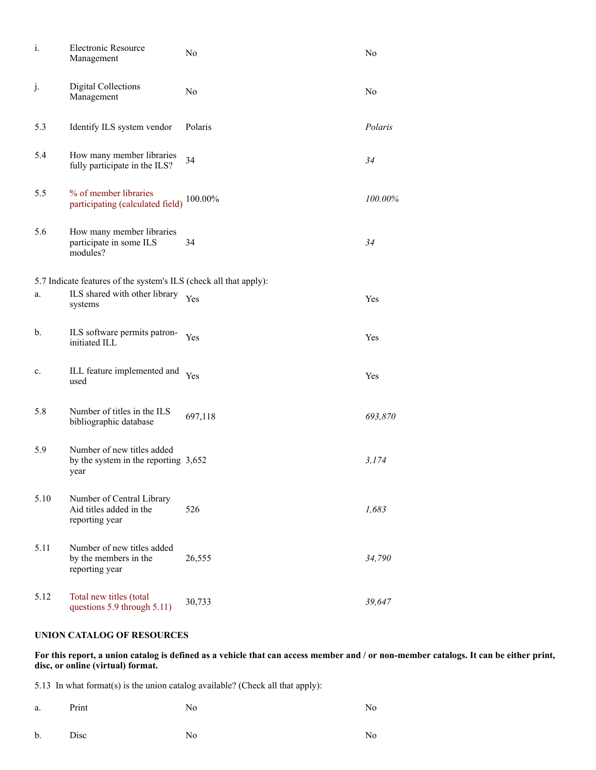| | | | |
|---|---|---|---|
| i. | Electronic Resource Management | No | No |
| j. | Digital Collections Management | No | No |
| 5.3 | Identify ILS system vendor | Polaris | *Polaris* |
| 5.4 | How many member libraries fully participate in the ILS? | 34 | *34* |
| 5.5 | % of member libraries participating (calculated field) | 100.00% | *100.00%* |
| 5.6 | How many member libraries participate in some ILS modules? | 34 | *34* |

5.7 Indicate features of the system's ILS (check all that apply):

| | | | |
|---|---|---|---|
| a. | ILS shared with other library systems | Yes | Yes |
| b. | ILS software permits patron-initiated ILL | Yes | Yes |
| c. | ILL feature implemented and used | Yes | Yes |
| 5.8 | Number of titles in the ILS bibliographic database | 697,118 | *693,870* |
| 5.9 | Number of new titles added by the system in the reporting year | 3,652 | *3,174* |
| 5.10 | Number of Central Library Aid titles added in the reporting year | 526 | *1,683* |
| 5.11 | Number of new titles added by the members in the reporting year | 26,555 | *34,790* |
| 5.12 | Total new titles (total questions 5.9 through 5.11) | 30,733 | *39,647* |

**UNION CATALOG OF RESOURCES**

**For this report, a union catalog is defined as a vehicle that can access member and / or non-member catalogs. It can be either print, disc, or online (virtual) format.**

5.13 In what format(s) is the union catalog available? (Check all that apply):

| | | | |
|---|---|---|---|
| a. | Print | No | No |
| b. | Disc | No | No |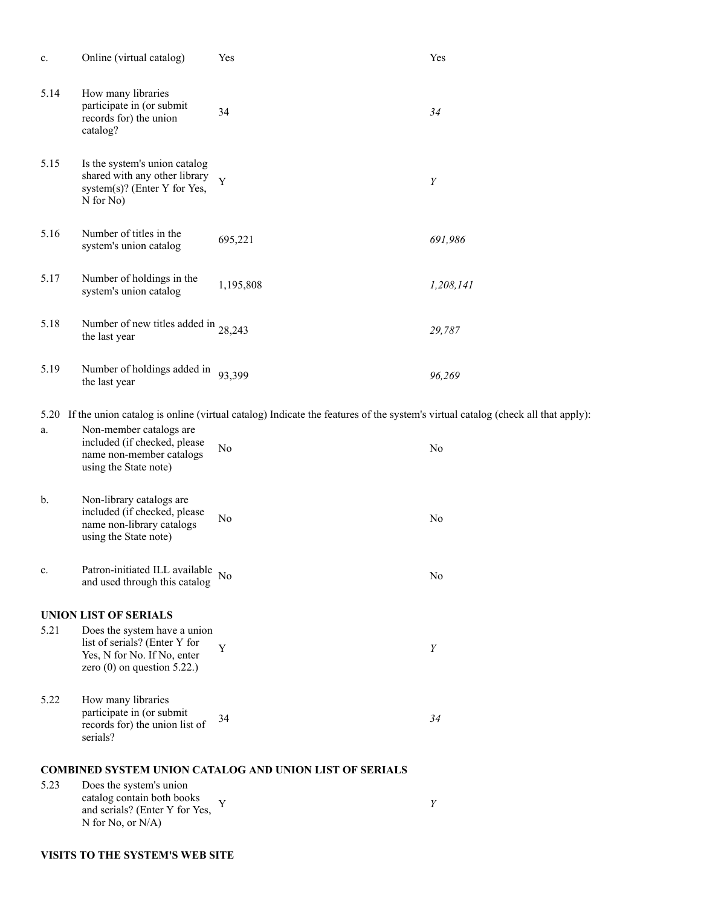| | | | |
|---|---|---|---|
| c. | Online (virtual catalog) | Yes | Yes |
| 5.14 | How many libraries participate in (or submit records for) the union catalog? | 34 | *34* |
| 5.15 | Is the system's union catalog shared with any other library system(s)? (Enter Y for Yes, N for No) | Y | *Y* |
| 5.16 | Number of titles in the system's union catalog | 695,221 | *691,986* |
| 5.17 | Number of holdings in the system's union catalog | 1,195,808 | *1,208,141* |
| 5.18 | Number of new titles added in the last year | 28,243 | *29,787* |
| 5.19 | Number of holdings added in the last year | 93,399 | *96,269* |

5.20 If the union catalog is online (virtual catalog) Indicate the features of the system's virtual catalog (check all that apply):

| | | | |
|---|---|---|---|
| a. | Non-member catalogs are included (if checked, please name non-member catalogs using the State note) | No | No |
| b. | Non-library catalogs are included (if checked, please name non-library catalogs using the State note) | No | No |
| c. | Patron-initiated ILL available and used through this catalog | No | No |

**UNION LIST OF SERIALS**

| | | | |
|---|---|---|---|
| 5.21 | Does the system have a union list of serials? (Enter Y for Yes, N for No. If No, enter zero (0) on question 5.22.) | Y | *Y* |
| 5.22 | How many libraries participate in (or submit records for) the union list of serials? | 34 | *34* |

**COMBINED SYSTEM UNION CATALOG AND UNION LIST OF SERIALS**

| | | | |
|---|---|---|---|
| 5.23 | Does the system's union catalog contain both books and serials? (Enter Y for Yes, N for No, or N/A) | Y | *Y* |

**VISITS TO THE SYSTEM'S WEB SITE**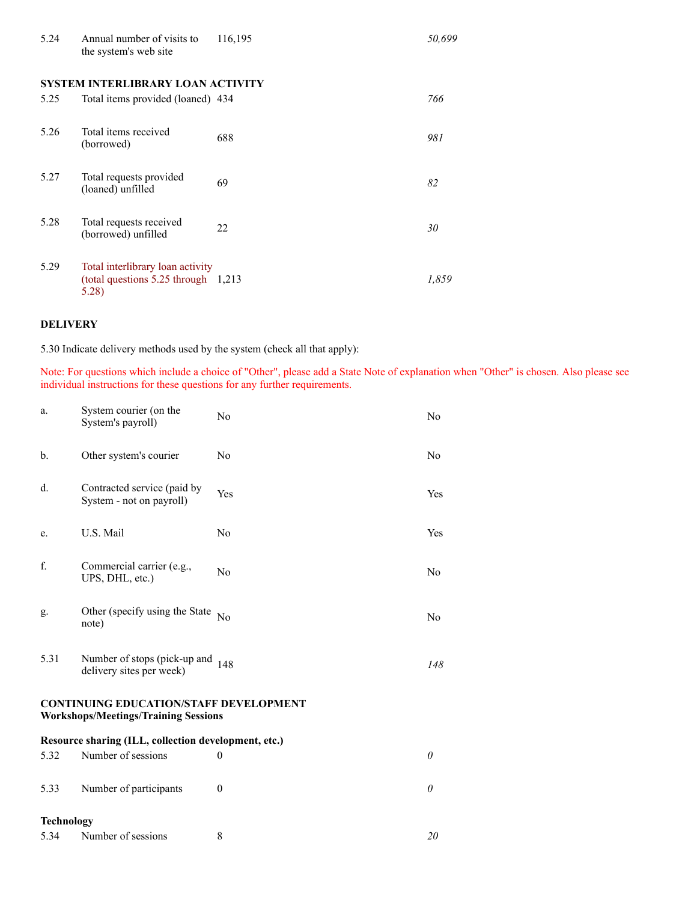| | | | |
|---|---|---|---|
| 5.24 | Annual number of visits to the system's web site | 116,195 | *50,699* |

**SYSTEM INTERLIBRARY LOAN ACTIVITY**

| | | | |
|---|---|---|---|
| 5.25 | Total items provided (loaned) | 434 | *766* |
| 5.26 | Total items received (borrowed) | 688 | *981* |
| 5.27 | Total requests provided (loaned) unfilled | 69 | *82* |
| 5.28 | Total requests received (borrowed) unfilled | 22 | *30* |
| 5.29 | Total interlibrary loan activity (total questions 5.25 through 5.28) | 1,213 | *1,859* |

**DELIVERY**

5.30 Indicate delivery methods used by the system (check all that apply):

Note: For questions which include a choice of "Other", please add a State Note of explanation when "Other" is chosen. Also please see individual instructions for these questions for any further requirements.

| | | | |
|---|---|---|---|
| a. | System courier (on the System's payroll) | No | No |
| b. | Other system's courier | No | No |
| d. | Contracted service (paid by System - not on payroll) | Yes | Yes |
| e. | U.S. Mail | No | Yes |
| f. | Commercial carrier (e.g., UPS, DHL, etc.) | No | No |
| g. | Other (specify using the State note) | No | No |
| 5.31 | Number of stops (pick-up and delivery sites per week) | 148 | *148* |

**CONTINUING EDUCATION/STAFF DEVELOPMENT**
**Workshops/Meetings/Training Sessions**

**Resource sharing (ILL, collection development, etc.)**

| | | | |
|---|---|---|---|
| 5.32 | Number of sessions | 0 | *0* |
| 5.33 | Number of participants | 0 | *0* |

**Technology**

| | | | |
|---|---|---|---|
| 5.34 | Number of sessions | 8 | *20* |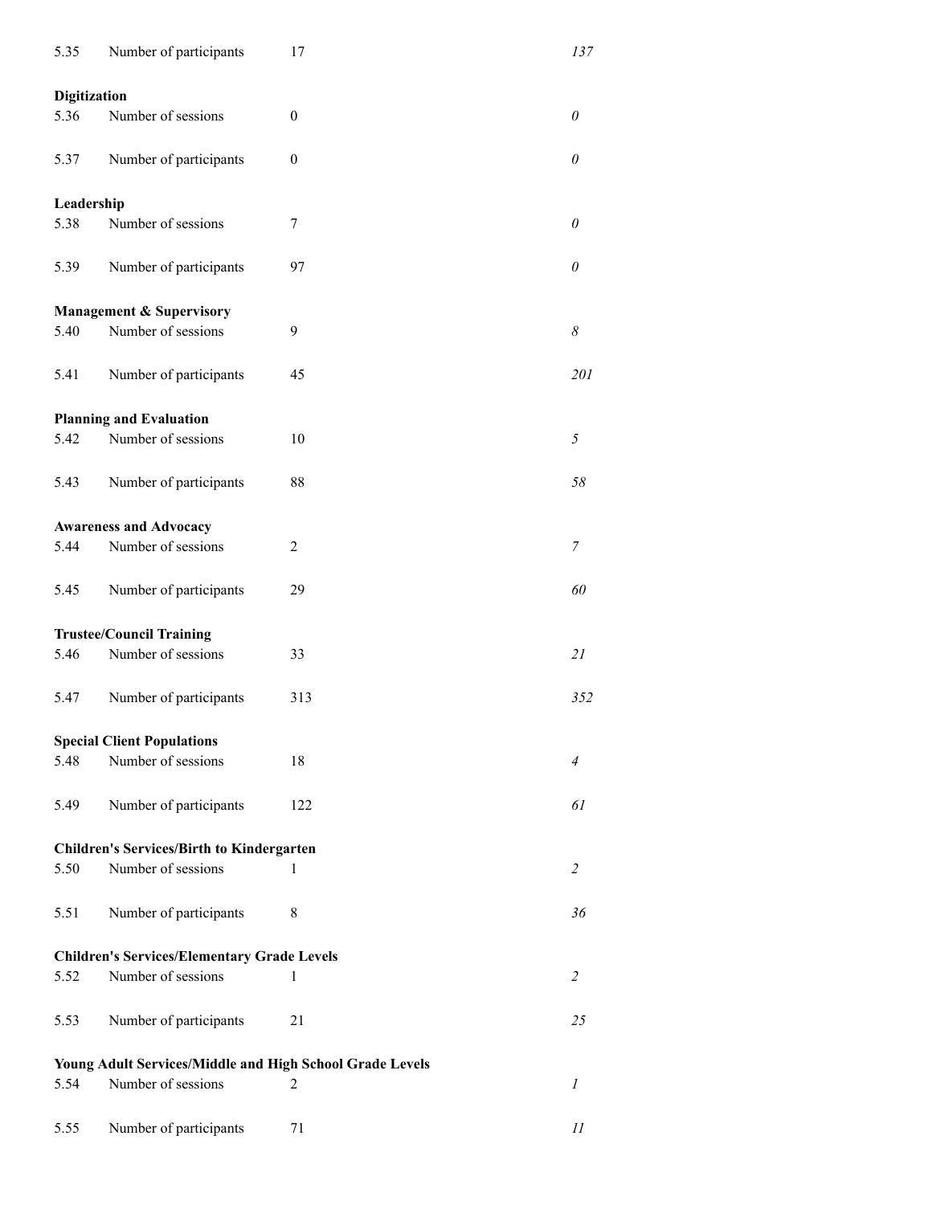| | | | |
|---|---|---|---|
| 5.35 | Number of participants | 17 | *137* |
| **Digitization** | | | |
| 5.36 | Number of sessions | 0 | *0* |
| 5.37 | Number of participants | 0 | *0* |
| **Leadership** | | | |
| 5.38 | Number of sessions | 7 | *0* |
| 5.39 | Number of participants | 97 | *0* |
| **Management & Supervisory** | | | |
| 5.40 | Number of sessions | 9 | *8* |
| 5.41 | Number of participants | 45 | *201* |
| **Planning and Evaluation** | | | |
| 5.42 | Number of sessions | 10 | *5* |
| 5.43 | Number of participants | 88 | *58* |
| **Awareness and Advocacy** | | | |
| 5.44 | Number of sessions | 2 | *7* |
| 5.45 | Number of participants | 29 | *60* |
| **Trustee/Council Training** | | | |
| 5.46 | Number of sessions | 33 | *21* |
| 5.47 | Number of participants | 313 | *352* |
| **Special Client Populations** | | | |
| 5.48 | Number of sessions | 18 | *4* |
| 5.49 | Number of participants | 122 | *61* |
| **Children's Services/Birth to Kindergarten** | | | |
| 5.50 | Number of sessions | 1 | *2* |
| 5.51 | Number of participants | 8 | *36* |
| **Children's Services/Elementary Grade Levels** | | | |
| 5.52 | Number of sessions | 1 | *2* |
| 5.53 | Number of participants | 21 | *25* |
| **Young Adult Services/Middle and High School Grade Levels** | | | |
| 5.54 | Number of sessions | 2 | *1* |
| 5.55 | Number of participants | 71 | *11* |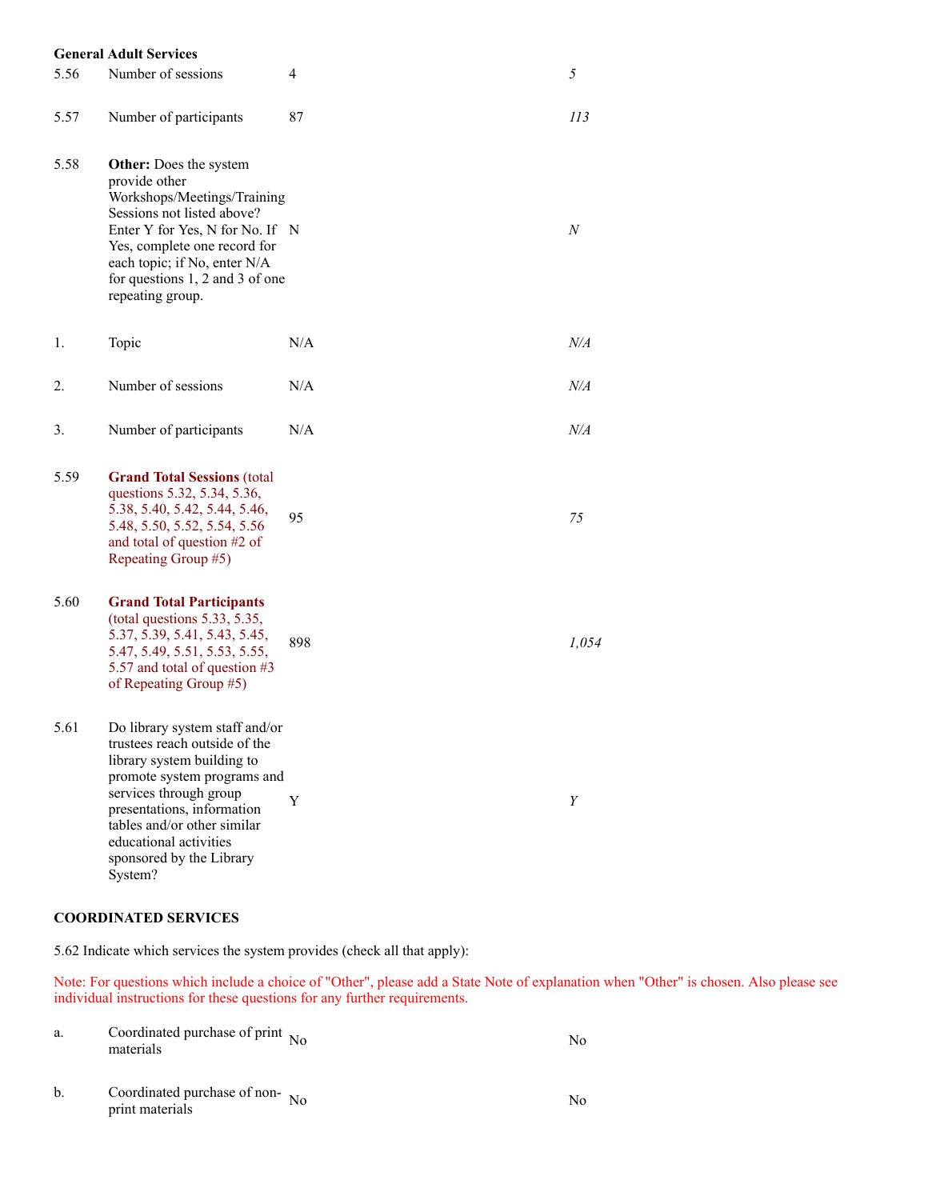**General Adult Services**

| | | | |
|---|---|---|---|
| 5.56 | Number of sessions | 4 | *5* |
| 5.57 | Number of participants | 87 | *113* |
| 5.58 | **Other:** Does the system provide other Workshops/Meetings/Training Sessions not listed above? Enter Y for Yes, N for No. If Yes, complete one record for each topic; if No, enter N/A for questions 1, 2 and 3 of one repeating group. | N | *N* |
| 1. | Topic | N/A | *N/A* |
| 2. | Number of sessions | N/A | *N/A* |
| 3. | Number of participants | N/A | *N/A* |
| 5.59 | **Grand Total Sessions** (total questions 5.32, 5.34, 5.36, 5.38, 5.40, 5.42, 5.44, 5.46, 5.48, 5.50, 5.52, 5.54, 5.56 and total of question #2 of Repeating Group #5) | 95 | *75* |
| 5.60 | **Grand Total Participants** (total questions 5.33, 5.35, 5.37, 5.39, 5.41, 5.43, 5.45, 5.47, 5.49, 5.51, 5.53, 5.55, 5.57 and total of question #3 of Repeating Group #5) | 898 | *1,054* |
| 5.61 | Do library system staff and/or trustees reach outside of the library system building to promote system programs and services through group presentations, information tables and/or other similar educational activities sponsored by the Library System? | Y | *Y* |

**COORDINATED SERVICES**

5.62 Indicate which services the system provides (check all that apply):

Note: For questions which include a choice of "Other", please add a State Note of explanation when "Other" is chosen. Also please see individual instructions for these questions for any further requirements.

| | | | |
|---|---|---|---|
| a. | Coordinated purchase of print materials | No | No |
| b. | Coordinated purchase of non-print materials | No | No |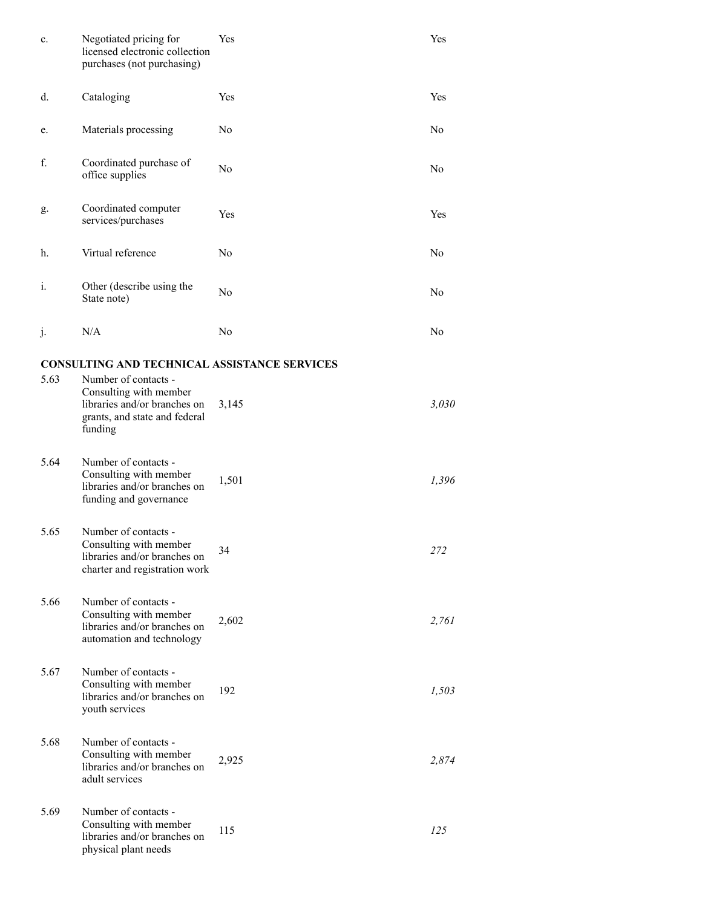| | | | |
|---|---|---|---|
| c. | Negotiated pricing for licensed electronic collection purchases (not purchasing) | Yes | Yes |
| d. | Cataloging | Yes | Yes |
| e. | Materials processing | No | No |
| f. | Coordinated purchase of office supplies | No | No |
| g. | Coordinated computer services/purchases | Yes | Yes |
| h. | Virtual reference | No | No |
| i. | Other (describe using the State note) | No | No |
| j. | N/A | No | No |

**CONSULTING AND TECHNICAL ASSISTANCE SERVICES**

| | | | |
|---|---|---|---|
| 5.63 | Number of contacts - Consulting with member libraries and/or branches on grants, and state and federal funding | 3,145 | *3,030* |
| 5.64 | Number of contacts - Consulting with member libraries and/or branches on funding and governance | 1,501 | *1,396* |
| 5.65 | Number of contacts - Consulting with member libraries and/or branches on charter and registration work | 34 | *272* |
| 5.66 | Number of contacts - Consulting with member libraries and/or branches on automation and technology | 2,602 | *2,761* |
| 5.67 | Number of contacts - Consulting with member libraries and/or branches on youth services | 192 | *1,503* |
| 5.68 | Number of contacts - Consulting with member libraries and/or branches on adult services | 2,925 | *2,874* |
| 5.69 | Number of contacts - Consulting with member libraries and/or branches on physical plant needs | 115 | *125* |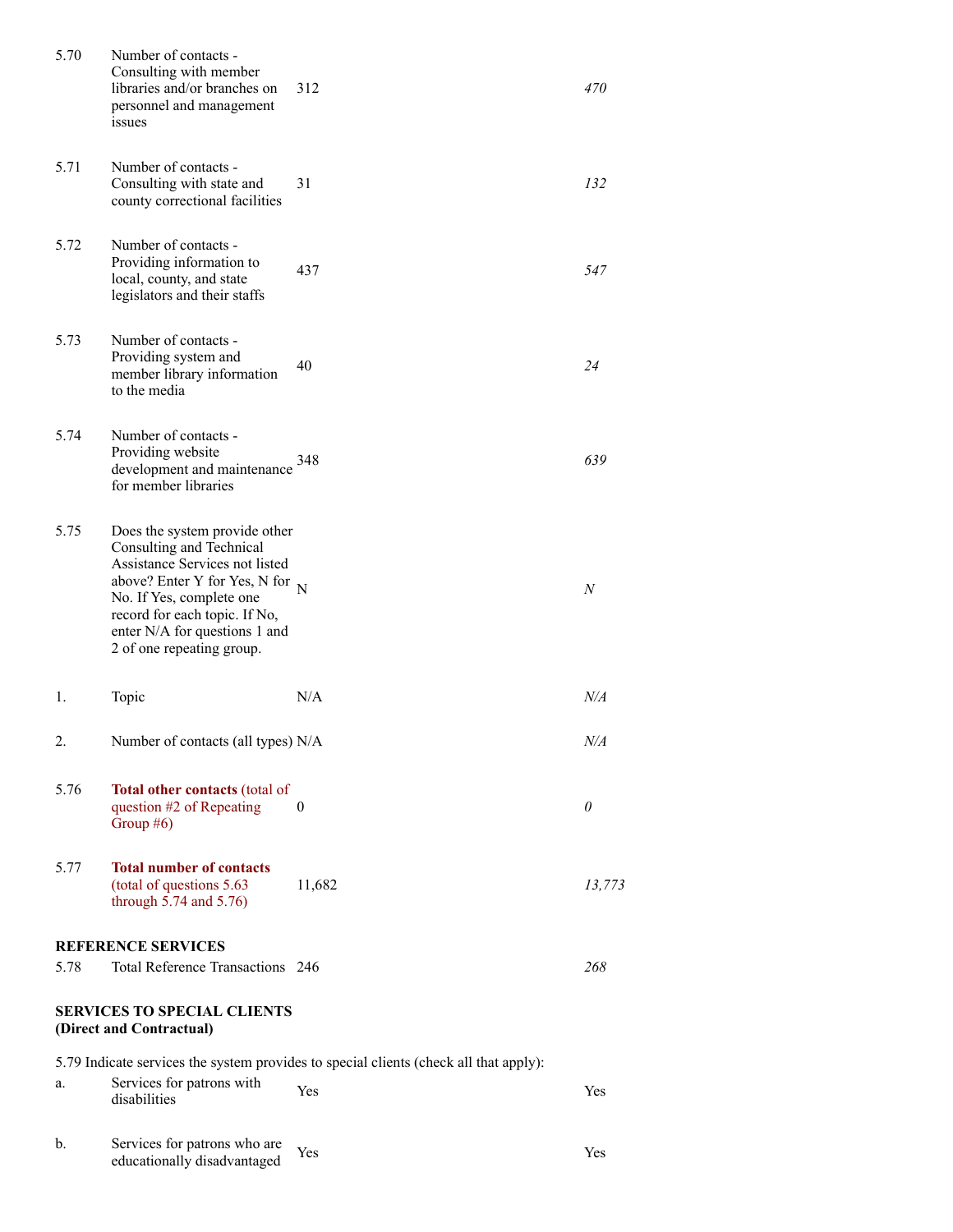| | | | |
|---|---|---|---|
| 5.70 | Number of contacts - Consulting with member libraries and/or branches on personnel and management issues | 312 | *470* |
| 5.71 | Number of contacts - Consulting with state and county correctional facilities | 31 | *132* |
| 5.72 | Number of contacts - Providing information to local, county, and state legislators and their staffs | 437 | *547* |
| 5.73 | Number of contacts - Providing system and member library information to the media | 40 | *24* |
| 5.74 | Number of contacts - Providing website development and maintenance for member libraries | 348 | *639* |
| 5.75 | Does the system provide other Consulting and Technical Assistance Services not listed above? Enter Y for Yes, N for No. If Yes, complete one record for each topic. If No, enter N/A for questions 1 and 2 of one repeating group. | N | *N* |
| 1. | Topic | N/A | *N/A* |
| 2. | Number of contacts (all types) | N/A | *N/A* |
| 5.76 | **Total other contacts** (total of question #2 of Repeating Group #6) | 0 | *0* |
| 5.77 | **Total number of contacts** (total of questions 5.63 through 5.74 and 5.76) | 11,682 | *13,773* |

**REFERENCE SERVICES**

| | | | |
|---|---|---|---|
| 5.78 | Total Reference Transactions | 246 | *268* |

**SERVICES TO SPECIAL CLIENTS (Direct and Contractual)**

5.79 Indicate services the system provides to special clients (check all that apply):

| | | | |
|---|---|---|---|
| a. | Services for patrons with disabilities | Yes | Yes |
| b. | Services for patrons who are educationally disadvantaged | Yes | Yes |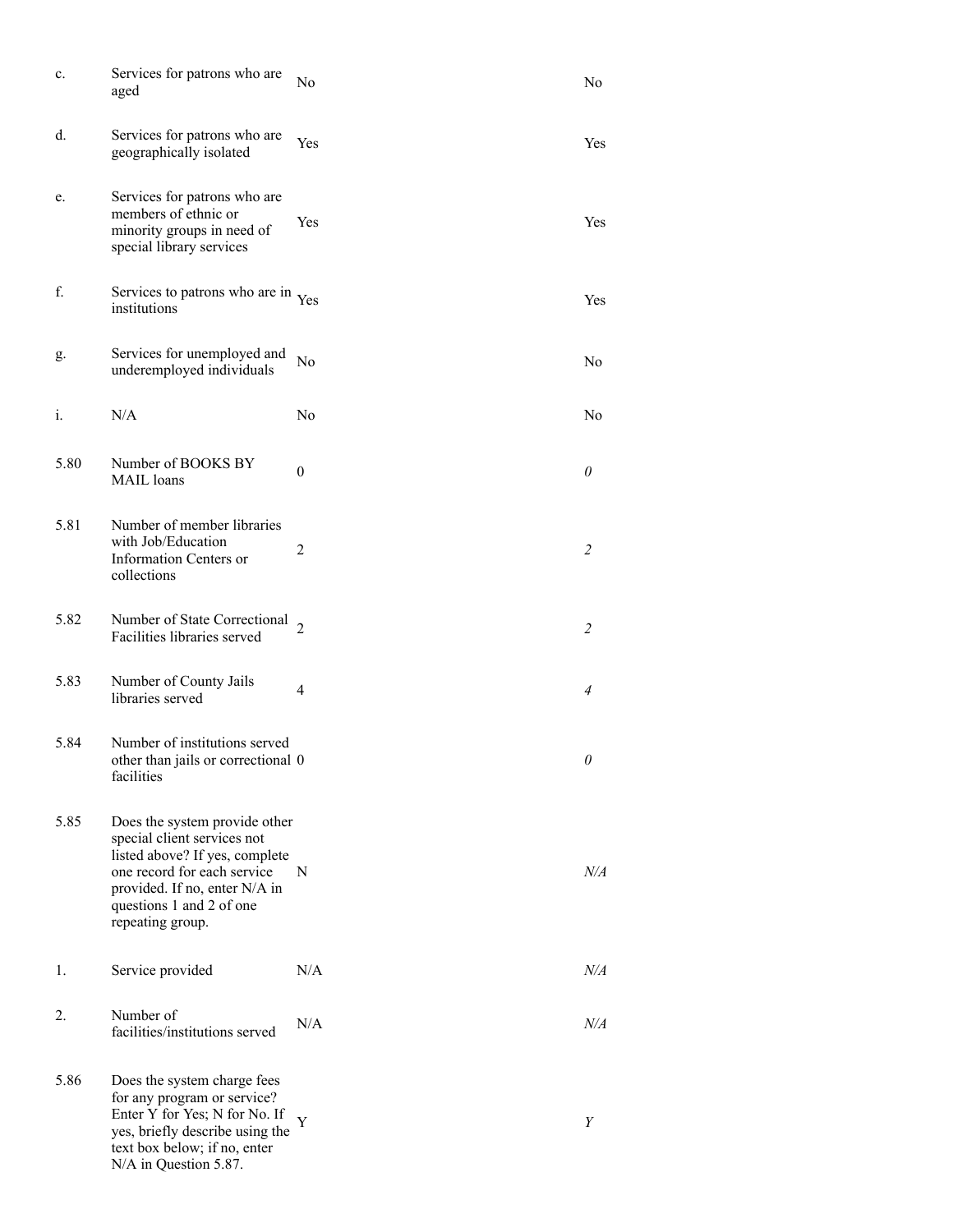| | | | |
|---|---|---|---|
| c. | Services for patrons who are aged | No | No |
| d. | Services for patrons who are geographically isolated | Yes | Yes |
| e. | Services for patrons who are members of ethnic or minority groups in need of special library services | Yes | Yes |
| f. | Services to patrons who are in institutions | Yes | Yes |
| g. | Services for unemployed and underemployed individuals | No | No |
| i. | N/A | No | No |
| 5.80 | Number of BOOKS BY MAIL loans | 0 | *0* |
| 5.81 | Number of member libraries with Job/Education Information Centers or collections | 2 | *2* |
| 5.82 | Number of State Correctional Facilities libraries served | 2 | *2* |
| 5.83 | Number of County Jails libraries served | 4 | *4* |
| 5.84 | Number of institutions served other than jails or correctional facilities | 0 | *0* |
| 5.85 | Does the system provide other special client services not listed above? If yes, complete one record for each service provided. If no, enter N/A in questions 1 and 2 of one repeating group. | N | *N/A* |
| 1. | Service provided | N/A | *N/A* |
| 2. | Number of facilities/institutions served | N/A | *N/A* |
| 5.86 | Does the system charge fees for any program or service? Enter Y for Yes; N for No. If yes, briefly describe using the text box below; if no, enter N/A in Question 5.87. | Y | *Y* |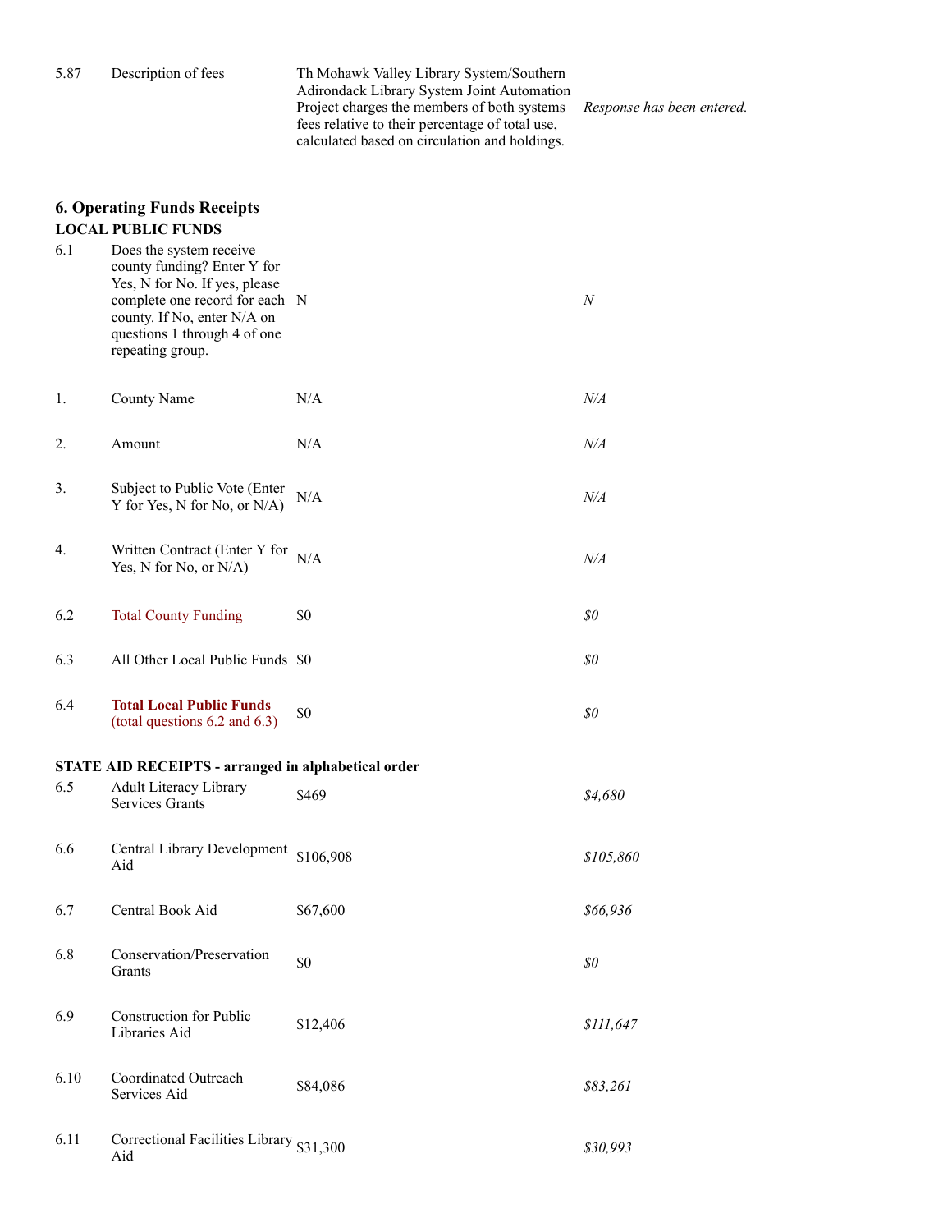| | | | |
|---|---|---|---|
| 5.87 | Description of fees | Th Mohawk Valley Library System/Southern Adirondack Library System Joint Automation Project charges the members of both systems fees relative to their percentage of total use, calculated based on circulation and holdings. | *Response has been entered.* |

## 6. Operating Funds Receipts

**LOCAL PUBLIC FUNDS**

| | | | |
|---|---|---|---|
| 6.1 | Does the system receive county funding? Enter Y for Yes, N for No. If yes, please complete one record for each county. If No, enter N/A on questions 1 through 4 of one repeating group. | N | *N* |
| 1. | County Name | N/A | *N/A* |
| 2. | Amount | N/A | *N/A* |
| 3. | Subject to Public Vote (Enter Y for Yes, N for No, or N/A) | N/A | *N/A* |
| 4. | Written Contract (Enter Y for Yes, N for No, or N/A) | N/A | *N/A* |
| 6.2 | Total County Funding | $0 | *$0* |
| 6.3 | All Other Local Public Funds | $0 | *$0* |
| 6.4 | **Total Local Public Funds** (total questions 6.2 and 6.3) | $0 | *$0* |

**STATE AID RECEIPTS - arranged in alphabetical order**

| | | | |
|---|---|---|---|
| 6.5 | Adult Literacy Library Services Grants | $469 | *$4,680* |
| 6.6 | Central Library Development Aid | $106,908 | *$105,860* |
| 6.7 | Central Book Aid | $67,600 | *$66,936* |
| 6.8 | Conservation/Preservation Grants | $0 | *$0* |
| 6.9 | Construction for Public Libraries Aid | $12,406 | *$111,647* |
| 6.10 | Coordinated Outreach Services Aid | $84,086 | *$83,261* |
| 6.11 | Correctional Facilities Library Aid | $31,300 | *$30,993* |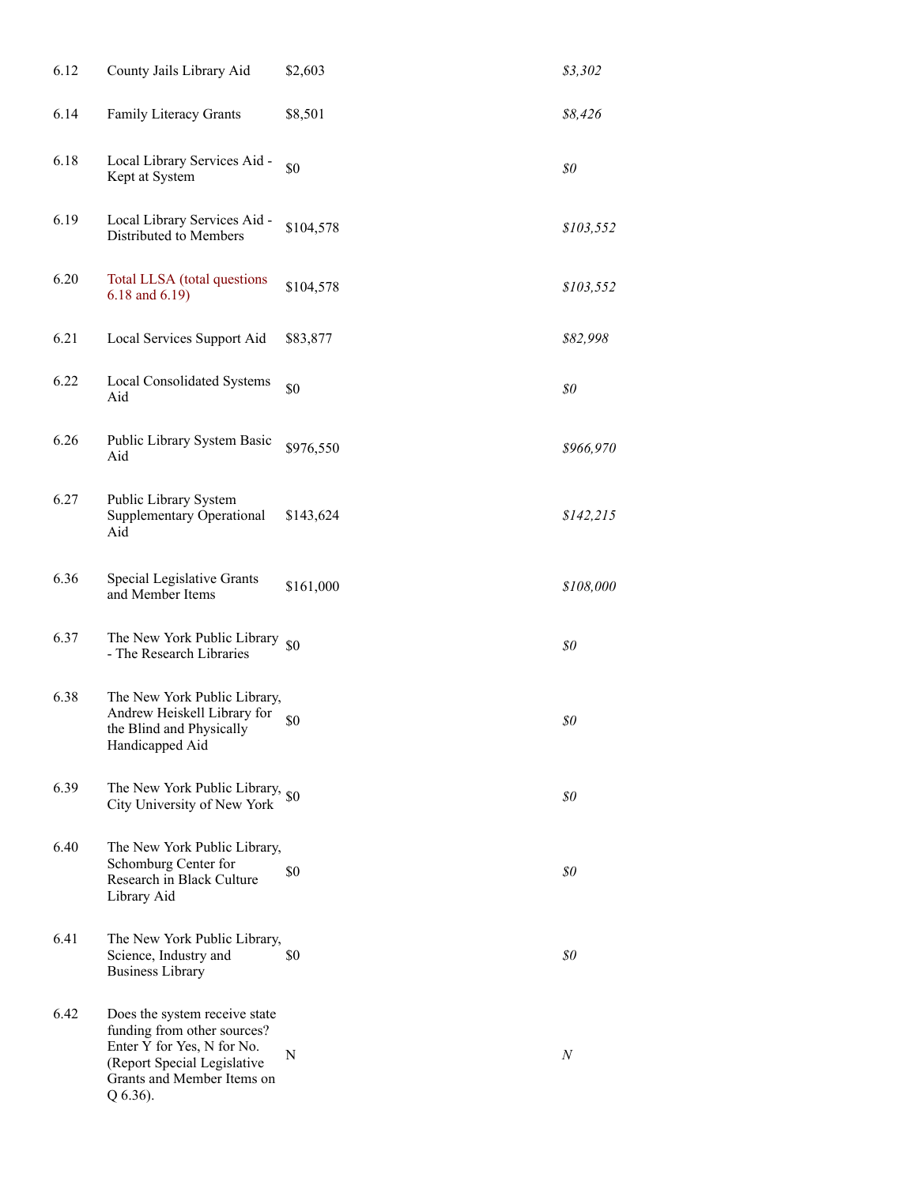| | | | |
|---|---|---|---|
| 6.12 | County Jails Library Aid | $2,603 | *$3,302* |
| 6.14 | Family Literacy Grants | $8,501 | *$8,426* |
| 6.18 | Local Library Services Aid - Kept at System | $0 | *$0* |
| 6.19 | Local Library Services Aid - Distributed to Members | $104,578 | *$103,552* |
| 6.20 | Total LLSA (total questions 6.18 and 6.19) | $104,578 | *$103,552* |
| 6.21 | Local Services Support Aid | $83,877 | *$82,998* |
| 6.22 | Local Consolidated Systems Aid | $0 | *$0* |
| 6.26 | Public Library System Basic Aid | $976,550 | *$966,970* |
| 6.27 | Public Library System Supplementary Operational Aid | $143,624 | *$142,215* |
| 6.36 | Special Legislative Grants and Member Items | $161,000 | *$108,000* |
| 6.37 | The New York Public Library - The Research Libraries | $0 | *$0* |
| 6.38 | The New York Public Library, Andrew Heiskell Library for the Blind and Physically Handicapped Aid | $0 | *$0* |
| 6.39 | The New York Public Library, City University of New York | $0 | *$0* |
| 6.40 | The New York Public Library, Schomburg Center for Research in Black Culture Library Aid | $0 | *$0* |
| 6.41 | The New York Public Library, Science, Industry and Business Library | $0 | *$0* |
| 6.42 | Does the system receive state funding from other sources? Enter Y for Yes, N for No. (Report Special Legislative Grants and Member Items on Q 6.36). | N | *N* |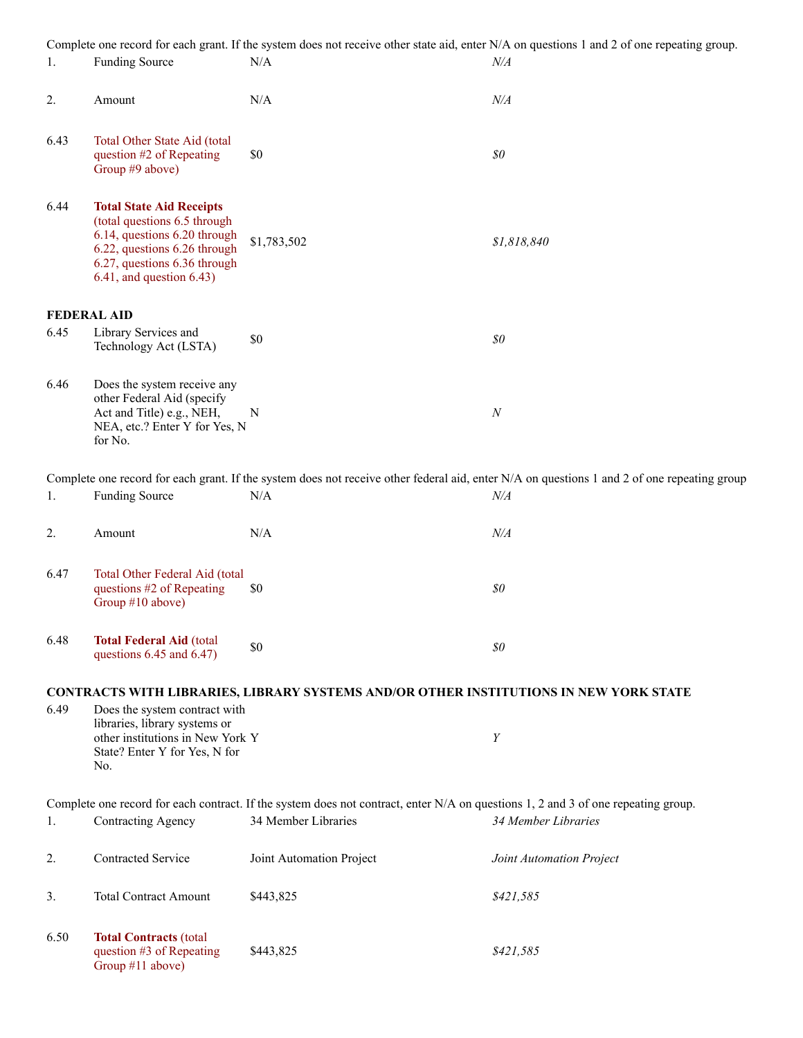Complete one record for each grant. If the system does not receive other state aid, enter N/A on questions 1 and 2 of one repeating group.

| | | | |
|---|---|---|---|
| 1. | Funding Source | N/A | *N/A* |
| 2. | Amount | N/A | *N/A* |
| 6.43 | Total Other State Aid (total question #2 of Repeating Group #9 above) | $0 | *$0* |
| 6.44 | **Total State Aid Receipts** (total questions 6.5 through 6.14, questions 6.20 through 6.22, questions 6.26 through 6.27, questions 6.36 through 6.41, and question 6.43) | $1,783,502 | *$1,818,840* |

**FEDERAL AID**

| | | | |
|---|---|---|---|
| 6.45 | Library Services and Technology Act (LSTA) | $0 | *$0* |
| 6.46 | Does the system receive any other Federal Aid (specify Act and Title) e.g., NEH, NEA, etc.? Enter Y for Yes, N for No. | N | *N* |

Complete one record for each grant. If the system does not receive other federal aid, enter N/A on questions 1 and 2 of one repeating group

| | | | |
|---|---|---|---|
| 1. | Funding Source | N/A | *N/A* |
| 2. | Amount | N/A | *N/A* |
| 6.47 | Total Other Federal Aid (total questions #2 of Repeating Group #10 above) | $0 | *$0* |
| 6.48 | **Total Federal Aid** (total questions 6.45 and 6.47) | $0 | *$0* |

**CONTRACTS WITH LIBRARIES, LIBRARY SYSTEMS AND/OR OTHER INSTITUTIONS IN NEW YORK STATE**

| | | | |
|---|---|---|---|
| 6.49 | Does the system contract with libraries, library systems or other institutions in New York State? Enter Y for Yes, N for No. | Y | *Y* |

Complete one record for each contract. If the system does not contract, enter N/A on questions 1, 2 and 3 of one repeating group.

| | | | |
|---|---|---|---|
| 1. | Contracting Agency | 34 Member Libraries | *34 Member Libraries* |
| 2. | Contracted Service | Joint Automation Project | *Joint Automation Project* |
| 3. | Total Contract Amount | $443,825 | *$421,585* |
| 6.50 | **Total Contracts** (total question #3 of Repeating Group #11 above) | $443,825 | *$421,585* |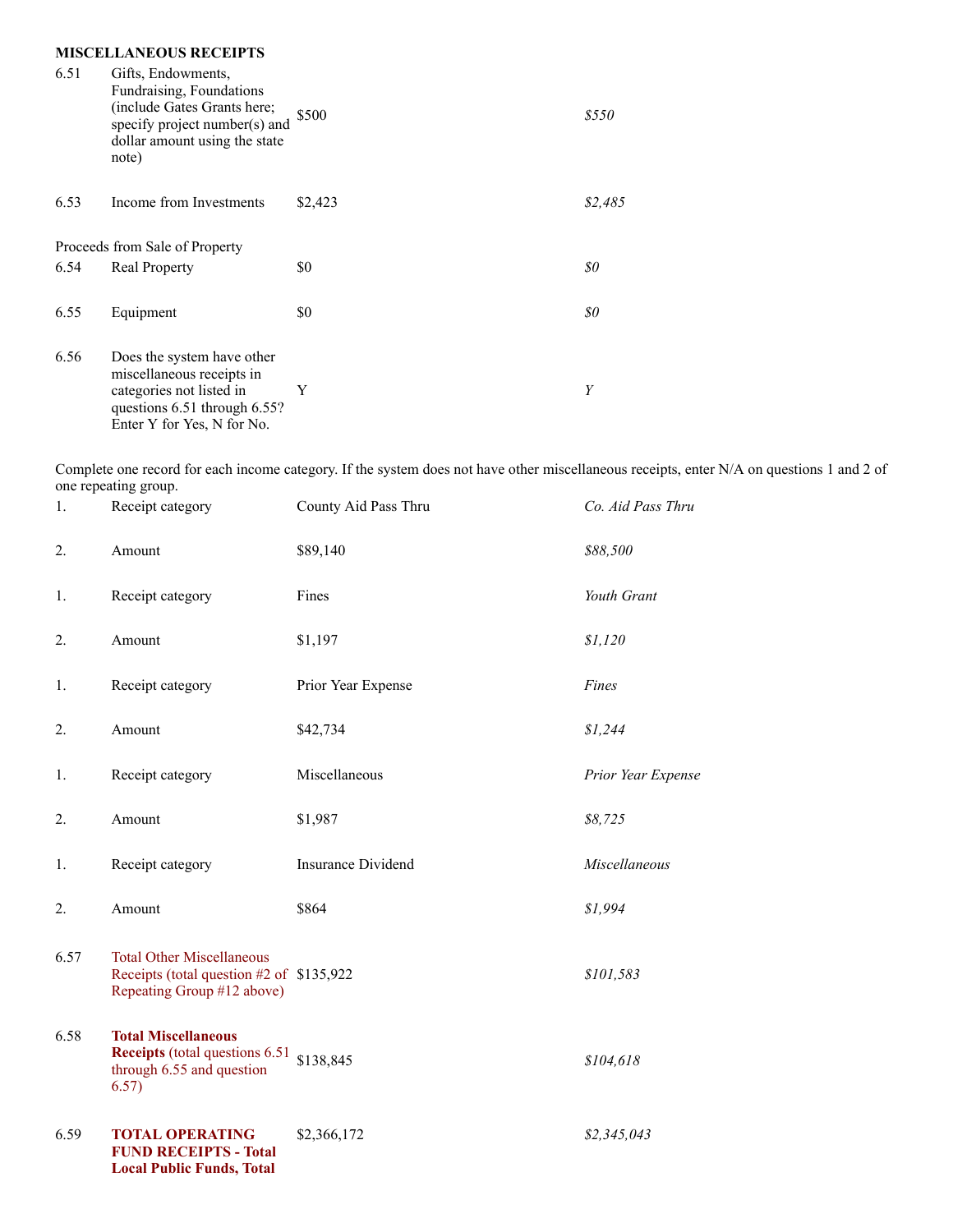**MISCELLANEOUS RECEIPTS**

| | | | |
|---|---|---|---|
| 6.51 | Gifts, Endowments, Fundraising, Foundations (include Gates Grants here; specify project number(s) and dollar amount using the state note) | $500 | *$550* |
| 6.53 | Income from Investments | $2,423 | *$2,485* |

Proceeds from Sale of Property

| | | | |
|---|---|---|---|
| 6.54 | Real Property | $0 | *$0* |
| 6.55 | Equipment | $0 | *$0* |
| 6.56 | Does the system have other miscellaneous receipts in categories not listed in questions 6.51 through 6.55? Enter Y for Yes, N for No. | Y | *Y* |

Complete one record for each income category. If the system does not have other miscellaneous receipts, enter N/A on questions 1 and 2 of one repeating group.

| | | | |
|---|---|---|---|
| 1. | Receipt category | County Aid Pass Thru | *Co. Aid Pass Thru* |
| 2. | Amount | $89,140 | *$88,500* |
| 1. | Receipt category | Fines | *Youth Grant* |
| 2. | Amount | $1,197 | *$1,120* |
| 1. | Receipt category | Prior Year Expense | *Fines* |
| 2. | Amount | $42,734 | *$1,244* |
| 1. | Receipt category | Miscellaneous | *Prior Year Expense* |
| 2. | Amount | $1,987 | *$8,725* |
| 1. | Receipt category | Insurance Dividend | *Miscellaneous* |
| 2. | Amount | $864 | *$1,994* |
| 6.57 | Total Other Miscellaneous Receipts (total question #2 of Repeating Group #12 above) | $135,922 | *$101,583* |
| 6.58 | **Total Miscellaneous Receipts** (total questions 6.51 through 6.55 and question 6.57) | $138,845 | *$104,618* |
| 6.59 | **TOTAL OPERATING FUND RECEIPTS - Total Local Public Funds, Total** | $2,366,172 | *$2,345,043* |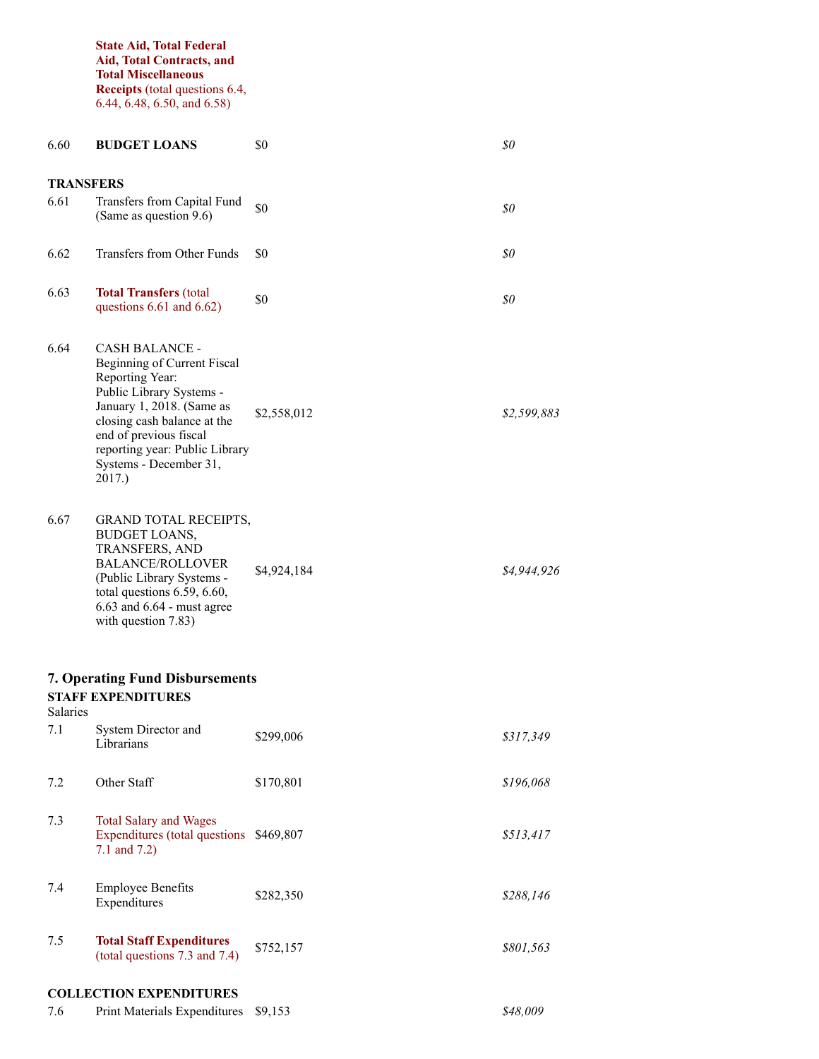| | | | |
|---|---|---|---|
| | **State Aid, Total Federal Aid, Total Contracts, and Total Miscellaneous Receipts** (total questions 6.4, 6.44, 6.48, 6.50, and 6.58) | | |
| 6.60 | **BUDGET LOANS** | $0 | *$0* |
| **TRANSFERS** | | | |
| 6.61 | Transfers from Capital Fund (Same as question 9.6) | $0 | *$0* |
| 6.62 | Transfers from Other Funds | $0 | *$0* |
| 6.63 | **Total Transfers** (total questions 6.61 and 6.62) | $0 | *$0* |
| 6.64 | CASH BALANCE - Beginning of Current Fiscal Reporting Year: Public Library Systems - January 1, 2018. (Same as closing cash balance at the end of previous fiscal reporting year: Public Library Systems - December 31, 2017.) | $2,558,012 | *$2,599,883* |
| 6.67 | GRAND TOTAL RECEIPTS, BUDGET LOANS, TRANSFERS, AND BALANCE/ROLLOVER (Public Library Systems - total questions 6.59, 6.60, 6.63 and 6.64 - must agree with question 7.83) | $4,924,184 | *$4,944,926* |

## 7. Operating Fund Disbursements

**STAFF EXPENDITURES**

| | | | |
|---|---|---|---|
| Salaries | | | |
| 7.1 | System Director and Librarians | $299,006 | *$317,349* |
| 7.2 | Other Staff | $170,801 | *$196,068* |
| 7.3 | Total Salary and Wages Expenditures (total questions 7.1 and 7.2) | $469,807 | *$513,417* |
| 7.4 | Employee Benefits Expenditures | $282,350 | *$288,146* |
| 7.5 | **Total Staff Expenditures** (total questions 7.3 and 7.4) | $752,157 | *$801,563* |
| **COLLECTION EXPENDITURES** | | | |
| 7.6 | Print Materials Expenditures | $9,153 | *$48,009* |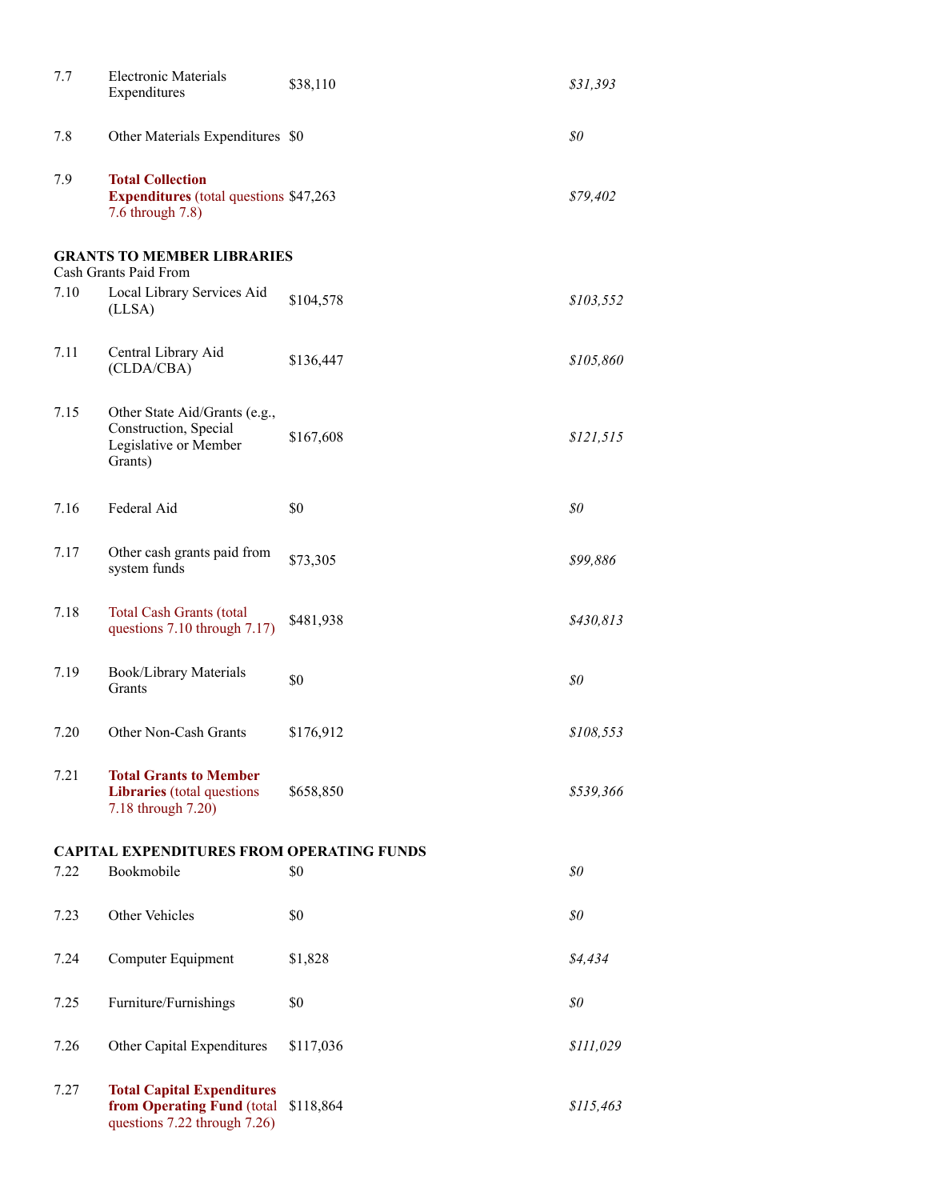| | | | |
|---|---|---|---|
| 7.7 | Electronic Materials Expenditures | $38,110 | *$31,393* |
| 7.8 | Other Materials Expenditures | $0 | *$0* |
| 7.9 | **Total Collection Expenditures** (total questions 7.6 through 7.8) | $47,263 | *$79,402* |
| **GRANTS TO MEMBER LIBRARIES** | | | |
| Cash Grants Paid From | | | |
| 7.10 | Local Library Services Aid (LLSA) | $104,578 | *$103,552* |
| 7.11 | Central Library Aid (CLDA/CBA) | $136,447 | *$105,860* |
| 7.15 | Other State Aid/Grants (e.g., Construction, Special Legislative or Member Grants) | $167,608 | *$121,515* |
| 7.16 | Federal Aid | $0 | *$0* |
| 7.17 | Other cash grants paid from system funds | $73,305 | *$99,886* |
| 7.18 | Total Cash Grants (total questions 7.10 through 7.17) | $481,938 | *$430,813* |
| 7.19 | Book/Library Materials Grants | $0 | *$0* |
| 7.20 | Other Non-Cash Grants | $176,912 | *$108,553* |
| 7.21 | **Total Grants to Member Libraries** (total questions 7.18 through 7.20) | $658,850 | *$539,366* |
| **CAPITAL EXPENDITURES FROM OPERATING FUNDS** | | | |
| 7.22 | Bookmobile | $0 | *$0* |
| 7.23 | Other Vehicles | $0 | *$0* |
| 7.24 | Computer Equipment | $1,828 | *$4,434* |
| 7.25 | Furniture/Furnishings | $0 | *$0* |
| 7.26 | Other Capital Expenditures | $117,036 | *$111,029* |
| 7.27 | **Total Capital Expenditures from Operating Fund** (total questions 7.22 through 7.26) | $118,864 | *$115,463* |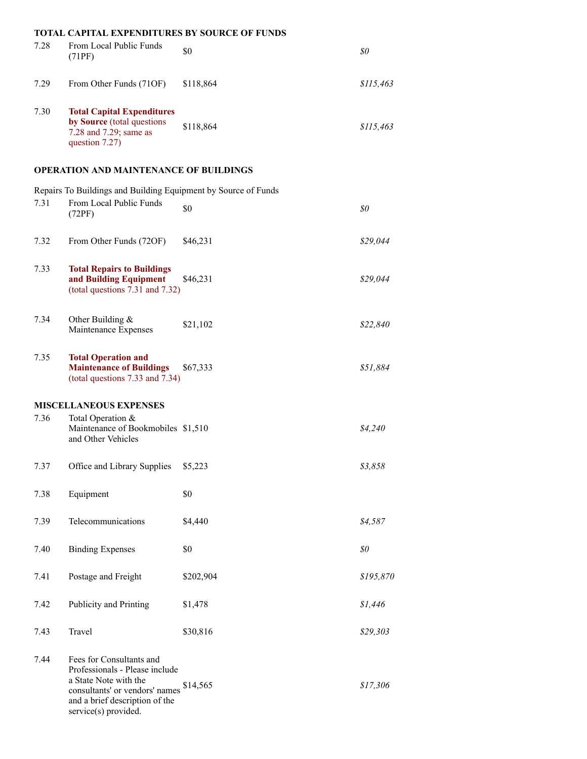**TOTAL CAPITAL EXPENDITURES BY SOURCE OF FUNDS**

| | | | |
|---|---|---|---|
| 7.28 | From Local Public Funds (71PF) | $0 | *$0* |
| 7.29 | From Other Funds (71OF) | $118,864 | *$115,463* |
| 7.30 | **Total Capital Expenditures by Source** (total questions 7.28 and 7.29; same as question 7.27) | $118,864 | *$115,463* |

**OPERATION AND MAINTENANCE OF BUILDINGS**

Repairs To Buildings and Building Equipment by Source of Funds

| | | | |
|---|---|---|---|
| 7.31 | From Local Public Funds (72PF) | $0 | *$0* |
| 7.32 | From Other Funds (72OF) | $46,231 | *$29,044* |
| 7.33 | **Total Repairs to Buildings and Building Equipment** (total questions 7.31 and 7.32) | $46,231 | *$29,044* |
| 7.34 | Other Building & Maintenance Expenses | $21,102 | *$22,840* |
| 7.35 | **Total Operation and Maintenance of Buildings** (total questions 7.33 and 7.34) | $67,333 | *$51,884* |

**MISCELLANEOUS EXPENSES**

| | | | |
|---|---|---|---|
| 7.36 | Total Operation & Maintenance of Bookmobiles and Other Vehicles | $1,510 | *$4,240* |
| 7.37 | Office and Library Supplies | $5,223 | *$3,858* |
| 7.38 | Equipment | $0 | |
| 7.39 | Telecommunications | $4,440 | *$4,587* |
| 7.40 | Binding Expenses | $0 | *$0* |
| 7.41 | Postage and Freight | $202,904 | *$195,870* |
| 7.42 | Publicity and Printing | $1,478 | *$1,446* |
| 7.43 | Travel | $30,816 | *$29,303* |
| 7.44 | Fees for Consultants and Professionals - Please include a State Note with the consultants' or vendors' names and a brief description of the service(s) provided. | $14,565 | *$17,306* |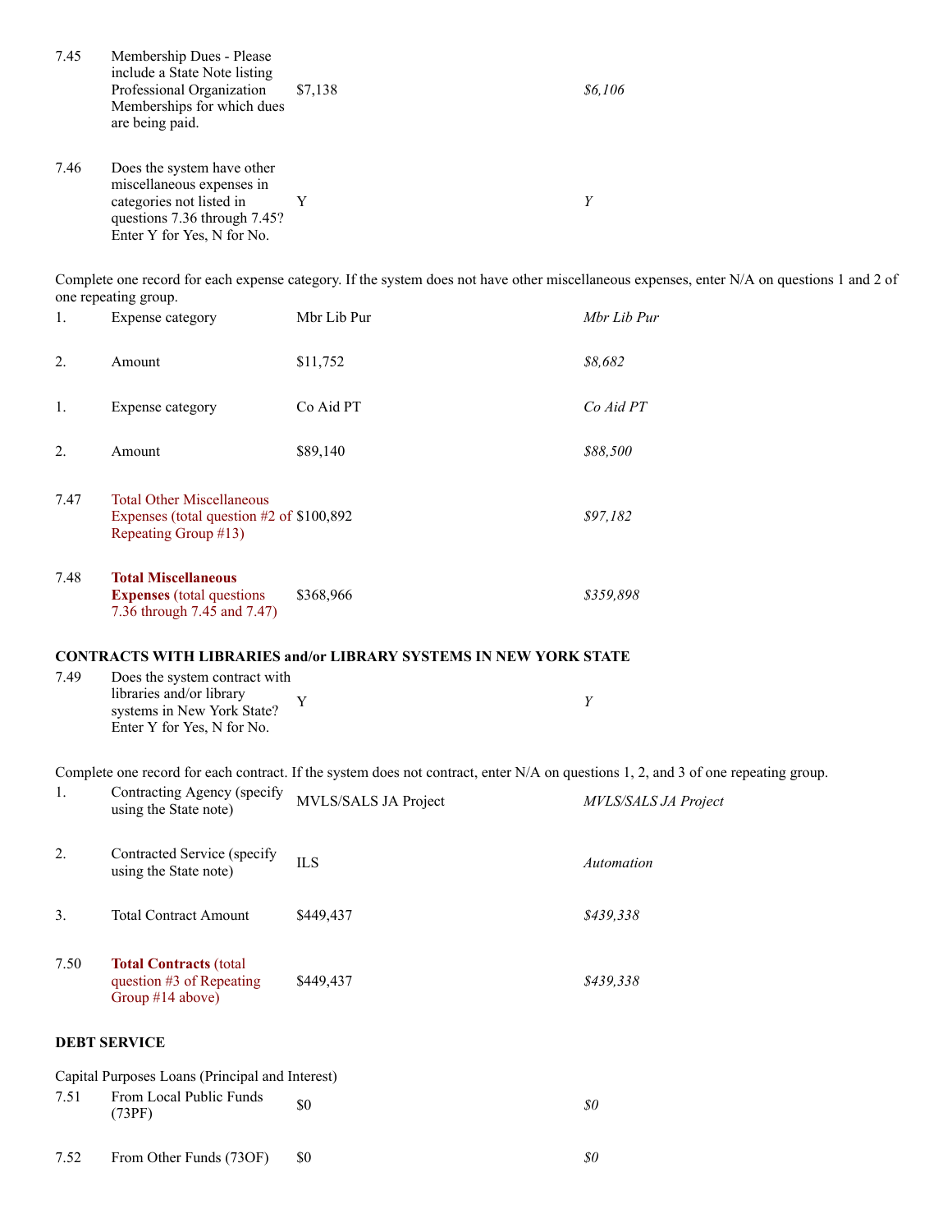| | | | |
|---|---|---|---|
| 7.45 | Membership Dues - Please include a State Note listing Professional Organization Memberships for which dues are being paid. | $7,138 | *$6,106* |
| 7.46 | Does the system have other miscellaneous expenses in categories not listed in questions 7.36 through 7.45? Enter Y for Yes, N for No. | Y | *Y* |

Complete one record for each expense category. If the system does not have other miscellaneous expenses, enter N/A on questions 1 and 2 of one repeating group.

| | | | |
|---|---|---|---|
| 1. | Expense category | Mbr Lib Pur | *Mbr Lib Pur* |
| 2. | Amount | $11,752 | *$8,682* |
| 1. | Expense category | Co Aid PT | *Co Aid PT* |
| 2. | Amount | $89,140 | *$88,500* |
| 7.47 | Total Other Miscellaneous Expenses (total question #2 of Repeating Group #13) | $100,892 | *$97,182* |
| 7.48 | **Total Miscellaneous Expenses** (total questions 7.36 through 7.45 and 7.47) | $368,966 | *$359,898* |

**CONTRACTS WITH LIBRARIES and/or LIBRARY SYSTEMS IN NEW YORK STATE**

| | | | |
|---|---|---|---|
| 7.49 | Does the system contract with libraries and/or library systems in New York State? Enter Y for Yes, N for No. | Y | *Y* |

Complete one record for each contract. If the system does not contract, enter N/A on questions 1, 2, and 3 of one repeating group.

| | | | |
|---|---|---|---|
| 1. | Contracting Agency (specify using the State note) | MVLS/SALS JA Project | *MVLS/SALS JA Project* |
| 2. | Contracted Service (specify using the State note) | ILS | *Automation* |
| 3. | Total Contract Amount | $449,437 | *$439,338* |
| 7.50 | **Total Contracts** (total question #3 of Repeating Group #14 above) | $449,437 | *$439,338* |

**DEBT SERVICE**

Capital Purposes Loans (Principal and Interest)

| | | | |
|---|---|---|---|
| 7.51 | From Local Public Funds (73PF) | $0 | *$0* |
| 7.52 | From Other Funds (73OF) | $0 | *$0* |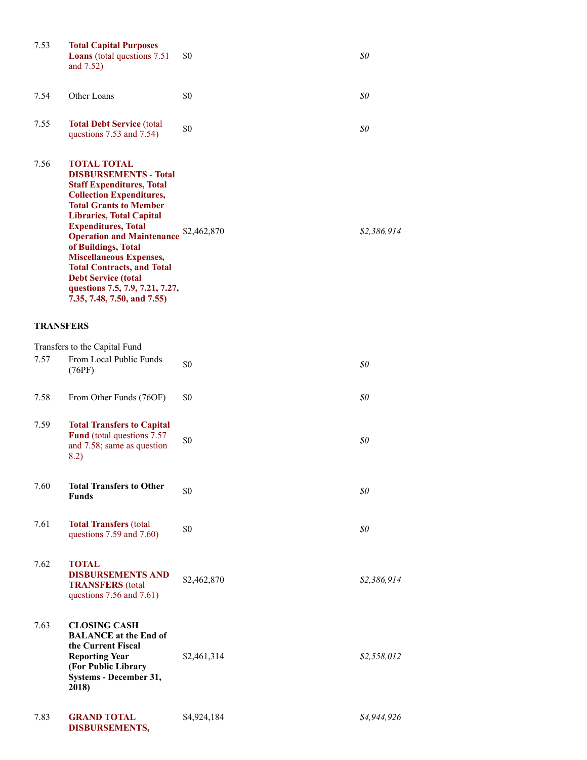| | | | |
|---|---|---|---|
| 7.53 | **Total Capital Purposes Loans** (total questions 7.51 and 7.52) | $0 | *$0* |
| 7.54 | Other Loans | $0 | *$0* |
| 7.55 | **Total Debt Service** (total questions 7.53 and 7.54) | $0 | *$0* |
| 7.56 | **TOTAL TOTAL DISBURSEMENTS - Total Staff Expenditures, Total Collection Expenditures, Total Grants to Member Libraries, Total Capital Expenditures, Total Operation and Maintenance of Buildings, Total Miscellaneous Expenses, Total Contracts, and Total Debt Service (total questions 7.5, 7.9, 7.21, 7.27, 7.35, 7.48, 7.50, and 7.55)** | $2,462,870 | *$2,386,914* |

**TRANSFERS**

Transfers to the Capital Fund

| | | | |
|---|---|---|---|
| 7.57 | From Local Public Funds (76PF) | $0 | *$0* |
| 7.58 | From Other Funds (76OF) | $0 | *$0* |
| 7.59 | **Total Transfers to Capital Fund** (total questions 7.57 and 7.58; same as question 8.2) | $0 | *$0* |
| 7.60 | **Total Transfers to Other Funds** | $0 | *$0* |
| 7.61 | **Total Transfers** (total questions 7.59 and 7.60) | $0 | *$0* |
| 7.62 | **TOTAL DISBURSEMENTS AND TRANSFERS** (total questions 7.56 and 7.61) | $2,462,870 | *$2,386,914* |
| 7.63 | **CLOSING CASH BALANCE at the End of the Current Fiscal Reporting Year (For Public Library Systems - December 31, 2018)** | $2,461,314 | *$2,558,012* |
| 7.83 | **GRAND TOTAL DISBURSEMENTS,** | $4,924,184 | *$4,944,926* |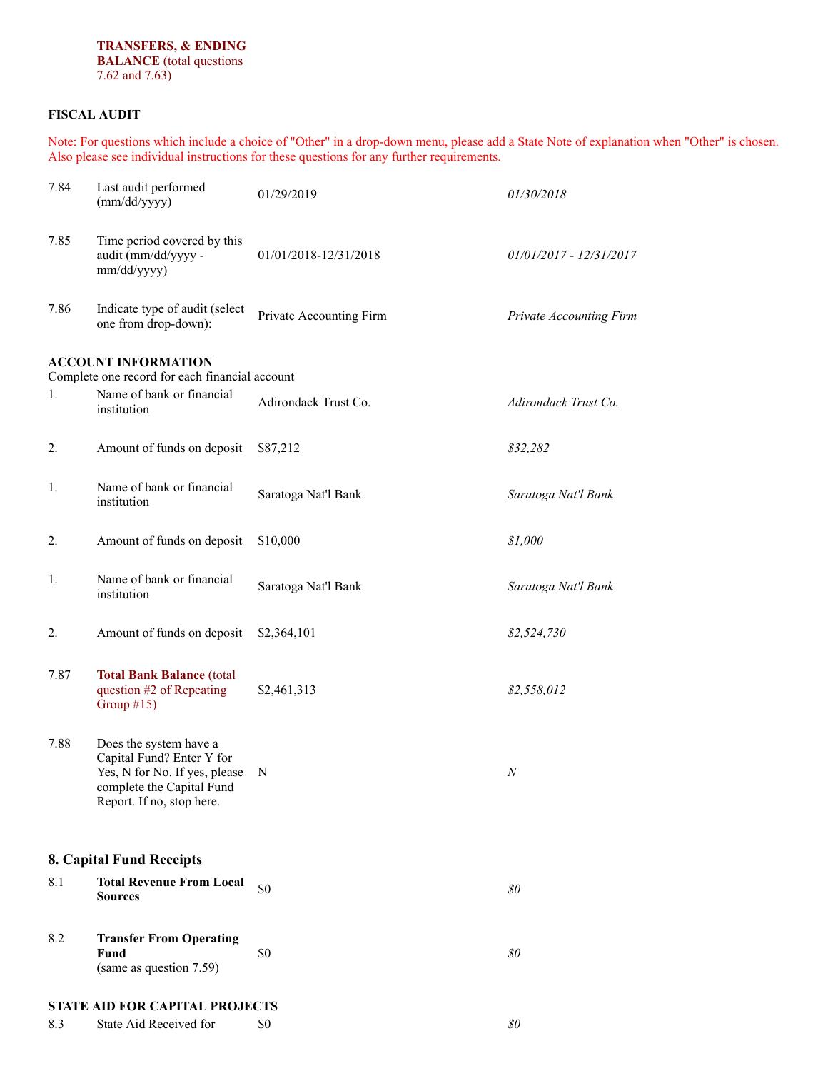**TRANSFERS, & ENDING BALANCE** (total questions 7.62 and 7.63)

**FISCAL AUDIT**

Note: For questions which include a choice of "Other" in a drop-down menu, please add a State Note of explanation when "Other" is chosen. Also please see individual instructions for these questions for any further requirements.

| | | | |
|---|---|---|---|
| 7.84 | Last audit performed (mm/dd/yyyy) | 01/29/2019 | *01/30/2018* |
| 7.85 | Time period covered by this audit (mm/dd/yyyy - mm/dd/yyyy) | 01/01/2018-12/31/2018 | *01/01/2017 - 12/31/2017* |
| 7.86 | Indicate type of audit (select one from drop-down): | Private Accounting Firm | *Private Accounting Firm* |

**ACCOUNT INFORMATION**
Complete one record for each financial account

| | | | |
|---|---|---|---|
| 1. | Name of bank or financial institution | Adirondack Trust Co. | *Adirondack Trust Co.* |
| 2. | Amount of funds on deposit | $87,212 | *$32,282* |
| 1. | Name of bank or financial institution | Saratoga Nat'l Bank | *Saratoga Nat'l Bank* |
| 2. | Amount of funds on deposit | $10,000 | *$1,000* |
| 1. | Name of bank or financial institution | Saratoga Nat'l Bank | *Saratoga Nat'l Bank* |
| 2. | Amount of funds on deposit | $2,364,101 | *$2,524,730* |
| 7.87 | **Total Bank Balance** (total question #2 of Repeating Group #15) | $2,461,313 | *$2,558,012* |
| 7.88 | Does the system have a Capital Fund? Enter Y for Yes, N for No. If yes, please complete the Capital Fund Report. If no, stop here. | N | *N* |

## 8. Capital Fund Receipts

| | | | |
|---|---|---|---|
| 8.1 | **Total Revenue From Local Sources** | $0 | *$0* |
| 8.2 | **Transfer From Operating Fund** (same as question 7.59) | $0 | *$0* |

**STATE AID FOR CAPITAL PROJECTS**

| | | | |
|---|---|---|---|
| 8.3 | State Aid Received for | $0 | *$0* |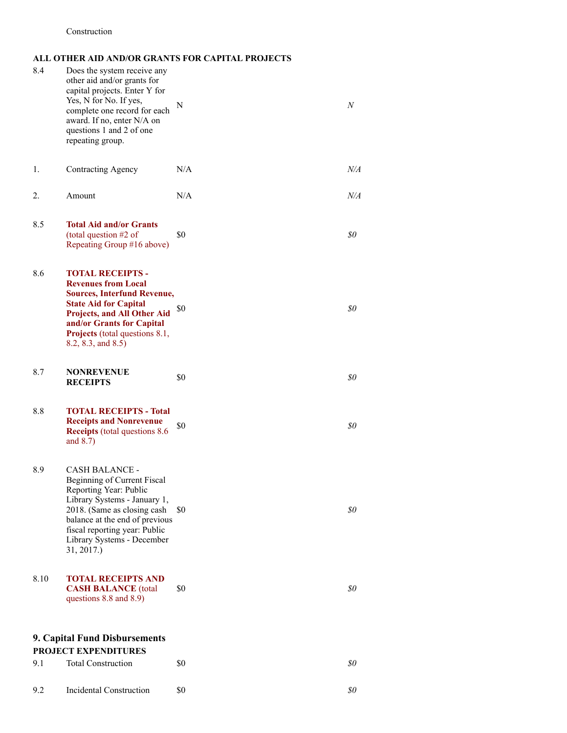| | Construction | | |
|---|---|---|---|

**ALL OTHER AID AND/OR GRANTS FOR CAPITAL PROJECTS**

| | | | |
|---|---|---|---|
| 8.4 | Does the system receive any other aid and/or grants for capital projects. Enter Y for Yes, N for No. If yes, complete one record for each award. If no, enter N/A on questions 1 and 2 of one repeating group. | N | *N* |
| 1. | Contracting Agency | N/A | *N/A* |
| 2. | Amount | N/A | *N/A* |
| 8.5 | **Total Aid and/or Grants** (total question #2 of Repeating Group #16 above) | $0 | *$0* |
| 8.6 | **TOTAL RECEIPTS - Revenues from Local Sources, Interfund Revenue, State Aid for Capital Projects, and All Other Aid and/or Grants for Capital Projects** (total questions 8.1, 8.2, 8.3, and 8.5) | $0 | *$0* |
| 8.7 | **NONREVENUE RECEIPTS** | $0 | *$0* |
| 8.8 | **TOTAL RECEIPTS - Total Receipts and Nonrevenue Receipts** (total questions 8.6 and 8.7) | $0 | *$0* |
| 8.9 | CASH BALANCE - Beginning of Current Fiscal Reporting Year: Public Library Systems - January 1, 2018. (Same as closing cash balance at the end of previous fiscal reporting year: Public Library Systems - December 31, 2017.) | $0 | *$0* |
| 8.10 | **TOTAL RECEIPTS AND CASH BALANCE** (total questions 8.8 and 8.9) | $0 | *$0* |

## 9. Capital Fund Disbursements

**PROJECT EXPENDITURES**

| | | | |
|---|---|---|---|
| 9.1 | Total Construction | $0 | *$0* |
| 9.2 | Incidental Construction | $0 | *$0* |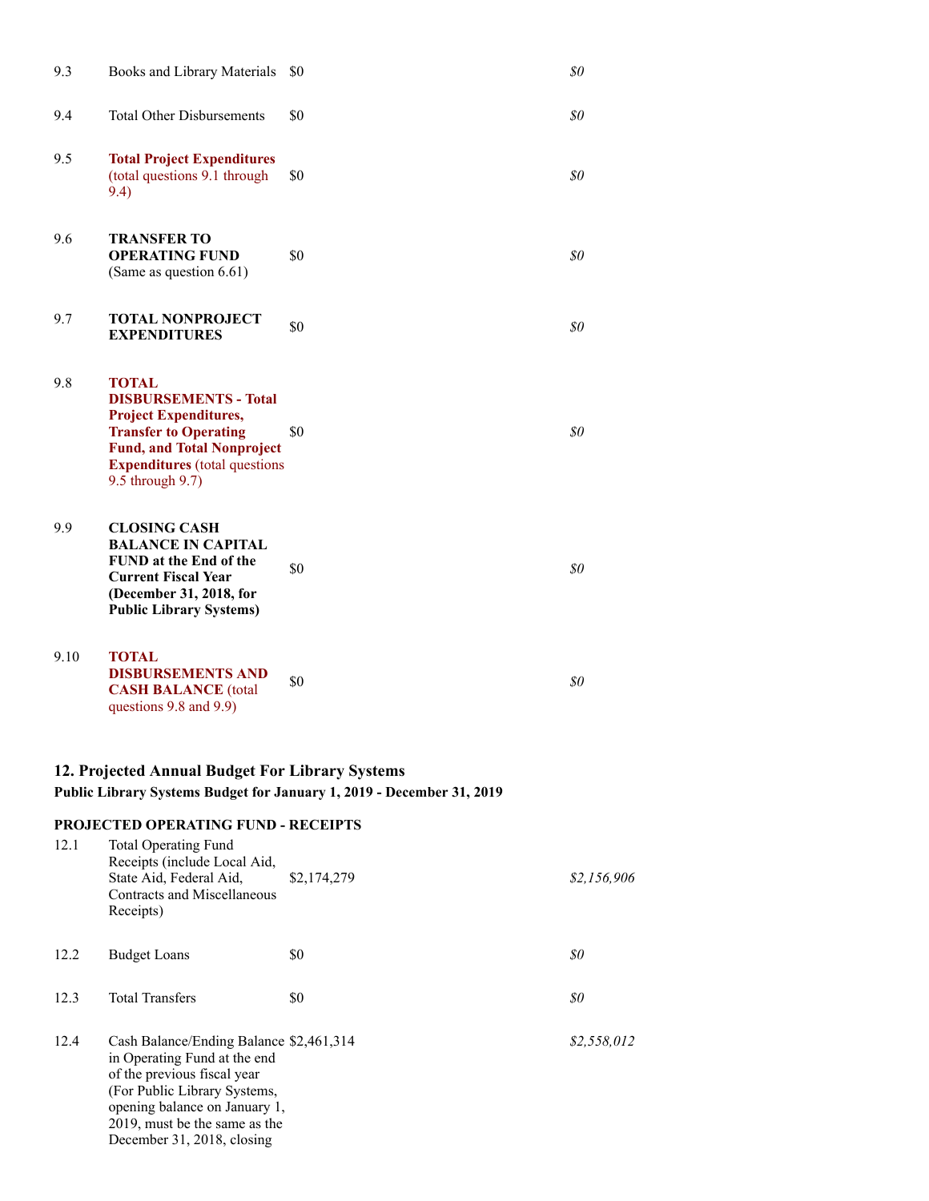| | | | |
|---|---|---|---|
| 9.3 | Books and Library Materials | $0 | *$0* |
| 9.4 | Total Other Disbursements | $0 | *$0* |
| 9.5 | **Total Project Expenditures** (total questions 9.1 through 9.4) | $0 | *$0* |
| 9.6 | **TRANSFER TO OPERATING FUND** (Same as question 6.61) | $0 | *$0* |
| 9.7 | **TOTAL NONPROJECT EXPENDITURES** | $0 | *$0* |
| 9.8 | **TOTAL DISBURSEMENTS - Total Project Expenditures, Transfer to Operating Fund, and Total Nonproject Expenditures** (total questions 9.5 through 9.7) | $0 | *$0* |
| 9.9 | **CLOSING CASH BALANCE IN CAPITAL FUND at the End of the Current Fiscal Year (December 31, 2018, for Public Library Systems)** | $0 | *$0* |
| 9.10 | **TOTAL DISBURSEMENTS AND CASH BALANCE** (total questions 9.8 and 9.9) | $0 | *$0* |

## 12. Projected Annual Budget For Library Systems

**Public Library Systems Budget for January 1, 2019 - December 31, 2019**

**PROJECTED OPERATING FUND - RECEIPTS**

| | | | |
|---|---|---|---|
| 12.1 | Total Operating Fund Receipts (include Local Aid, State Aid, Federal Aid, Contracts and Miscellaneous Receipts) | $2,174,279 | *$2,156,906* |
| 12.2 | Budget Loans | $0 | *$0* |
| 12.3 | Total Transfers | $0 | *$0* |
| 12.4 | Cash Balance/Ending Balance in Operating Fund at the end of the previous fiscal year (For Public Library Systems, opening balance on January 1, 2019, must be the same as the December 31, 2018, closing | $2,461,314 | *$2,558,012* |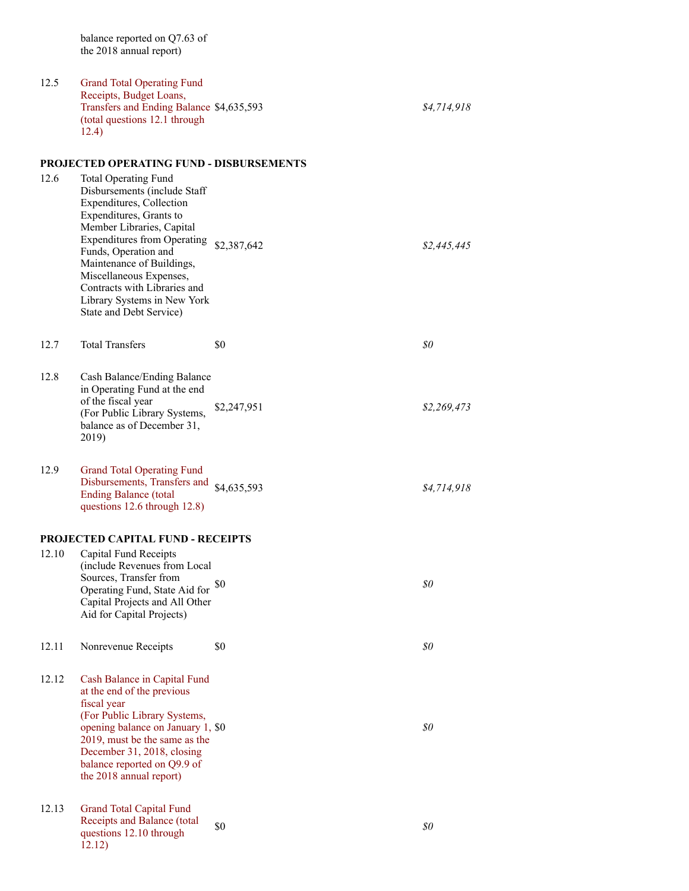| | | | |
|---|---|---|---|
| | balance reported on Q7.63 of the 2018 annual report) | | |
| 12.5 | Grand Total Operating Fund Receipts, Budget Loans, Transfers and Ending Balance (total questions 12.1 through 12.4) | $4,635,593 | *$4,714,918* |

**PROJECTED OPERATING FUND - DISBURSEMENTS**

| | | | |
|---|---|---|---|
| 12.6 | Total Operating Fund Disbursements (include Staff Expenditures, Collection Expenditures, Grants to Member Libraries, Capital Expenditures from Operating Funds, Operation and Maintenance of Buildings, Miscellaneous Expenses, Contracts with Libraries and Library Systems in New York State and Debt Service) | $2,387,642 | *$2,445,445* |
| 12.7 | Total Transfers | $0 | *$0* |
| 12.8 | Cash Balance/Ending Balance in Operating Fund at the end of the fiscal year (For Public Library Systems, balance as of December 31, 2019) | $2,247,951 | *$2,269,473* |
| 12.9 | Grand Total Operating Fund Disbursements, Transfers and Ending Balance (total questions 12.6 through 12.8) | $4,635,593 | *$4,714,918* |

**PROJECTED CAPITAL FUND - RECEIPTS**

| | | | |
|---|---|---|---|
| 12.10 | Capital Fund Receipts (include Revenues from Local Sources, Transfer from Operating Fund, State Aid for Capital Projects and All Other Aid for Capital Projects) | $0 | *$0* |
| 12.11 | Nonrevenue Receipts | $0 | *$0* |
| 12.12 | Cash Balance in Capital Fund at the end of the previous fiscal year (For Public Library Systems, opening balance on January 1, 2019, must be the same as the December 31, 2018, closing balance reported on Q9.9 of the 2018 annual report) | $0 | *$0* |
| 12.13 | Grand Total Capital Fund Receipts and Balance (total questions 12.10 through 12.12) | $0 | *$0* |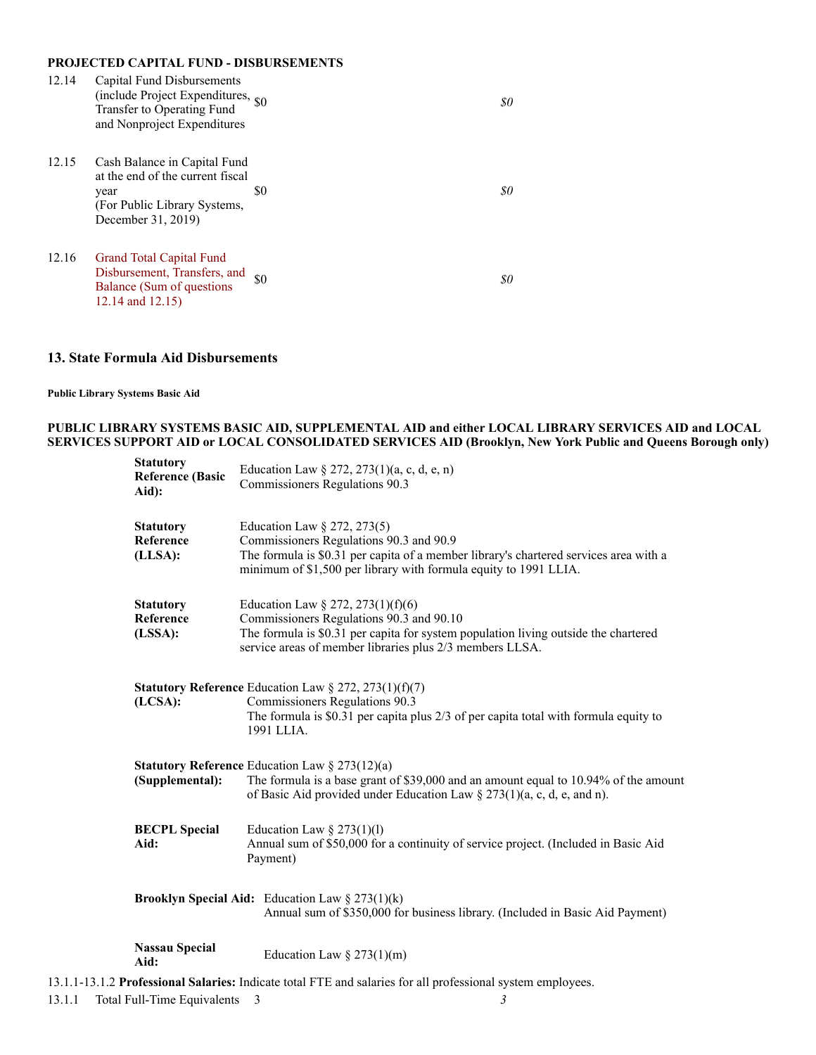**PROJECTED CAPITAL FUND - DISBURSEMENTS**

| | | | |
|---|---|---|---|
| 12.14 | Capital Fund Disbursements (include Project Expenditures, Transfer to Operating Fund and Nonproject Expenditures | $0 | *$0* |
| 12.15 | Cash Balance in Capital Fund at the end of the current fiscal year (For Public Library Systems, December 31, 2019) | $0 | *$0* |
| 12.16 | Grand Total Capital Fund Disbursement, Transfers, and Balance (Sum of questions 12.14 and 12.15) | $0 | *$0* |

## 13. State Formula Aid Disbursements

**Public Library Systems Basic Aid**

**PUBLIC LIBRARY SYSTEMS BASIC AID, SUPPLEMENTAL AID and either LOCAL LIBRARY SERVICES AID and LOCAL SERVICES SUPPORT AID or LOCAL CONSOLIDATED SERVICES AID (Brooklyn, New York Public and Queens Borough only)**

**Statutory Reference (Basic Aid):** Education Law § 272, 273(1)(a, c, d, e, n)
Commissioners Regulations 90.3

**Statutory Reference (LLSA):** Education Law § 272, 273(5)
Commissioners Regulations 90.3 and 90.9
The formula is $0.31 per capita of a member library's chartered services area with a minimum of $1,500 per library with formula equity to 1991 LLIA.

**Statutory Reference (LSSA):** Education Law § 272, 273(1)(f)(6)
Commissioners Regulations 90.3 and 90.10
The formula is $0.31 per capita for system population living outside the chartered service areas of member libraries plus 2/3 members LLSA.

**Statutory Reference (LCSA):** Education Law § 272, 273(1)(f)(7)
Commissioners Regulations 90.3
The formula is $0.31 per capita plus 2/3 of per capita total with formula equity to 1991 LLIA.

**Statutory Reference (Supplemental):** Education Law § 273(12)(a)
The formula is a base grant of $39,000 and an amount equal to 10.94% of the amount of Basic Aid provided under Education Law § 273(1)(a, c, d, e, and n).

**BECPL Special Aid:** Education Law § 273(1)(l)
Annual sum of $50,000 for a continuity of service project. (Included in Basic Aid Payment)

**Brooklyn Special Aid:** Education Law § 273(1)(k)
Annual sum of $350,000 for business library. (Included in Basic Aid Payment)

**Nassau Special Aid:** Education Law § 273(1)(m)

13.1.1-13.1.2 **Professional Salaries:** Indicate total FTE and salaries for all professional system employees.

| | | | |
|---|---|---|---|
| 13.1.1 | Total Full-Time Equivalents | 3 | *3* |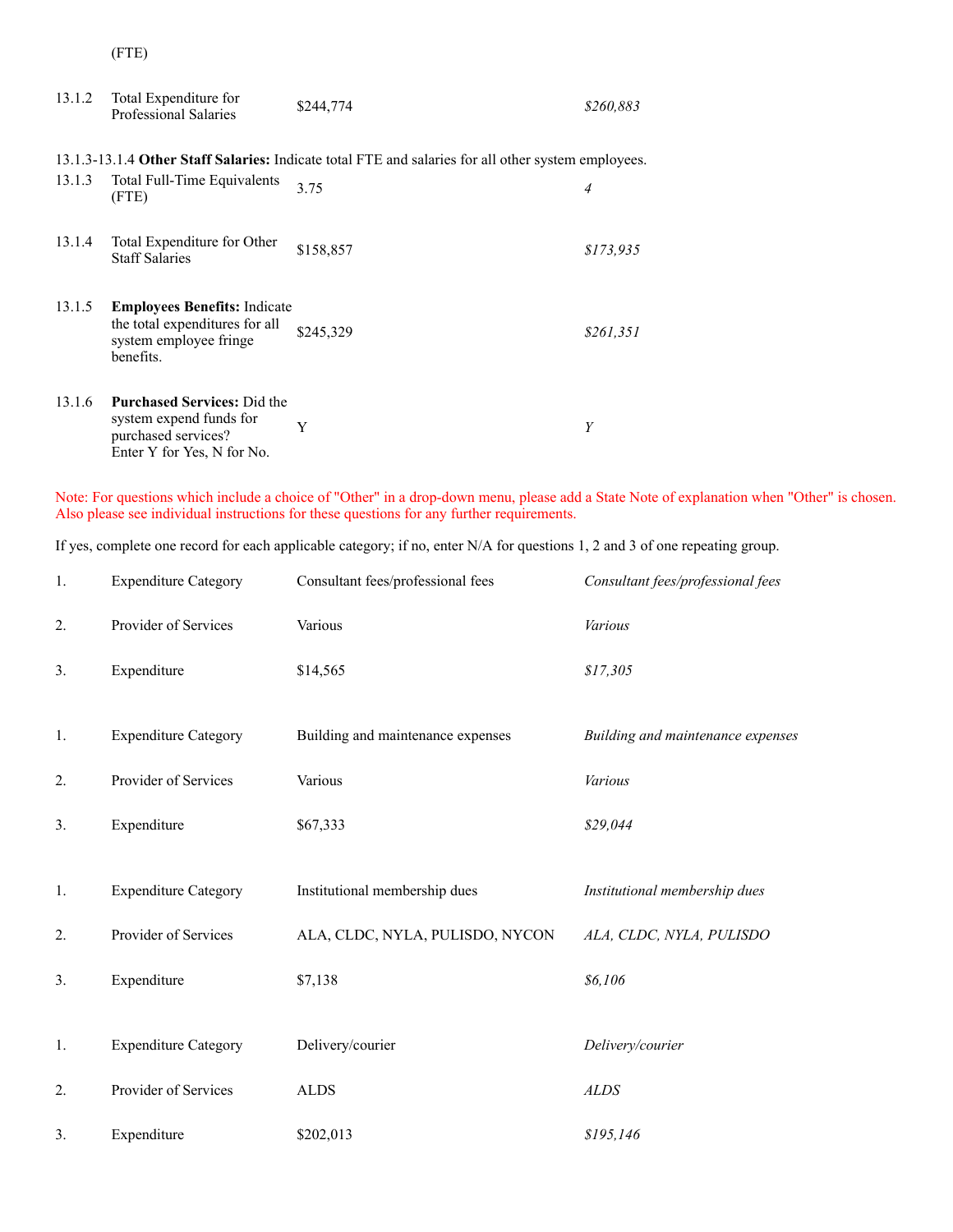| | | | |
|---|---|---|---|
| | (FTE) | | |
| 13.1.2 | Total Expenditure for Professional Salaries | $244,774 | *$260,883* |

13.1.3-13.1.4 **Other Staff Salaries:** Indicate total FTE and salaries for all other system employees.

| | | | |
|---|---|---|---|
| 13.1.3 | Total Full-Time Equivalents (FTE) | 3.75 | *4* |
| 13.1.4 | Total Expenditure for Other Staff Salaries | $158,857 | *$173,935* |
| 13.1.5 | **Employees Benefits:** Indicate the total expenditures for all system employee fringe benefits. | $245,329 | *$261,351* |
| 13.1.6 | **Purchased Services:** Did the system expend funds for purchased services? Enter Y for Yes, N for No. | Y | *Y* |

Note: For questions which include a choice of "Other" in a drop-down menu, please add a State Note of explanation when "Other" is chosen. Also please see individual instructions for these questions for any further requirements.

If yes, complete one record for each applicable category; if no, enter N/A for questions 1, 2 and 3 of one repeating group.

| | | | |
|---|---|---|---|
| 1. | Expenditure Category | Consultant fees/professional fees | *Consultant fees/professional fees* |
| 2. | Provider of Services | Various | *Various* |
| 3. | Expenditure | $14,565 | *$17,305* |
| 1. | Expenditure Category | Building and maintenance expenses | *Building and maintenance expenses* |
| 2. | Provider of Services | Various | *Various* |
| 3. | Expenditure | $67,333 | *$29,044* |
| 1. | Expenditure Category | Institutional membership dues | *Institutional membership dues* |
| 2. | Provider of Services | ALA, CLDC, NYLA, PULISDO, NYCON | *ALA, CLDC, NYLA, PULISDO* |
| 3. | Expenditure | $7,138 | *$6,106* |
| 1. | Expenditure Category | Delivery/courier | *Delivery/courier* |
| 2. | Provider of Services | ALDS | *ALDS* |
| 3. | Expenditure | $202,013 | *$195,146* |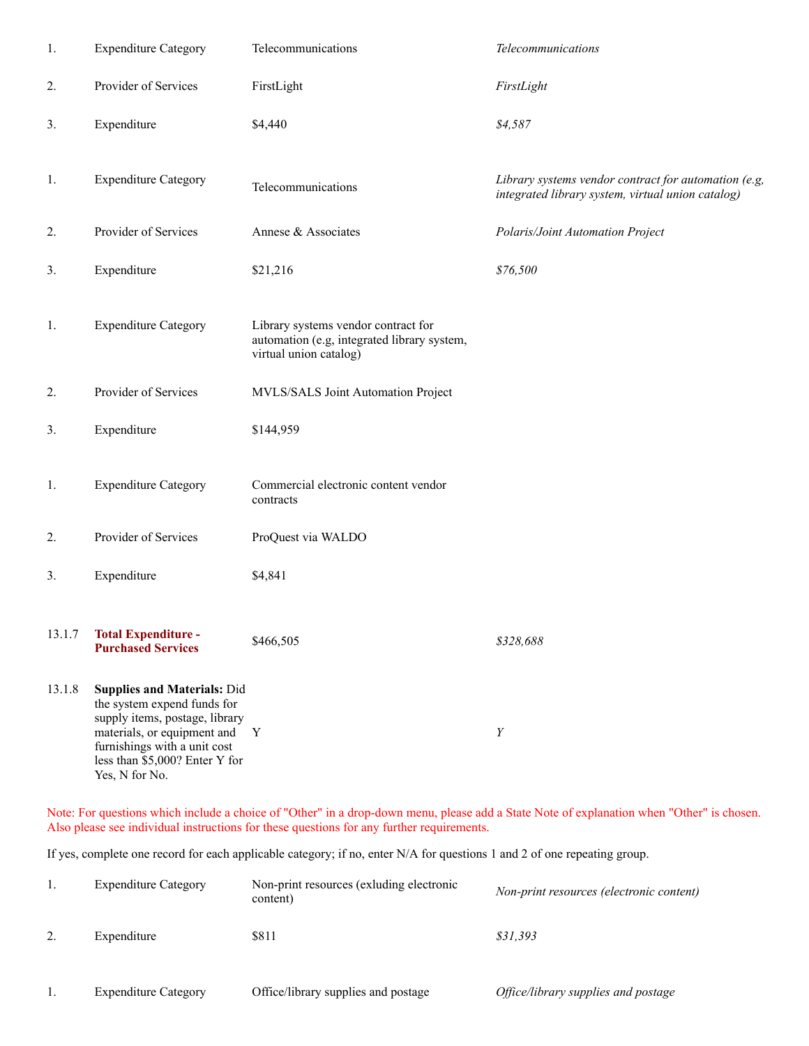| | | | |
|---|---|---|---|
| 1. | Expenditure Category | Telecommunications | *Telecommunications* |
| 2. | Provider of Services | FirstLight | *FirstLight* |
| 3. | Expenditure | $4,440 | *$4,587* |
| | | | |
| 1. | Expenditure Category | Telecommunications | *Library systems vendor contract for automation (e.g, integrated library system, virtual union catalog)* |
| 2. | Provider of Services | Annese & Associates | *Polaris/Joint Automation Project* |
| 3. | Expenditure | $21,216 | *$76,500* |
| | | | |
| 1. | Expenditure Category | Library systems vendor contract for automation (e.g, integrated library system, virtual union catalog) | |
| 2. | Provider of Services | MVLS/SALS Joint Automation Project | |
| 3. | Expenditure | $144,959 | |
| | | | |
| 1. | Expenditure Category | Commercial electronic content vendor contracts | |
| 2. | Provider of Services | ProQuest via WALDO | |
| 3. | Expenditure | $4,841 | |
| | | | |
| 13.1.7 | **Total Expenditure - Purchased Services** | $466,505 | *$328,688* |
| 13.1.8 | **Supplies and Materials:** Did the system expend funds for supply items, postage, library materials, or equipment and furnishings with a unit cost less than $5,000? Enter Y for Yes, N for No. | Y | *Y* |

Note: For questions which include a choice of "Other" in a drop-down menu, please add a State Note of explanation when "Other" is chosen. Also please see individual instructions for these questions for any further requirements.

If yes, complete one record for each applicable category; if no, enter N/A for questions 1 and 2 of one repeating group.

| | | | |
|---|---|---|---|
| 1. | Expenditure Category | Non-print resources (exluding electronic content) | *Non-print resources (electronic content)* |
| 2. | Expenditure | $811 | *$31,393* |
| | | | |
| 1. | Expenditure Category | Office/library supplies and postage | *Office/library supplies and postage* |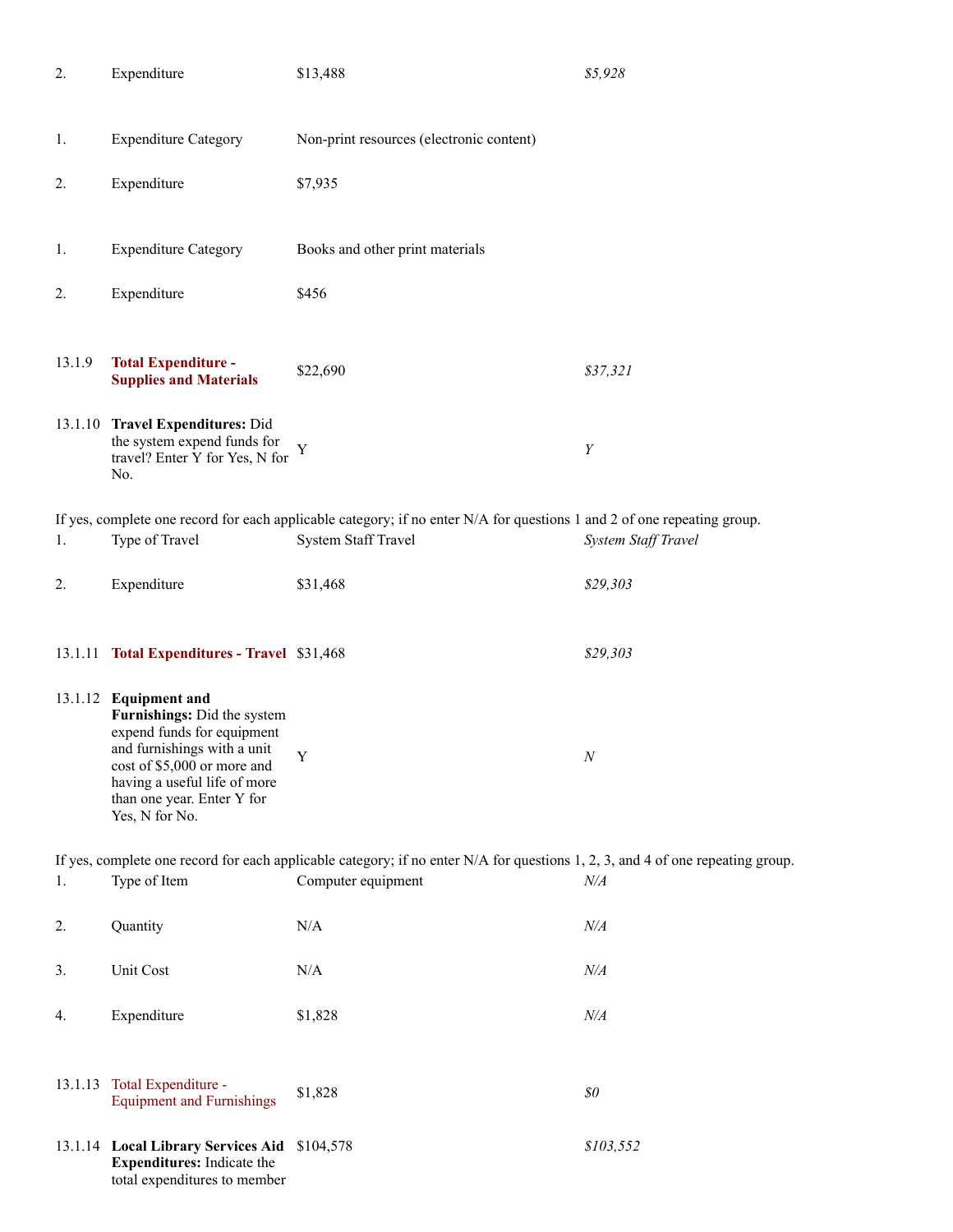| | | | |
|---|---|---|---|
| 2. | Expenditure | $13,488 | *$5,928* |
| 1. | Expenditure Category | Non-print resources (electronic content) | |
| 2. | Expenditure | $7,935 | |
| 1. | Expenditure Category | Books and other print materials | |
| 2. | Expenditure | $456 | |
| 13.1.9 | **Total Expenditure - Supplies and Materials** | $22,690 | *$37,321* |
| 13.1.10 | **Travel Expenditures:** Did the system expend funds for travel? Enter Y for Yes, N for No. | Y | *Y* |

If yes, complete one record for each applicable category; if no enter N/A for questions 1 and 2 of one repeating group.

| | | | |
|---|---|---|---|
| 1. | Type of Travel | System Staff Travel | *System Staff Travel* |
| 2. | Expenditure | $31,468 | *$29,303* |
| 13.1.11 | **Total Expenditures - Travel** | $31,468 | *$29,303* |
| 13.1.12 | **Equipment and Furnishings:** Did the system expend funds for equipment and furnishings with a unit cost of $5,000 or more and having a useful life of more than one year. Enter Y for Yes, N for No. | Y | *N* |

If yes, complete one record for each applicable category; if no enter N/A for questions 1, 2, 3, and 4 of one repeating group.

| | | | |
|---|---|---|---|
| 1. | Type of Item | Computer equipment | *N/A* |
| 2. | Quantity | N/A | *N/A* |
| 3. | Unit Cost | N/A | *N/A* |
| 4. | Expenditure | $1,828 | *N/A* |
| 13.1.13 | Total Expenditure - Equipment and Furnishings | $1,828 | *$0* |
| 13.1.14 | **Local Library Services Aid Expenditures:** Indicate the total expenditures to member | $104,578 | *$103,552* |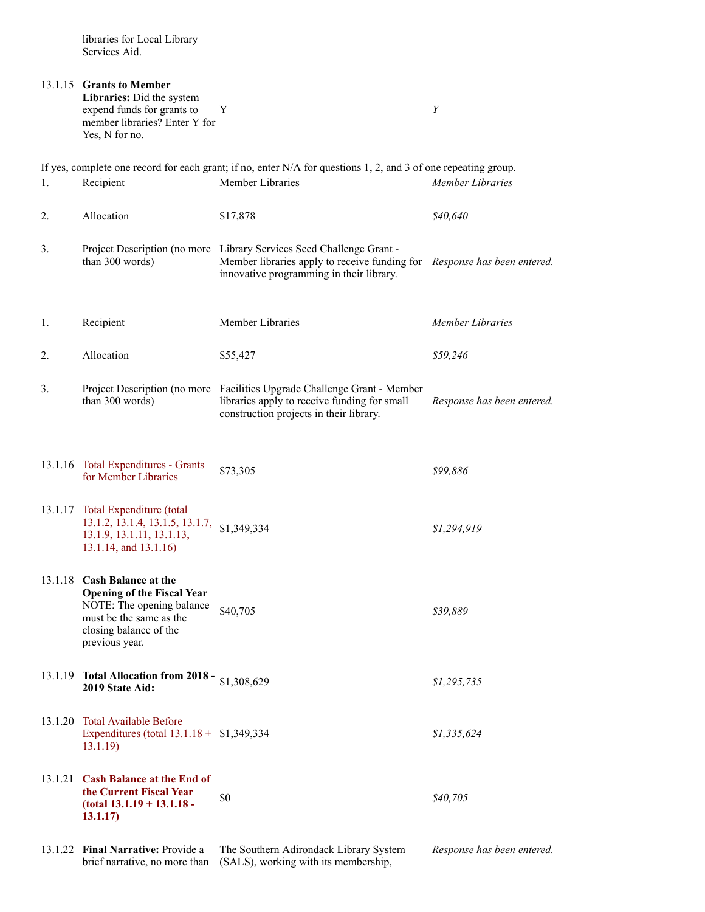| | | | |
|---|---|---|---|
| | libraries for Local Library Services Aid. | | |
| 13.1.15 | **Grants to Member Libraries:** Did the system expend funds for grants to member libraries? Enter Y for Yes, N for no. | Y | *Y* |

If yes, complete one record for each grant; if no, enter N/A for questions 1, 2, and 3 of one repeating group.

| | | | |
|---|---|---|---|
| 1. | Recipient | Member Libraries | *Member Libraries* |
| 2. | Allocation | $17,878 | *$40,640* |
| 3. | Project Description (no more than 300 words) | Library Services Seed Challenge Grant - Member libraries apply to receive funding for innovative programming in their library. | *Response has been entered.* |
| 1. | Recipient | Member Libraries | *Member Libraries* |
| 2. | Allocation | $55,427 | *$59,246* |
| 3. | Project Description (no more than 300 words) | Facilities Upgrade Challenge Grant - Member libraries apply to receive funding for small construction projects in their library. | *Response has been entered.* |
| 13.1.16 | Total Expenditures - Grants for Member Libraries | $73,305 | *$99,886* |
| 13.1.17 | Total Expenditure (total 13.1.2, 13.1.4, 13.1.5, 13.1.7, 13.1.9, 13.1.11, 13.1.13, 13.1.14, and 13.1.16) | $1,349,334 | *$1,294,919* |
| 13.1.18 | **Cash Balance at the Opening of the Fiscal Year** NOTE: The opening balance must be the same as the closing balance of the previous year. | $40,705 | *$39,889* |
| 13.1.19 | **Total Allocation from 2018 - 2019 State Aid:** | $1,308,629 | *$1,295,735* |
| 13.1.20 | Total Available Before Expenditures (total 13.1.18 + 13.1.19) | $1,349,334 | *$1,335,624* |
| 13.1.21 | **Cash Balance at the End of the Current Fiscal Year (total 13.1.19 + 13.1.18 - 13.1.17)** | $0 | *$40,705* |
| 13.1.22 | **Final Narrative:** Provide a brief narrative, no more than | The Southern Adirondack Library System (SALS), working with its membership, | *Response has been entered.* |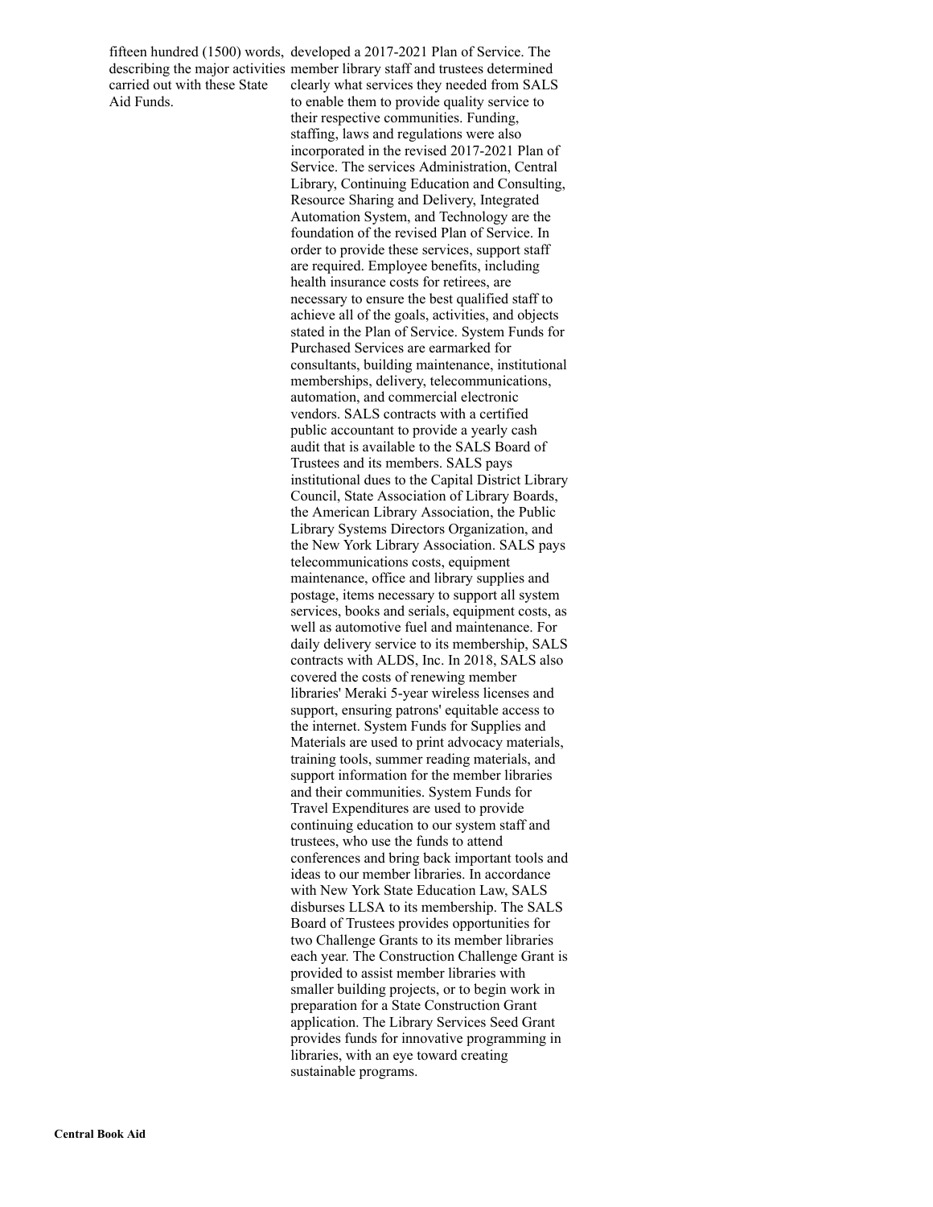| | |
|---|---|
| fifteen hundred (1500) words, describing the major activities carried out with these State Aid Funds. | developed a 2017-2021 Plan of Service. The member library staff and trustees determined clearly what services they needed from SALS to enable them to provide quality service to their respective communities. Funding, staffing, laws and regulations were also incorporated in the revised 2017-2021 Plan of Service. The services Administration, Central Library, Continuing Education and Consulting, Resource Sharing and Delivery, Integrated Automation System, and Technology are the foundation of the revised Plan of Service. In order to provide these services, support staff are required. Employee benefits, including health insurance costs for retirees, are necessary to ensure the best qualified staff to achieve all of the goals, activities, and objects stated in the Plan of Service. System Funds for Purchased Services are earmarked for consultants, building maintenance, institutional memberships, delivery, telecommunications, automation, and commercial electronic vendors. SALS contracts with a certified public accountant to provide a yearly cash audit that is available to the SALS Board of Trustees and its members. SALS pays institutional dues to the Capital District Library Council, State Association of Library Boards, the American Library Association, the Public Library Systems Directors Organization, and the New York Library Association. SALS pays telecommunications costs, equipment maintenance, office and library supplies and postage, items necessary to support all system services, books and serials, equipment costs, as well as automotive fuel and maintenance. For daily delivery service to its membership, SALS contracts with ALDS, Inc. In 2018, SALS also covered the costs of renewing member libraries' Meraki 5-year wireless licenses and support, ensuring patrons' equitable access to the internet. System Funds for Supplies and Materials are used to print advocacy materials, training tools, summer reading materials, and support information for the member libraries and their communities. System Funds for Travel Expenditures are used to provide continuing education to our system staff and trustees, who use the funds to attend conferences and bring back important tools and ideas to our member libraries. In accordance with New York State Education Law, SALS disburses LLSA to its membership. The SALS Board of Trustees provides opportunities for two Challenge Grants to its member libraries each year. The Construction Challenge Grant is provided to assist member libraries with smaller building projects, or to begin work in preparation for a State Construction Grant application. The Library Services Seed Grant provides funds for innovative programming in libraries, with an eye toward creating sustainable programs. |

**Central Book Aid**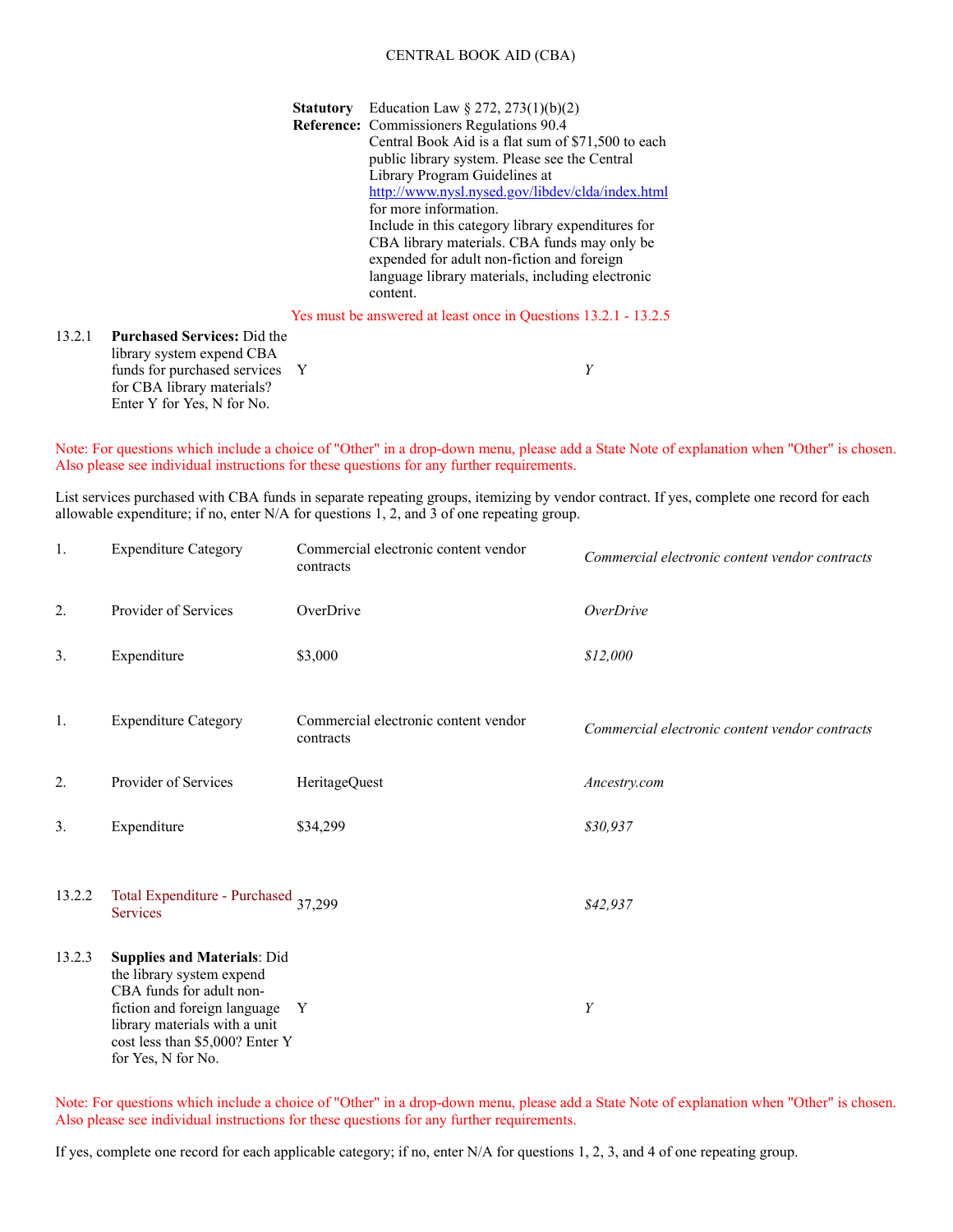# CENTRAL BOOK AID (CBA)

**Statutory Reference:** Education Law § 272, 273(1)(b)(2)
Commissioners Regulations 90.4
Central Book Aid is a flat sum of $71,500 to each public library system. Please see the Central Library Program Guidelines at http://www.nysl.nysed.gov/libdev/clda/index.html for more information.
Include in this category library expenditures for CBA library materials. CBA funds may only be expended for adult non-fiction and foreign language library materials, including electronic content.

Yes must be answered at least once in Questions 13.2.1 - 13.2.5

| | | | |
|---|---|---|---|
| 13.2.1 | **Purchased Services:** Did the library system expend CBA funds for purchased services for CBA library materials? Enter Y for Yes, N for No. | Y | *Y* |

Note: For questions which include a choice of "Other" in a drop-down menu, please add a State Note of explanation when "Other" is chosen. Also please see individual instructions for these questions for any further requirements.

List services purchased with CBA funds in separate repeating groups, itemizing by vendor contract. If yes, complete one record for each allowable expenditure; if no, enter N/A for questions 1, 2, and 3 of one repeating group.

| | | | |
|---|---|---|---|
| 1. | Expenditure Category | Commercial electronic content vendor contracts | *Commercial electronic content vendor contracts* |
| 2. | Provider of Services | OverDrive | *OverDrive* |
| 3. | Expenditure | $3,000 | *$12,000* |
| 1. | Expenditure Category | Commercial electronic content vendor contracts | *Commercial electronic content vendor contracts* |
| 2. | Provider of Services | HeritageQuest | *Ancestry.com* |
| 3. | Expenditure | $34,299 | *$30,937* |

| | | | |
|---|---|---|---|
| 13.2.2 | Total Expenditure - Purchased Services | 37,299 | *$42,937* |
| 13.2.3 | **Supplies and Materials**: Did the library system expend CBA funds for adult non-fiction and foreign language library materials with a unit cost less than $5,000? Enter Y for Yes, N for No. | Y | *Y* |

Note: For questions which include a choice of "Other" in a drop-down menu, please add a State Note of explanation when "Other" is chosen. Also please see individual instructions for these questions for any further requirements.

If yes, complete one record for each applicable category; if no, enter N/A for questions 1, 2, 3, and 4 of one repeating group.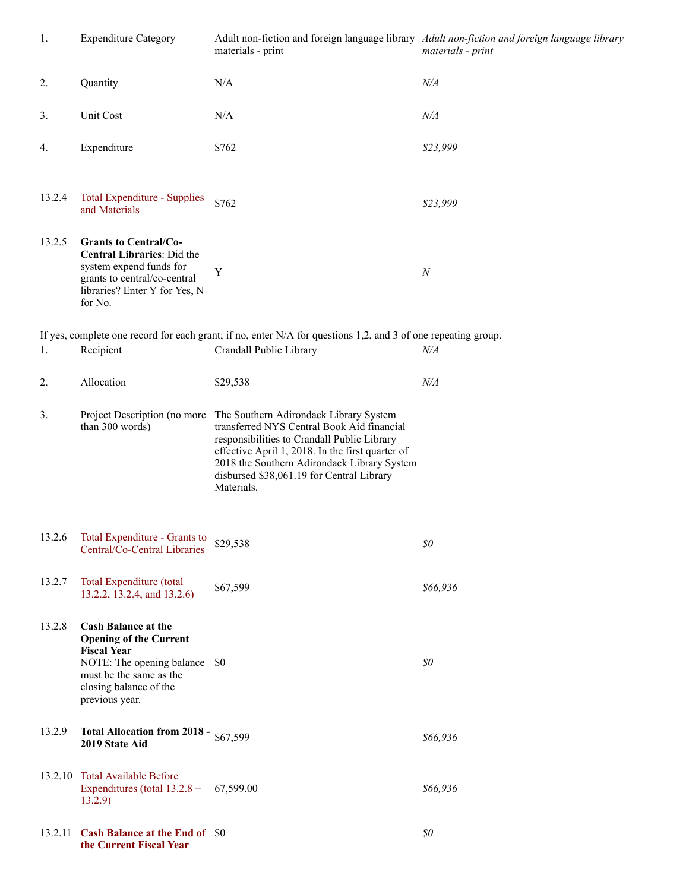| | | | |
|---|---|---|---|
| 1. | Expenditure Category | Adult non-fiction and foreign language library materials - print | *Adult non-fiction and foreign language library materials - print* |
| 2. | Quantity | N/A | *N/A* |
| 3. | Unit Cost | N/A | *N/A* |
| 4. | Expenditure | $762 | *$23,999* |
| 13.2.4 | Total Expenditure - Supplies and Materials | $762 | *$23,999* |
| 13.2.5 | **Grants to Central/Co-Central Libraries**: Did the system expend funds for grants to central/co-central libraries? Enter Y for Yes, N for No. | Y | *N* |

If yes, complete one record for each grant; if no, enter N/A for questions 1,2, and 3 of one repeating group.

| | | | |
|---|---|---|---|
| 1. | Recipient | Crandall Public Library | *N/A* |
| 2. | Allocation | $29,538 | *N/A* |
| 3. | Project Description (no more than 300 words) | The Southern Adirondack Library System transferred NYS Central Book Aid financial responsibilities to Crandall Public Library effective April 1, 2018. In the first quarter of 2018 the Southern Adirondack Library System disbursed $38,061.19 for Central Library Materials. | |
| 13.2.6 | Total Expenditure - Grants to Central/Co-Central Libraries | $29,538 | *$0* |
| 13.2.7 | Total Expenditure (total 13.2.2, 13.2.4, and 13.2.6) | $67,599 | *$66,936* |
| 13.2.8 | **Cash Balance at the Opening of the Current Fiscal Year** NOTE: The opening balance must be the same as the closing balance of the previous year. | $0 | *$0* |
| 13.2.9 | **Total Allocation from 2018 - 2019 State Aid** | $67,599 | *$66,936* |
| 13.2.10 | Total Available Before Expenditures (total 13.2.8 + 13.2.9) | 67,599.00 | *$66,936* |
| 13.2.11 | **Cash Balance at the End of the Current Fiscal Year** | $0 | *$0* |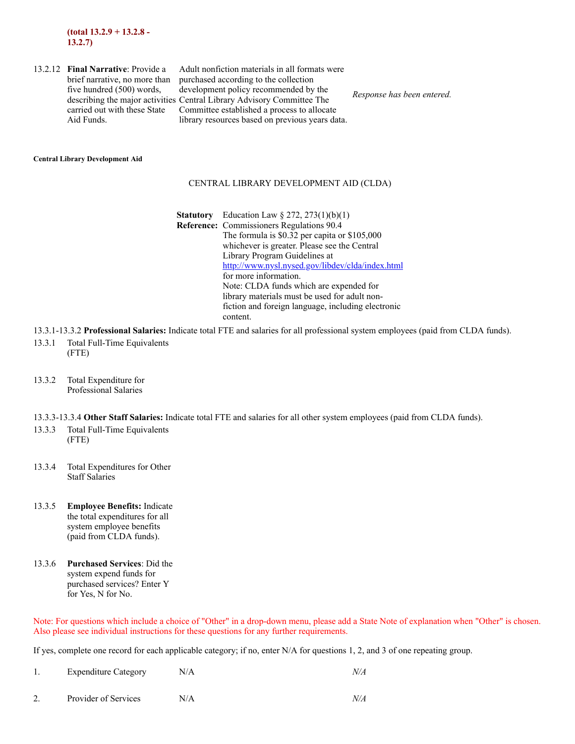**(total 13.2.9 + 13.2.8 - 13.2.7)**

| | | | |
|---|---|---|---|
| 13.2.12 | **Final Narrative**: Provide a brief narrative, no more than five hundred (500) words, describing the major activities carried out with these State Aid Funds. | Adult nonfiction materials in all formats were purchased according to the collection development policy recommended by the Central Library Advisory Committee The Committee established a process to allocate library resources based on previous years data. | *Response has been entered.* |

**Central Library Development Aid**

CENTRAL LIBRARY DEVELOPMENT AID (CLDA)

**Statutory Reference:** Education Law § 272, 273(1)(b)(1)
Commissioners Regulations 90.4
The formula is $0.32 per capita or $105,000 whichever is greater. Please see the Central Library Program Guidelines at http://www.nysl.nysed.gov/libdev/clda/index.html for more information.
Note: CLDA funds which are expended for library materials must be used for adult non-fiction and foreign language, including electronic content.

13.3.1-13.3.2 **Professional Salaries:** Indicate total FTE and salaries for all professional system employees (paid from CLDA funds).

13.3.1 Total Full-Time Equivalents (FTE)

13.3.2 Total Expenditure for Professional Salaries

13.3.3-13.3.4 **Other Staff Salaries:** Indicate total FTE and salaries for all other system employees (paid from CLDA funds).

13.3.3 Total Full-Time Equivalents (FTE)

13.3.4 Total Expenditures for Other Staff Salaries

13.3.5 **Employee Benefits:** Indicate the total expenditures for all system employee benefits (paid from CLDA funds).

13.3.6 **Purchased Services**: Did the system expend funds for purchased services? Enter Y for Yes, N for No.

Note: For questions which include a choice of "Other" in a drop-down menu, please add a State Note of explanation when "Other" is chosen. Also please see individual instructions for these questions for any further requirements.

If yes, complete one record for each applicable category; if no, enter N/A for questions 1, 2, and 3 of one repeating group.

| | | | |
|---|---|---|---|
| 1. | Expenditure Category | N/A | *N/A* |
| 2. | Provider of Services | N/A | *N/A* |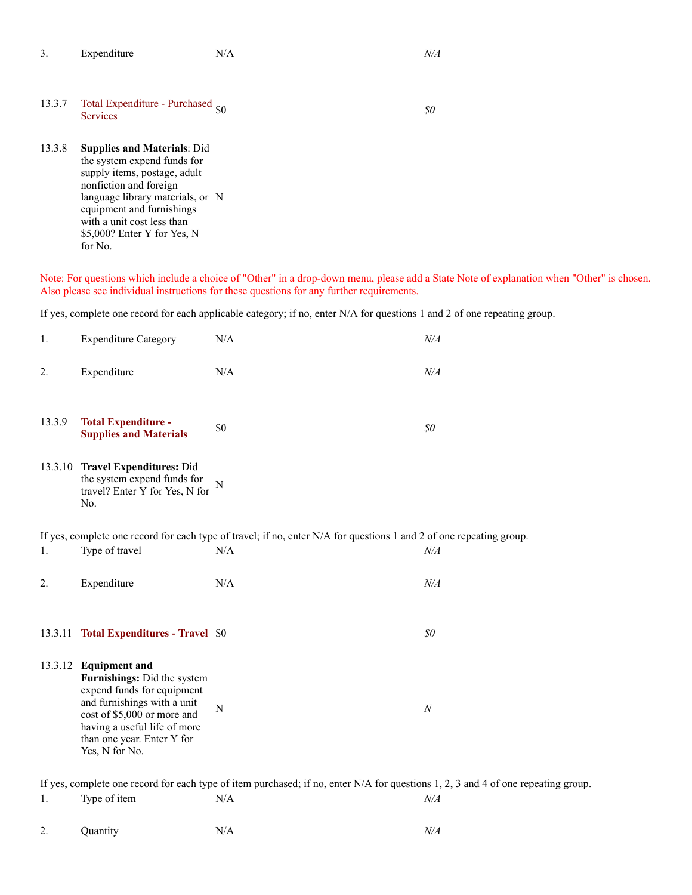| | | | |
|---|---|---|---|
| 3. | Expenditure | N/A | *N/A* |
| 13.3.7 | Total Expenditure - Purchased Services | $0 | *$0* |
| 13.3.8 | **Supplies and Materials**: Did the system expend funds for supply items, postage, adult nonfiction and foreign language library materials, or equipment and furnishings with a unit cost less than $5,000? Enter Y for Yes, N for No. | N | |

Note: For questions which include a choice of "Other" in a drop-down menu, please add a State Note of explanation when "Other" is chosen. Also please see individual instructions for these questions for any further requirements.

If yes, complete one record for each applicable category; if no, enter N/A for questions 1 and 2 of one repeating group.

| | | | |
|---|---|---|---|
| 1. | Expenditure Category | N/A | *N/A* |
| 2. | Expenditure | N/A | *N/A* |
| 13.3.9 | **Total Expenditure - Supplies and Materials** | $0 | *$0* |
| 13.3.10 | **Travel Expenditures:** Did the system expend funds for travel? Enter Y for Yes, N for No. | N | |

If yes, complete one record for each type of travel; if no, enter N/A for questions 1 and 2 of one repeating group.

| | | | |
|---|---|---|---|
| 1. | Type of travel | N/A | *N/A* |
| 2. | Expenditure | N/A | *N/A* |
| 13.3.11 | **Total Expenditures - Travel** | $0 | *$0* |
| 13.3.12 | **Equipment and Furnishings:** Did the system expend funds for equipment and furnishings with a unit cost of $5,000 or more and having a useful life of more than one year. Enter Y for Yes, N for No. | N | *N* |

If yes, complete one record for each type of item purchased; if no, enter N/A for questions 1, 2, 3 and 4 of one repeating group.

| | | | |
|---|---|---|---|
| 1. | Type of item | N/A | *N/A* |
| 2. | Quantity | N/A | *N/A* |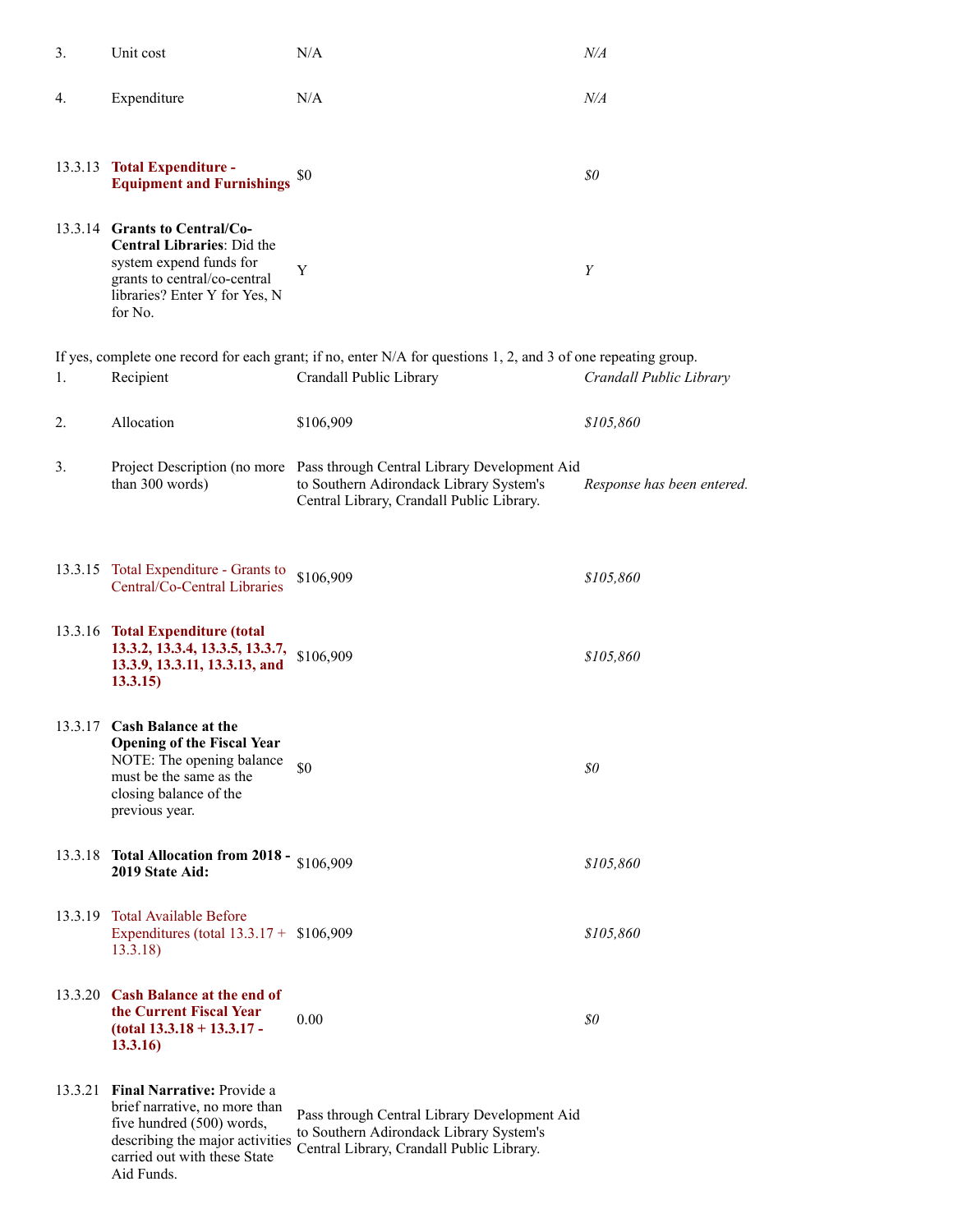| | | | |
|---|---|---|---|
| 3. | Unit cost | N/A | *N/A* |
| 4. | Expenditure | N/A | *N/A* |
| 13.3.13 | **Total Expenditure - Equipment and Furnishings** | $0 | *$0* |
| 13.3.14 | **Grants to Central/Co-Central Libraries**: Did the system expend funds for grants to central/co-central libraries? Enter Y for Yes, N for No. | Y | *Y* |

If yes, complete one record for each grant; if no, enter N/A for questions 1, 2, and 3 of one repeating group.

| | | | |
|---|---|---|---|
| 1. | Recipient | Crandall Public Library | *Crandall Public Library* |
| 2. | Allocation | $106,909 | *$105,860* |
| 3. | Project Description (no more than 300 words) | Pass through Central Library Development Aid to Southern Adirondack Library System's Central Library, Crandall Public Library. | *Response has been entered.* |
| 13.3.15 | Total Expenditure - Grants to Central/Co-Central Libraries | $106,909 | *$105,860* |
| 13.3.16 | **Total Expenditure (total 13.3.2, 13.3.4, 13.3.5, 13.3.7, 13.3.9, 13.3.11, 13.3.13, and 13.3.15)** | $106,909 | *$105,860* |
| 13.3.17 | **Cash Balance at the Opening of the Fiscal Year** NOTE: The opening balance must be the same as the closing balance of the previous year. | $0 | *$0* |
| 13.3.18 | **Total Allocation from 2018 - 2019 State Aid:** | $106,909 | *$105,860* |
| 13.3.19 | Total Available Before Expenditures (total 13.3.17 + 13.3.18) | $106,909 | *$105,860* |
| 13.3.20 | **Cash Balance at the end of the Current Fiscal Year (total 13.3.18 + 13.3.17 - 13.3.16)** | 0.00 | *$0* |
| 13.3.21 | **Final Narrative:** Provide a brief narrative, no more than five hundred (500) words, describing the major activities carried out with these State Aid Funds. | Pass through Central Library Development Aid to Southern Adirondack Library System's Central Library, Crandall Public Library. | |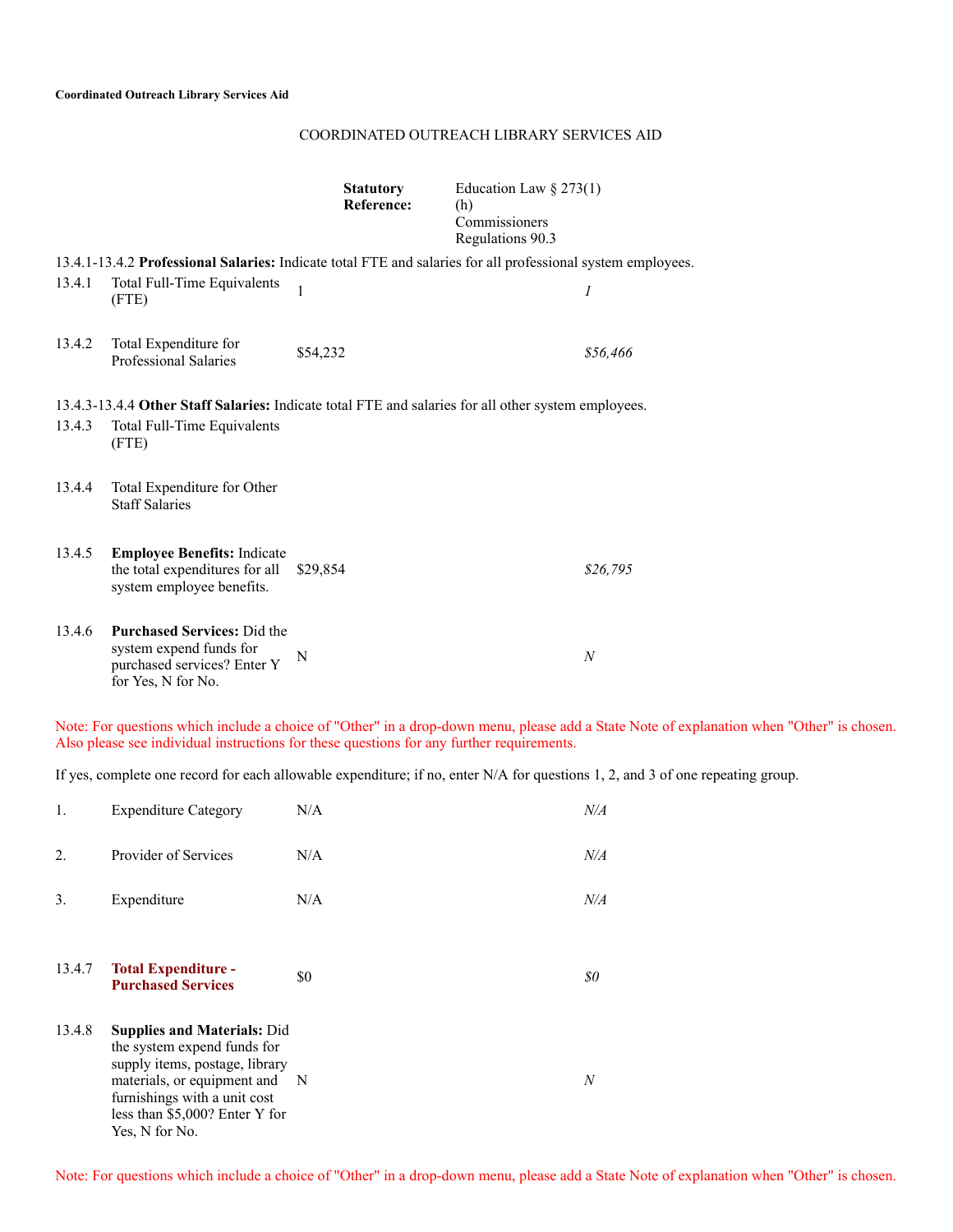**Coordinated Outreach Library Services Aid**

COORDINATED OUTREACH LIBRARY SERVICES AID

**Statutory Reference:** Education Law § 273(1)(h) Commissioners Regulations 90.3

13.4.1-13.4.2 **Professional Salaries:** Indicate total FTE and salaries for all professional system employees.

| | | | |
|---|---|---|---|
| 13.4.1 | Total Full-Time Equivalents (FTE) | 1 | *1* |
| 13.4.2 | Total Expenditure for Professional Salaries | $54,232 | *$56,466* |

13.4.3-13.4.4 **Other Staff Salaries:** Indicate total FTE and salaries for all other system employees.

| | | | |
|---|---|---|---|
| 13.4.3 | Total Full-Time Equivalents (FTE) | | |
| 13.4.4 | Total Expenditure for Other Staff Salaries | | |
| 13.4.5 | **Employee Benefits:** Indicate the total expenditures for all system employee benefits. | $29,854 | *$26,795* |
| 13.4.6 | **Purchased Services:** Did the system expend funds for purchased services? Enter Y for Yes, N for No. | N | *N* |

Note: For questions which include a choice of "Other" in a drop-down menu, please add a State Note of explanation when "Other" is chosen. Also please see individual instructions for these questions for any further requirements.

If yes, complete one record for each allowable expenditure; if no, enter N/A for questions 1, 2, and 3 of one repeating group.

| | | | |
|---|---|---|---|
| 1. | Expenditure Category | N/A | *N/A* |
| 2. | Provider of Services | N/A | *N/A* |
| 3. | Expenditure | N/A | *N/A* |

| | | | |
|---|---|---|---|
| 13.4.7 | **Total Expenditure - Purchased Services** | $0 | *$0* |
| 13.4.8 | **Supplies and Materials:** Did the system expend funds for supply items, postage, library materials, or equipment and furnishings with a unit cost less than $5,000? Enter Y for Yes, N for No. | N | *N* |

Note: For questions which include a choice of "Other" in a drop-down menu, please add a State Note of explanation when "Other" is chosen.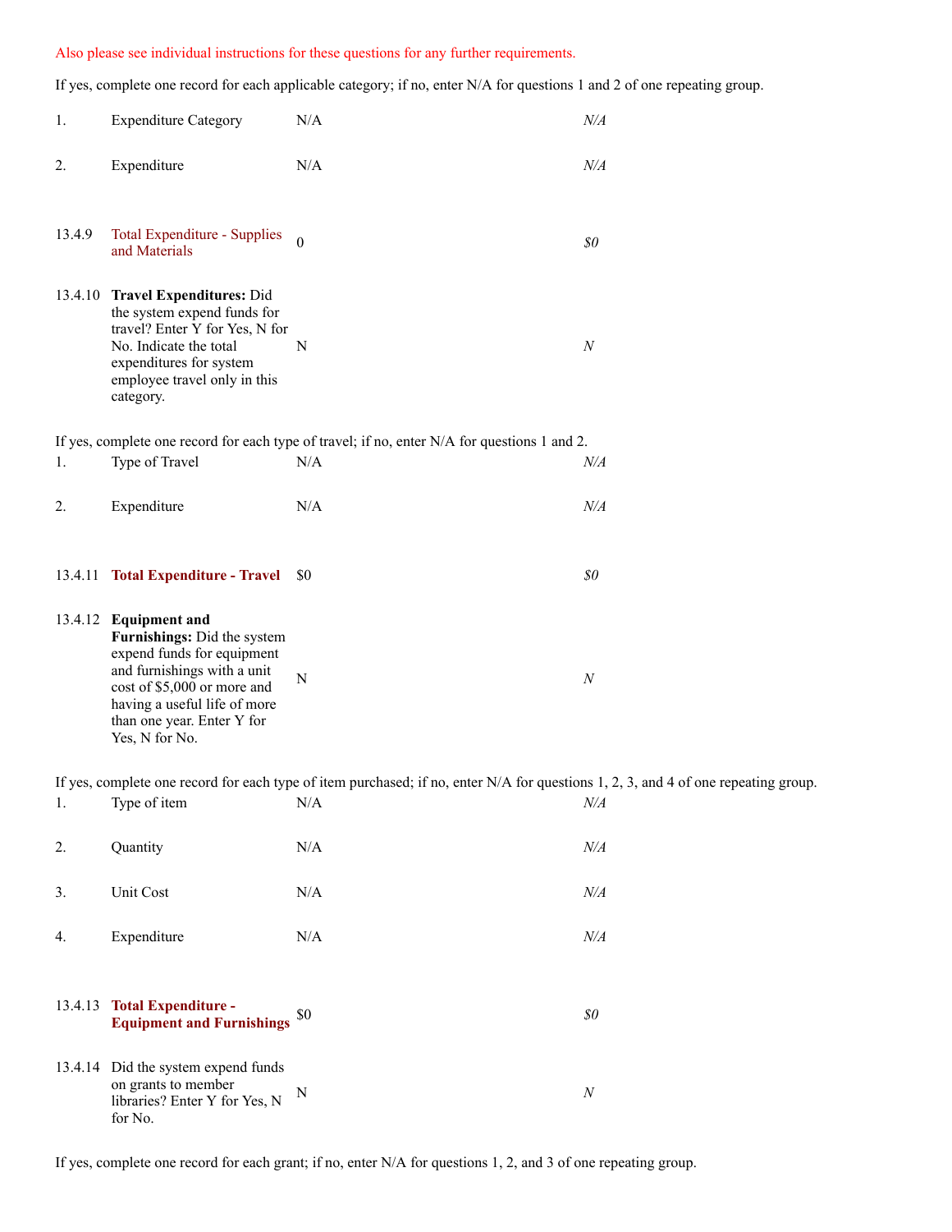Also please see individual instructions for these questions for any further requirements.

If yes, complete one record for each applicable category; if no, enter N/A for questions 1 and 2 of one repeating group.

| | | | |
|---|---|---|---|
| 1. | Expenditure Category | N/A | *N/A* |
| 2. | Expenditure | N/A | *N/A* |
| 13.4.9 | Total Expenditure - Supplies and Materials | 0 | *$0* |
| 13.4.10 | **Travel Expenditures:** Did the system expend funds for travel? Enter Y for Yes, N for No. Indicate the total expenditures for system employee travel only in this category. | N | *N* |

If yes, complete one record for each type of travel; if no, enter N/A for questions 1 and 2.

| | | | |
|---|---|---|---|
| 1. | Type of Travel | N/A | *N/A* |
| 2. | Expenditure | N/A | *N/A* |
| 13.4.11 | **Total Expenditure - Travel** | $0 | *$0* |
| 13.4.12 | **Equipment and Furnishings:** Did the system expend funds for equipment and furnishings with a unit cost of $5,000 or more and having a useful life of more than one year. Enter Y for Yes, N for No. | N | *N* |

If yes, complete one record for each type of item purchased; if no, enter N/A for questions 1, 2, 3, and 4 of one repeating group.

| | | | |
|---|---|---|---|
| 1. | Type of item | N/A | *N/A* |
| 2. | Quantity | N/A | *N/A* |
| 3. | Unit Cost | N/A | *N/A* |
| 4. | Expenditure | N/A | *N/A* |
| 13.4.13 | **Total Expenditure - Equipment and Furnishings** | $0 | *$0* |
| 13.4.14 | Did the system expend funds on grants to member libraries? Enter Y for Yes, N for No. | N | *N* |

If yes, complete one record for each grant; if no, enter N/A for questions 1, 2, and 3 of one repeating group.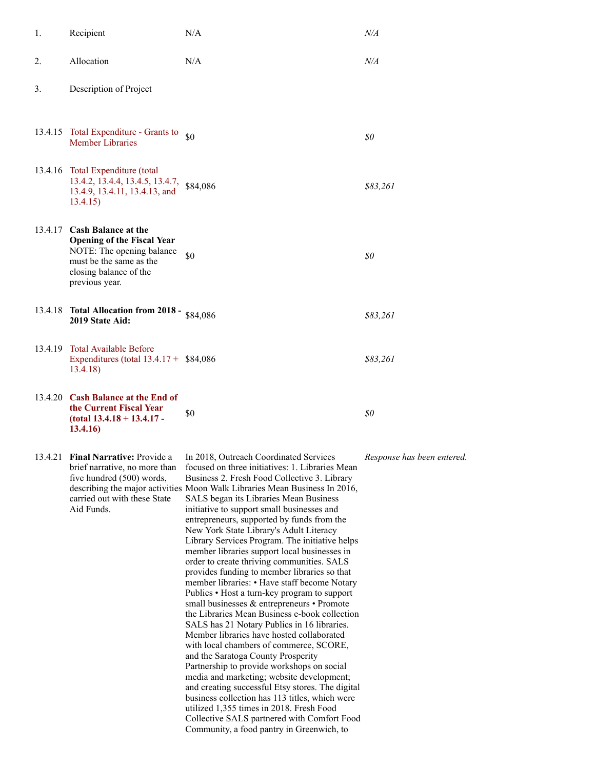| | | | |
|---|---|---|---|
| 1. | Recipient | N/A | *N/A* |
| 2. | Allocation | N/A | *N/A* |
| 3. | Description of Project | | |
| 13.4.15 | Total Expenditure - Grants to Member Libraries | $0 | *$0* |
| 13.4.16 | Total Expenditure (total 13.4.2, 13.4.4, 13.4.5, 13.4.7, 13.4.9, 13.4.11, 13.4.13, and 13.4.15) | $84,086 | *$83,261* |
| 13.4.17 | **Cash Balance at the Opening of the Fiscal Year** NOTE: The opening balance must be the same as the closing balance of the previous year. | $0 | *$0* |
| 13.4.18 | **Total Allocation from 2018 - 2019 State Aid:** | $84,086 | *$83,261* |
| 13.4.19 | Total Available Before Expenditures (total 13.4.17 + 13.4.18) | $84,086 | *$83,261* |
| 13.4.20 | **Cash Balance at the End of the Current Fiscal Year (total 13.4.18 + 13.4.17 - 13.4.16)** | $0 | *$0* |
| 13.4.21 | **Final Narrative:** Provide a brief narrative, no more than five hundred (500) words, describing the major activities carried out with these State Aid Funds. | In 2018, Outreach Coordinated Services focused on three initiatives: 1. Libraries Mean Business 2. Fresh Food Collective 3. Library Moon Walk Libraries Mean Business In 2016, SALS began its Libraries Mean Business initiative to support small businesses and entrepreneurs, supported by funds from the New York State Library's Adult Literacy Library Services Program. The initiative helps member libraries support local businesses in order to create thriving communities. SALS provides funding to member libraries so that member libraries: • Have staff become Notary Publics • Host a turn-key program to support small businesses & entrepreneurs • Promote the Libraries Mean Business e-book collection SALS has 21 Notary Publics in 16 libraries. Member libraries have hosted collaborated with local chambers of commerce, SCORE, and the Saratoga County Prosperity Partnership to provide workshops on social media and marketing; website development; and creating successful Etsy stores. The digital business collection has 113 titles, which were utilized 1,355 times in 2018. Fresh Food Collective SALS partnered with Comfort Food Community, a food pantry in Greenwich, to | *Response has been entered.* |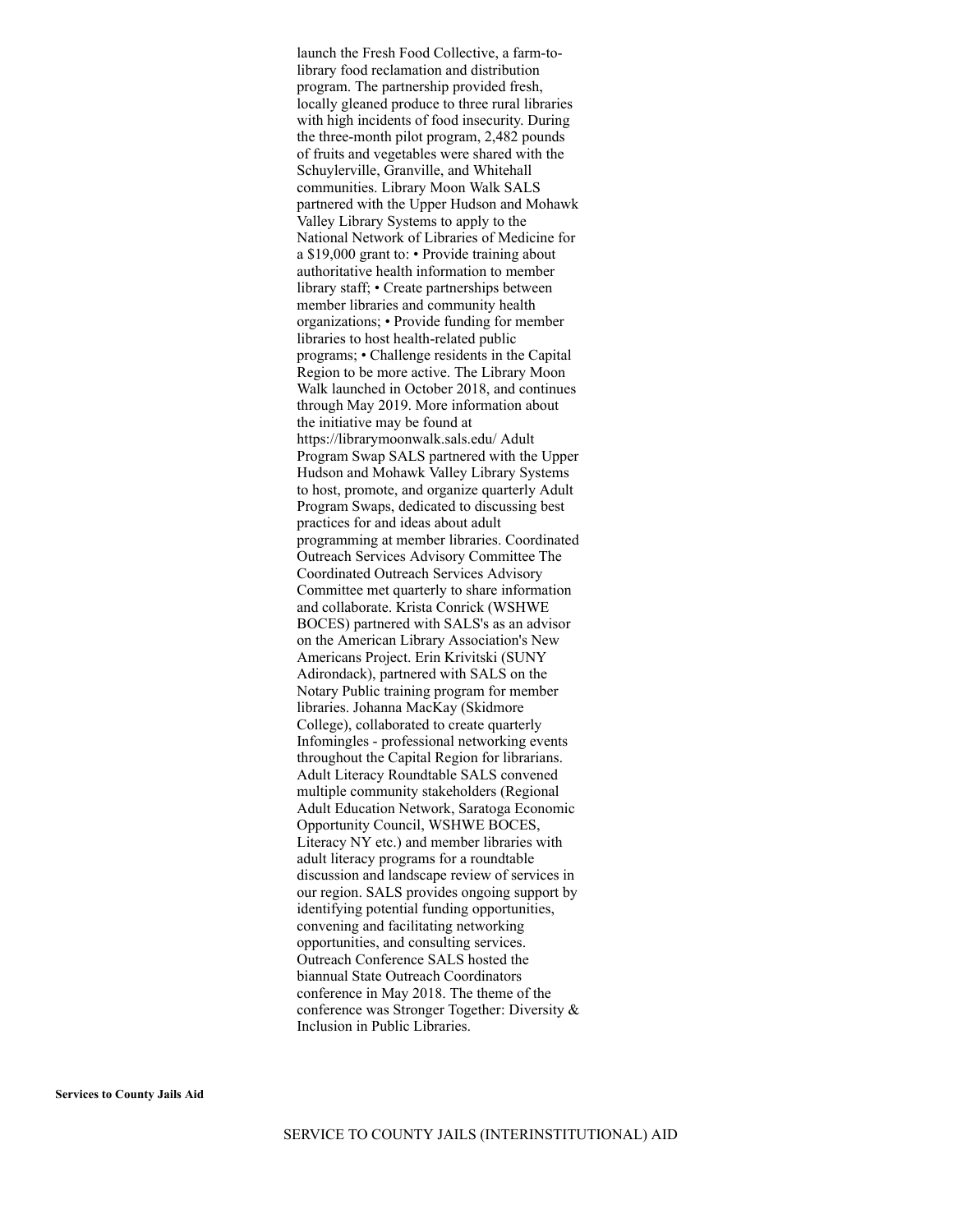launch the Fresh Food Collective, a farm-to-library food reclamation and distribution program. The partnership provided fresh, locally gleaned produce to three rural libraries with high incidents of food insecurity. During the three-month pilot program, 2,482 pounds of fruits and vegetables were shared with the Schuylerville, Granville, and Whitehall communities. Library Moon Walk SALS partnered with the Upper Hudson and Mohawk Valley Library Systems to apply to the National Network of Libraries of Medicine for a $19,000 grant to: • Provide training about authoritative health information to member library staff; • Create partnerships between member libraries and community health organizations; • Provide funding for member libraries to host health-related public programs; • Challenge residents in the Capital Region to be more active. The Library Moon Walk launched in October 2018, and continues through May 2019. More information about the initiative may be found at https://librarymoonwalk.sals.edu/ Adult Program Swap SALS partnered with the Upper Hudson and Mohawk Valley Library Systems to host, promote, and organize quarterly Adult Program Swaps, dedicated to discussing best practices for and ideas about adult programming at member libraries. Coordinated Outreach Services Advisory Committee The Coordinated Outreach Services Advisory Committee met quarterly to share information and collaborate. Krista Conrick (WSHWE BOCES) partnered with SALS's as an advisor on the American Library Association's New Americans Project. Erin Krivitski (SUNY Adirondack), partnered with SALS on the Notary Public training program for member libraries. Johanna MacKay (Skidmore College), collaborated to create quarterly Infomingles - professional networking events throughout the Capital Region for librarians. Adult Literacy Roundtable SALS convened multiple community stakeholders (Regional Adult Education Network, Saratoga Economic Opportunity Council, WSHWE BOCES, Literacy NY etc.) and member libraries with adult literacy programs for a roundtable discussion and landscape review of services in our region. SALS provides ongoing support by identifying potential funding opportunities, convening and facilitating networking opportunities, and consulting services. Outreach Conference SALS hosted the biannual State Outreach Coordinators conference in May 2018. The theme of the conference was Stronger Together: Diversity & Inclusion in Public Libraries.

**Services to County Jails Aid**

SERVICE TO COUNTY JAILS (INTERINSTITUTIONAL) AID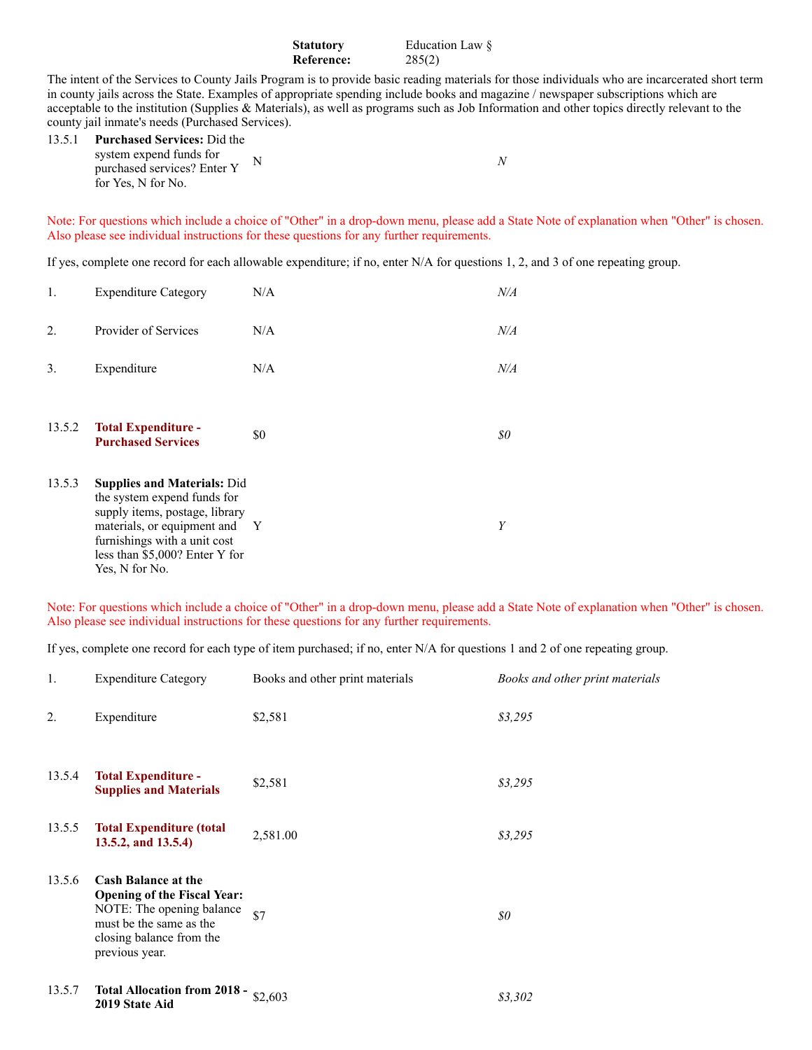| | |
|---|---|
| **Statutory Reference:** | Education Law § 285(2) |

The intent of the Services to County Jails Program is to provide basic reading materials for those individuals who are incarcerated short term in county jails across the State. Examples of appropriate spending include books and magazine / newspaper subscriptions which are acceptable to the institution (Supplies & Materials), as well as programs such as Job Information and other topics directly relevant to the county jail inmate's needs (Purchased Services).

| | | | |
|---|---|---|---|
| 13.5.1 | **Purchased Services:** Did the system expend funds for purchased services? Enter Y for Yes, N for No. | N | *N* |

Note: For questions which include a choice of "Other" in a drop-down menu, please add a State Note of explanation when "Other" is chosen. Also please see individual instructions for these questions for any further requirements.

If yes, complete one record for each allowable expenditure; if no, enter N/A for questions 1, 2, and 3 of one repeating group.

| | | | |
|---|---|---|---|
| 1. | Expenditure Category | N/A | *N/A* |
| 2. | Provider of Services | N/A | *N/A* |
| 3. | Expenditure | N/A | *N/A* |
| 13.5.2 | **Total Expenditure - Purchased Services** | $0 | *$0* |
| 13.5.3 | **Supplies and Materials:** Did the system expend funds for supply items, postage, library materials, or equipment and furnishings with a unit cost less than $5,000? Enter Y for Yes, N for No. | Y | *Y* |

Note: For questions which include a choice of "Other" in a drop-down menu, please add a State Note of explanation when "Other" is chosen. Also please see individual instructions for these questions for any further requirements.

If yes, complete one record for each type of item purchased; if no, enter N/A for questions 1 and 2 of one repeating group.

| | | | |
|---|---|---|---|
| 1. | Expenditure Category | Books and other print materials | *Books and other print materials* |
| 2. | Expenditure | $2,581 | *$3,295* |
| 13.5.4 | **Total Expenditure - Supplies and Materials** | $2,581 | *$3,295* |
| 13.5.5 | **Total Expenditure (total 13.5.2, and 13.5.4)** | 2,581.00 | *$3,295* |
| 13.5.6 | **Cash Balance at the Opening of the Fiscal Year:** NOTE: The opening balance must be the same as the closing balance from the previous year. | $7 | *$0* |
| 13.5.7 | **Total Allocation from 2018 - 2019 State Aid** | $2,603 | *$3,302* |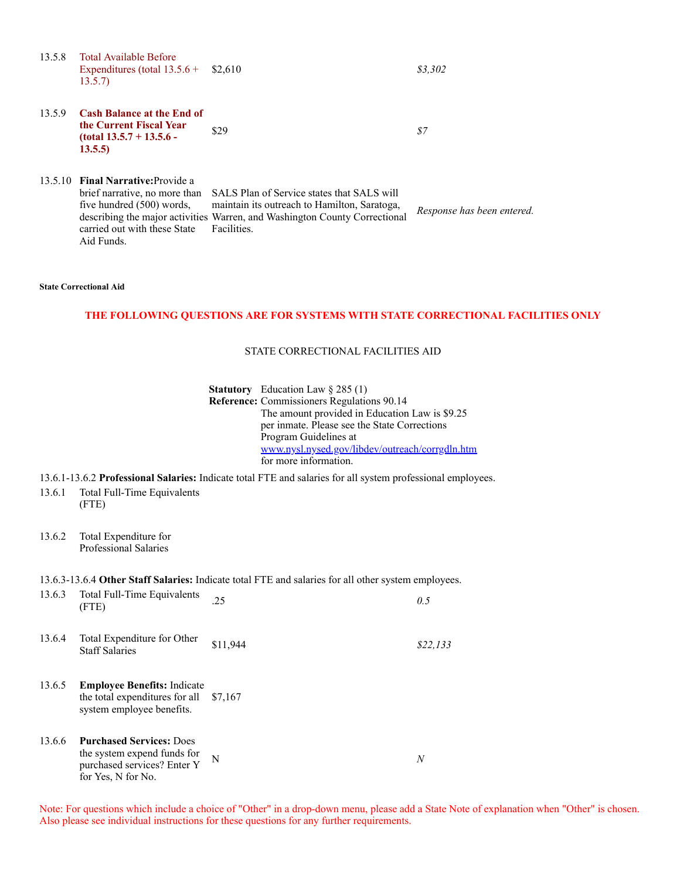| | | | |
|---|---|---|---|
| 13.5.8 | Total Available Before Expenditures (total 13.5.6 + 13.5.7) | $2,610 | *$3,302* |
| 13.5.9 | **Cash Balance at the End of the Current Fiscal Year (total 13.5.7 + 13.5.6 - 13.5.5)** | $29 | *$7* |
| 13.5.10 | **Final Narrative:** Provide a brief narrative, no more than five hundred (500) words, describing the major activities carried out with these State Aid Funds. | SALS Plan of Service states that SALS will maintain its outreach to Hamilton, Saratoga, Warren, and Washington County Correctional Facilities. | *Response has been entered.* |

**State Correctional Aid**

**THE FOLLOWING QUESTIONS ARE FOR SYSTEMS WITH STATE CORRECTIONAL FACILITIES ONLY**

STATE CORRECTIONAL FACILITIES AID

**Statutory Reference:** Education Law § 285 (1)
Commissioners Regulations 90.14
The amount provided in Education Law is $9.25 per inmate. Please see the State Corrections Program Guidelines at [www.nysl.nysed.gov/libdev/outreach/corrgdln.htm](www.nysl.nysed.gov/libdev/outreach/corrgdln.htm) for more information.

13.6.1-13.6.2 **Professional Salaries:** Indicate total FTE and salaries for all system professional employees.

| | | | |
|---|---|---|---|
| 13.6.1 | Total Full-Time Equivalents (FTE) | | |
| 13.6.2 | Total Expenditure for Professional Salaries | | |

13.6.3-13.6.4 **Other Staff Salaries:** Indicate total FTE and salaries for all other system employees.

| | | | |
|---|---|---|---|
| 13.6.3 | Total Full-Time Equivalents (FTE) | .25 | *0.5* |
| 13.6.4 | Total Expenditure for Other Staff Salaries | $11,944 | *$22,133* |
| 13.6.5 | **Employee Benefits:** Indicate the total expenditures for all system employee benefits. | $7,167 | |
| 13.6.6 | **Purchased Services:** Does the system expend funds for purchased services? Enter Y for Yes, N for No. | N | *N* |

Note: For questions which include a choice of "Other" in a drop-down menu, please add a State Note of explanation when "Other" is chosen. Also please see individual instructions for these questions for any further requirements.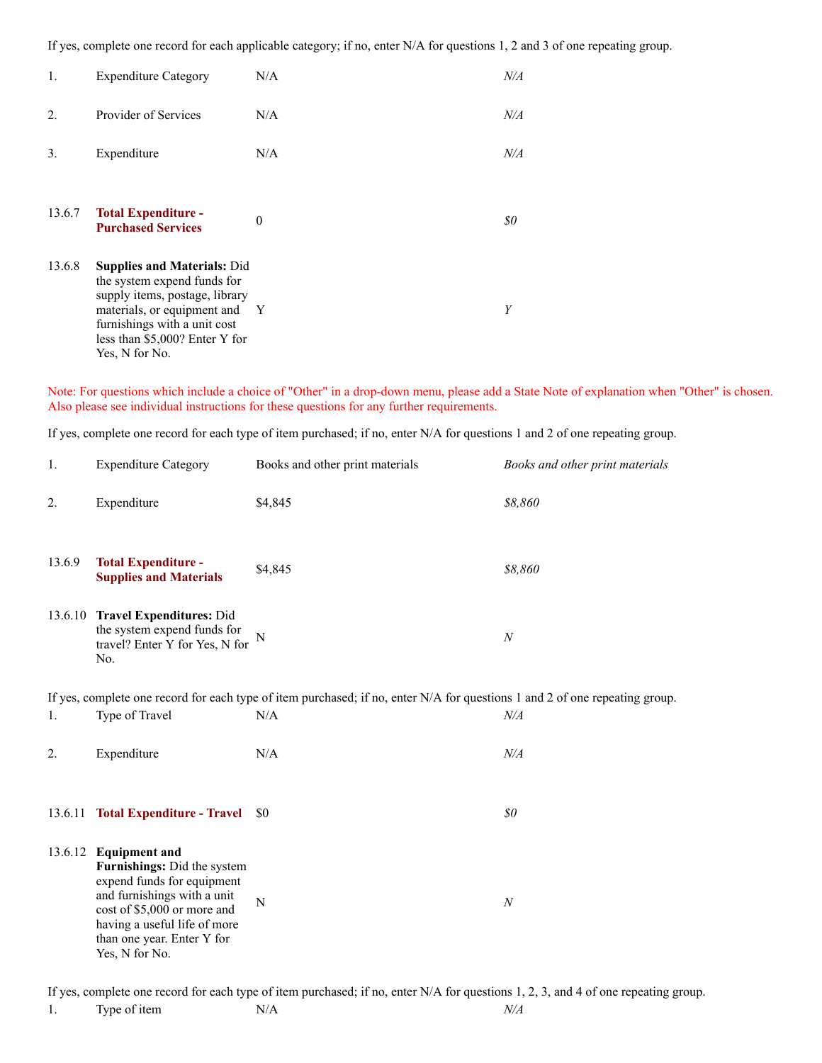If yes, complete one record for each applicable category; if no, enter N/A for questions 1, 2 and 3 of one repeating group.

| | | | |
|---|---|---|---|
| 1. | Expenditure Category | N/A | *N/A* |
| 2. | Provider of Services | N/A | *N/A* |
| 3. | Expenditure | N/A | *N/A* |
| 13.6.7 | **Total Expenditure - Purchased Services** | 0 | *$0* |
| 13.6.8 | **Supplies and Materials:** Did the system expend funds for supply items, postage, library materials, or equipment and furnishings with a unit cost less than $5,000? Enter Y for Yes, N for No. | Y | *Y* |

Note: For questions which include a choice of "Other" in a drop-down menu, please add a State Note of explanation when "Other" is chosen. Also please see individual instructions for these questions for any further requirements.

If yes, complete one record for each type of item purchased; if no, enter N/A for questions 1 and 2 of one repeating group.

| | | | |
|---|---|---|---|
| 1. | Expenditure Category | Books and other print materials | *Books and other print materials* |
| 2. | Expenditure | $4,845 | *$8,860* |
| 13.6.9 | **Total Expenditure - Supplies and Materials** | $4,845 | *$8,860* |
| 13.6.10 | **Travel Expenditures:** Did the system expend funds for travel? Enter Y for Yes, N for No. | N | *N* |

If yes, complete one record for each type of item purchased; if no, enter N/A for questions 1 and 2 of one repeating group.

| | | | |
|---|---|---|---|
| 1. | Type of Travel | N/A | *N/A* |
| 2. | Expenditure | N/A | *N/A* |
| 13.6.11 | **Total Expenditure - Travel** | $0 | *$0* |
| 13.6.12 | **Equipment and Furnishings:** Did the system expend funds for equipment and furnishings with a unit cost of $5,000 or more and having a useful life of more than one year. Enter Y for Yes, N for No. | N | *N* |

If yes, complete one record for each type of item purchased; if no, enter N/A for questions 1, 2, 3, and 4 of one repeating group.

| | | | |
|---|---|---|---|
| 1. | Type of item | N/A | *N/A* |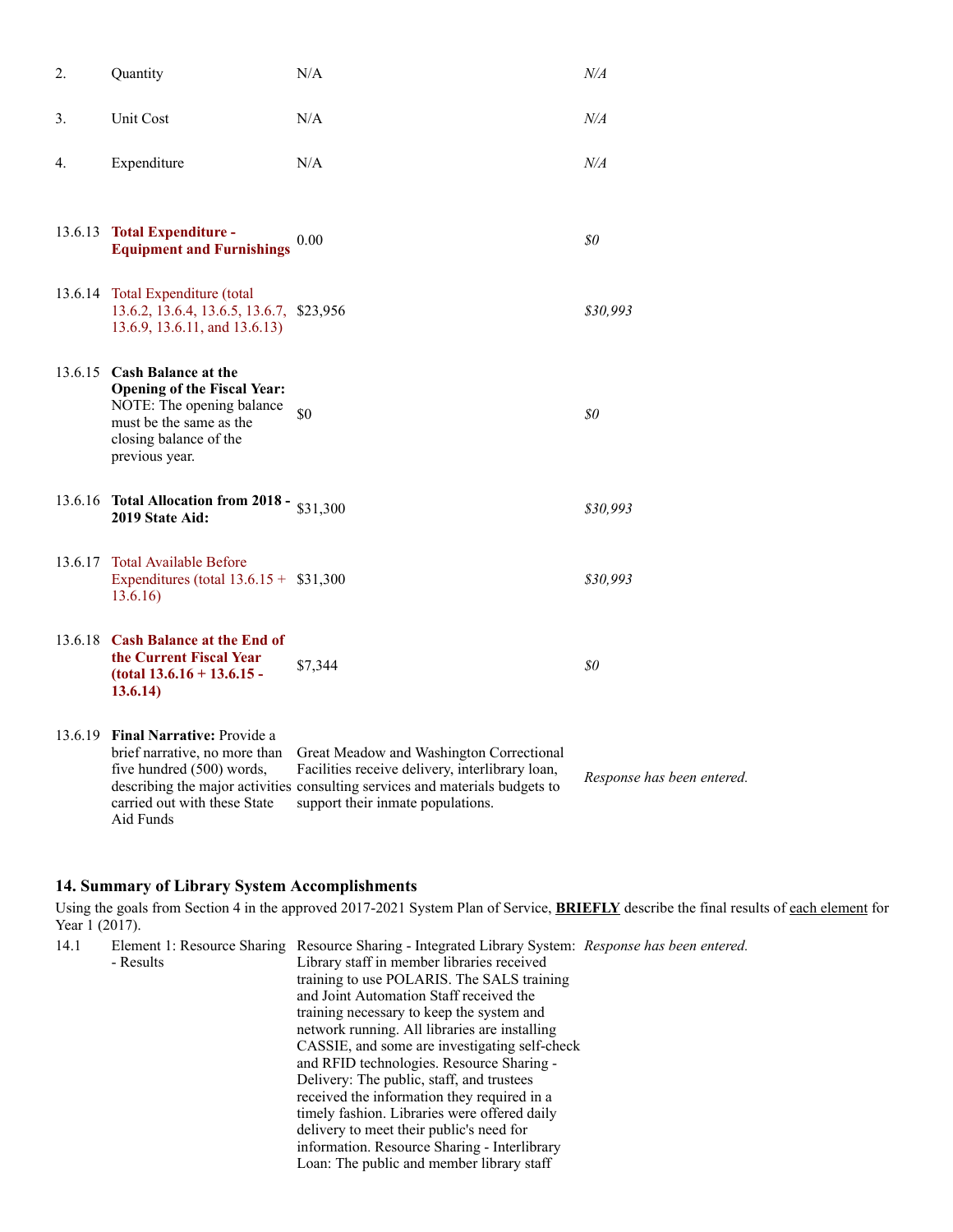| | | | |
|---|---|---|---|
| 2. | Quantity | N/A | *N/A* |
| 3. | Unit Cost | N/A | *N/A* |
| 4. | Expenditure | N/A | *N/A* |
| 13.6.13 | **Total Expenditure - Equipment and Furnishings** | 0.00 | *$0* |
| 13.6.14 | Total Expenditure (total 13.6.2, 13.6.4, 13.6.5, 13.6.7, 13.6.9, 13.6.11, and 13.6.13) | $23,956 | *$30,993* |
| 13.6.15 | **Cash Balance at the Opening of the Fiscal Year:** NOTE: The opening balance must be the same as the closing balance of the previous year. | $0 | *$0* |
| 13.6.16 | **Total Allocation from 2018 - 2019 State Aid:** | $31,300 | *$30,993* |
| 13.6.17 | Total Available Before Expenditures (total 13.6.15 + 13.6.16) | $31,300 | *$30,993* |
| 13.6.18 | **Cash Balance at the End of the Current Fiscal Year (total 13.6.16 + 13.6.15 - 13.6.14)** | $7,344 | *$0* |
| 13.6.19 | **Final Narrative:** Provide a brief narrative, no more than five hundred (500) words, describing the major activities carried out with these State Aid Funds | Great Meadow and Washington Correctional Facilities receive delivery, interlibrary loan, consulting services and materials budgets to support their inmate populations. | *Response has been entered.* |

### 14. Summary of Library System Accomplishments

Using the goals from Section 4 in the approved 2017-2021 System Plan of Service, **BRIEFLY** describe the final results of each element for Year 1 (2017).

| | | | |
|---|---|---|---|
| 14.1 | Element 1: Resource Sharing - Results | Resource Sharing - Integrated Library System: Library staff in member libraries received training to use POLARIS. The SALS training and Joint Automation Staff received the training necessary to keep the system and network running. All libraries are installing CASSIE, and some are investigating self-check and RFID technologies. Resource Sharing - Delivery: The public, staff, and trustees received the information they required in a timely fashion. Libraries were offered daily delivery to meet their public's need for information. Resource Sharing - Interlibrary Loan: The public and member library staff | *Response has been entered.* |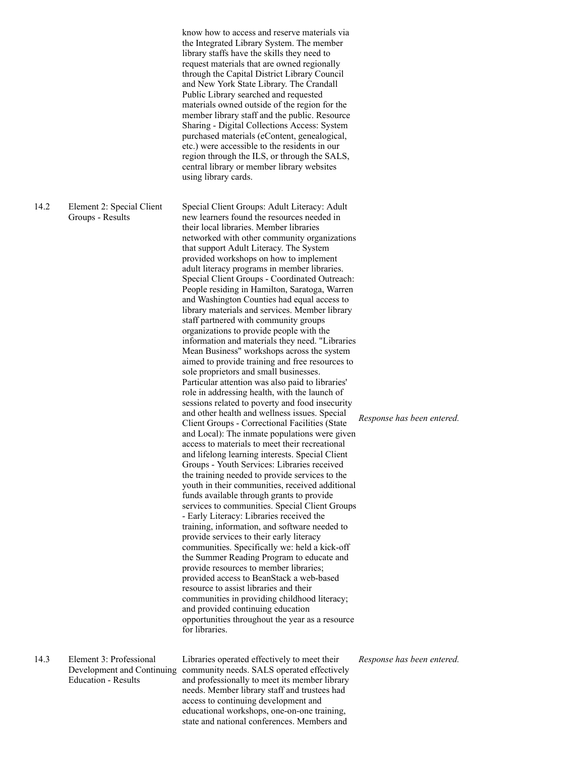|  |  | know how to access and reserve materials via the Integrated Library System. The member library staffs have the skills they need to request materials that are owned regionally through the Capital District Library Council and New York State Library. The Crandall Public Library searched and requested materials owned outside of the region for the member library staff and the public. Resource Sharing - Digital Collections Access: System purchased materials (eContent, genealogical, etc.) were accessible to the residents in our region through the ILS, or through the SALS, central library or member library websites using library cards. |  |
|---|---|---|---|
| 14.2 | Element 2: Special Client Groups - Results | Special Client Groups: Adult Literacy: Adult new learners found the resources needed in their local libraries. Member libraries networked with other community organizations that support Adult Literacy. The System provided workshops on how to implement adult literacy programs in member libraries. Special Client Groups - Coordinated Outreach: People residing in Hamilton, Saratoga, Warren and Washington Counties had equal access to library materials and services. Member library staff partnered with community groups organizations to provide people with the information and materials they need. "Libraries Mean Business" workshops across the system aimed to provide training and free resources to sole proprietors and small businesses. Particular attention was also paid to libraries' role in addressing health, with the launch of sessions related to poverty and food insecurity and other health and wellness issues. Special Client Groups - Correctional Facilities (State and Local): The inmate populations were given access to materials to meet their recreational and lifelong learning interests. Special Client Groups - Youth Services: Libraries received the training needed to provide services to the youth in their communities, received additional funds available through grants to provide services to communities. Special Client Groups - Early Literacy: Libraries received the training, information, and software needed to provide services to their early literacy communities. Specifically we: held a kick-off the Summer Reading Program to educate and provide resources to member libraries; provided access to BeanStack a web-based resource to assist libraries and their communities in providing childhood literacy; and provided continuing education opportunities throughout the year as a resource for libraries. | *Response has been entered.* |
| 14.3 | Element 3: Professional Development and Continuing Education - Results | Libraries operated effectively to meet their community needs. SALS operated effectively and professionally to meet its member library needs. Member library staff and trustees had access to continuing development and educational workshops, one-on-one training, state and national conferences. Members and | *Response has been entered.* |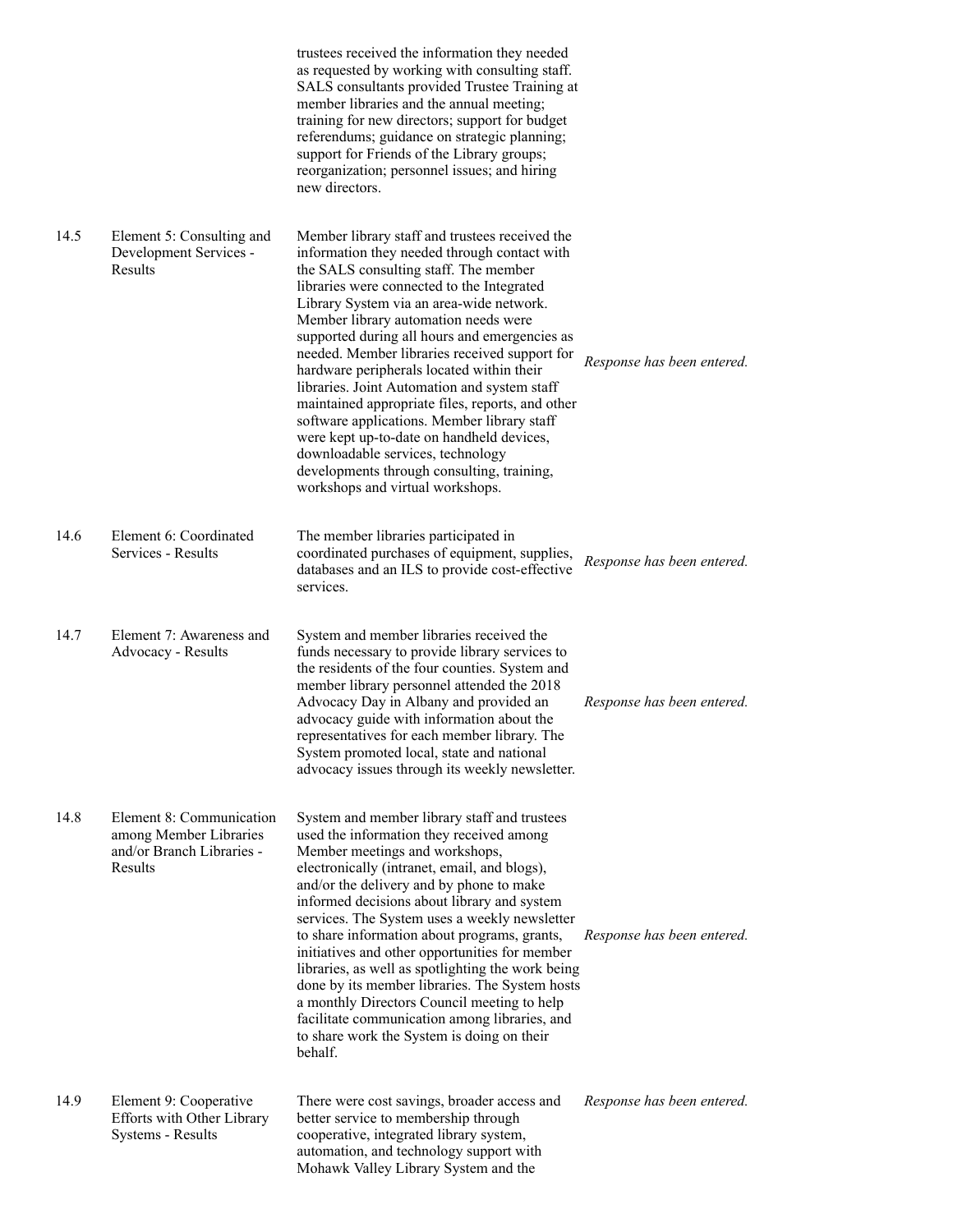| | | | |
|---|---|---|---|
| | | trustees received the information they needed as requested by working with consulting staff. SALS consultants provided Trustee Training at member libraries and the annual meeting; training for new directors; support for budget referendums; guidance on strategic planning; support for Friends of the Library groups; reorganization; personnel issues; and hiring new directors. | |
| 14.5 | Element 5: Consulting and Development Services - Results | Member library staff and trustees received the information they needed through contact with the SALS consulting staff. The member libraries were connected to the Integrated Library System via an area-wide network. Member library automation needs were supported during all hours and emergencies as needed. Member libraries received support for hardware peripherals located within their libraries. Joint Automation and system staff maintained appropriate files, reports, and other software applications. Member library staff were kept up-to-date on handheld devices, downloadable services, technology developments through consulting, training, workshops and virtual workshops. | *Response has been entered.* |
| 14.6 | Element 6: Coordinated Services - Results | The member libraries participated in coordinated purchases of equipment, supplies, databases and an ILS to provide cost-effective services. | *Response has been entered.* |
| 14.7 | Element 7: Awareness and Advocacy - Results | System and member libraries received the funds necessary to provide library services to the residents of the four counties. System and member library personnel attended the 2018 Advocacy Day in Albany and provided an advocacy guide with information about the representatives for each member library. The System promoted local, state and national advocacy issues through its weekly newsletter. | *Response has been entered.* |
| 14.8 | Element 8: Communication among Member Libraries and/or Branch Libraries - Results | System and member library staff and trustees used the information they received among Member meetings and workshops, electronically (intranet, email, and blogs), and/or the delivery and by phone to make informed decisions about library and system services. The System uses a weekly newsletter to share information about programs, grants, initiatives and other opportunities for member libraries, as well as spotlighting the work being done by its member libraries. The System hosts a monthly Directors Council meeting to help facilitate communication among libraries, and to share work the System is doing on their behalf. | *Response has been entered.* |
| 14.9 | Element 9: Cooperative Efforts with Other Library Systems - Results | There were cost savings, broader access and better service to membership through cooperative, integrated library system, automation, and technology support with Mohawk Valley Library System and the | *Response has been entered.* |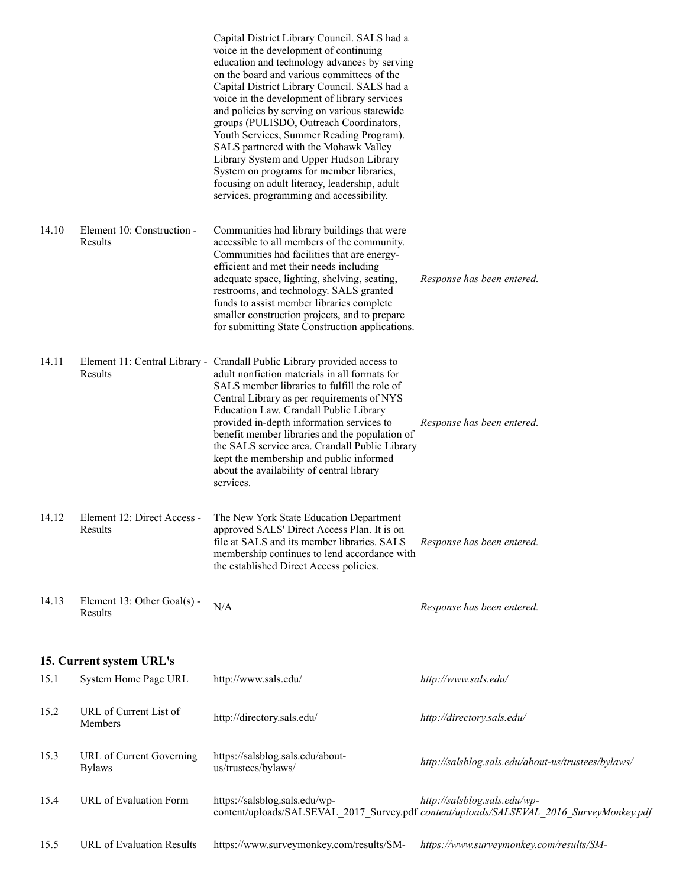| | | | |
|---|---|---|---|
| | | Capital District Library Council. SALS had a voice in the development of continuing education and technology advances by serving on the board and various committees of the Capital District Library Council. SALS had a voice in the development of library services and policies by serving on various statewide groups (PULISDO, Outreach Coordinators, Youth Services, Summer Reading Program). SALS partnered with the Mohawk Valley Library System and Upper Hudson Library System on programs for member libraries, focusing on adult literacy, leadership, adult services, programming and accessibility. | |
| 14.10 | Element 10: Construction - Results | Communities had library buildings that were accessible to all members of the community. Communities had facilities that are energy-efficient and met their needs including adequate space, lighting, shelving, seating, restrooms, and technology. SALS granted funds to assist member libraries complete smaller construction projects, and to prepare for submitting State Construction applications. | *Response has been entered.* |
| 14.11 | Element 11: Central Library - Results | Crandall Public Library provided access to adult nonfiction materials in all formats for SALS member libraries to fulfill the role of Central Library as per requirements of NYS Education Law. Crandall Public Library provided in-depth information services to benefit member libraries and the population of the SALS service area. Crandall Public Library kept the membership and public informed about the availability of central library services. | *Response has been entered.* |
| 14.12 | Element 12: Direct Access - Results | The New York State Education Department approved SALS' Direct Access Plan. It is on file at SALS and its member libraries. SALS membership continues to lend accordance with the established Direct Access policies. | *Response has been entered.* |
| 14.13 | Element 13: Other Goal(s) - Results | N/A | *Response has been entered.* |

## 15. Current system URL's

| | | | |
|---|---|---|---|
| 15.1 | System Home Page URL | http://www.sals.edu/ | *http://www.sals.edu/* |
| 15.2 | URL of Current List of Members | http://directory.sals.edu/ | *http://directory.sals.edu/* |
| 15.3 | URL of Current Governing Bylaws | https://salsblog.sals.edu/about-us/trustees/bylaws/ | *http://salsblog.sals.edu/about-us/trustees/bylaws/* |
| 15.4 | URL of Evaluation Form | https://salsblog.sals.edu/wp-content/uploads/SALSEVAL_2017_Survey.pdf | *http://salsblog.sals.edu/wp-content/uploads/SALSEVAL_2016_SurveyMonkey.pdf* |
| 15.5 | URL of Evaluation Results | https://www.surveymonkey.com/results/SM- | *https://www.surveymonkey.com/results/SM-* |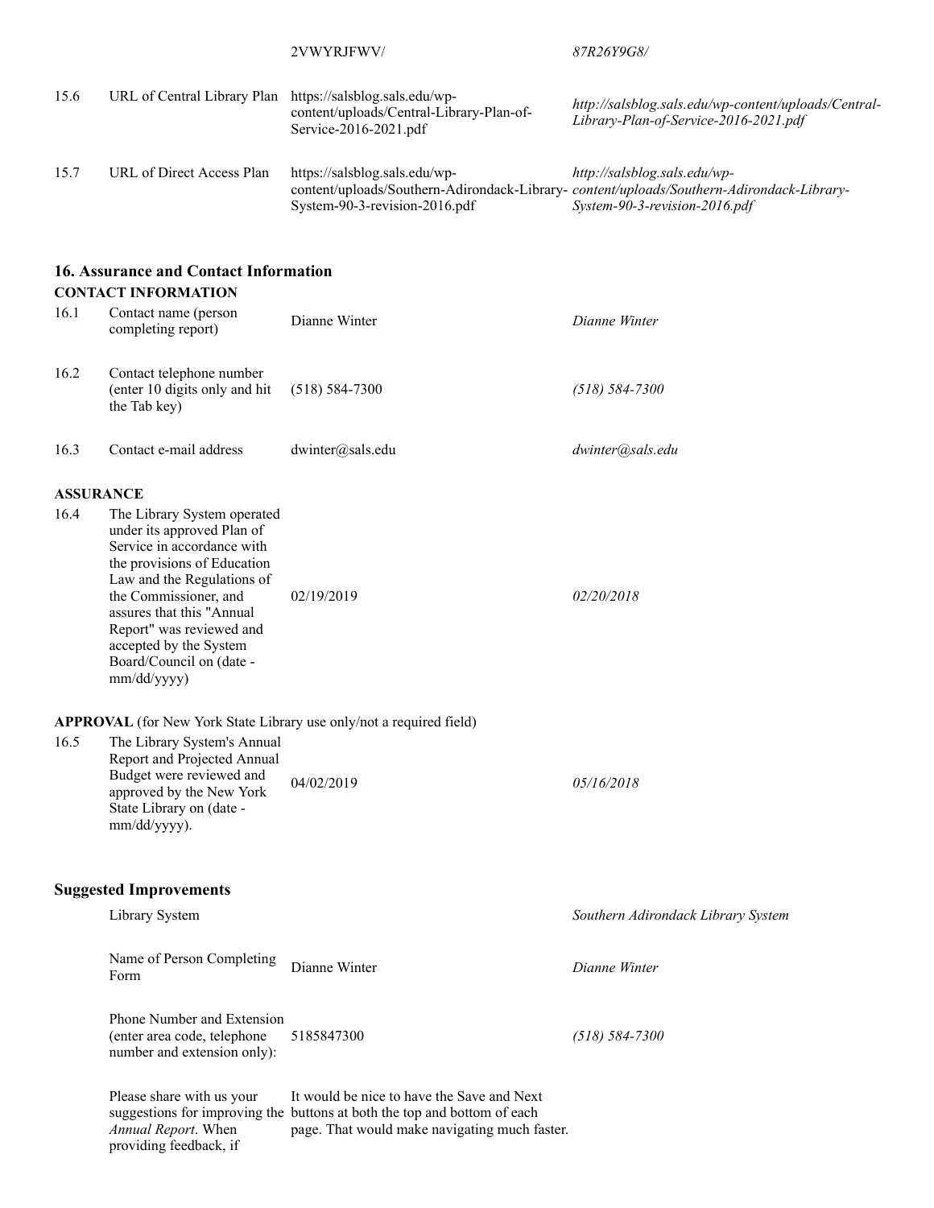| | | 2VWYRJFWV/ | *87R26Y9G8/* |
|---|---|---|---|
| 15.6 | URL of Central Library Plan | https://salsblog.sals.edu/wp-content/uploads/Central-Library-Plan-of-Service-2016-2021.pdf | *http://salsblog.sals.edu/wp-content/uploads/Central-Library-Plan-of-Service-2016-2021.pdf* |
| 15.7 | URL of Direct Access Plan | https://salsblog.sals.edu/wp-content/uploads/Southern-Adirondack-Library-System-90-3-revision-2016.pdf | *http://salsblog.sals.edu/wp-content/uploads/Southern-Adirondack-Library-System-90-3-revision-2016.pdf* |

## 16. Assurance and Contact Information

**CONTACT INFORMATION**

| | | | |
|---|---|---|---|
| 16.1 | Contact name (person completing report) | Dianne Winter | *Dianne Winter* |
| 16.2 | Contact telephone number (enter 10 digits only and hit the Tab key) | (518) 584-7300 | *(518) 584-7300* |
| 16.3 | Contact e-mail address | dwinter@sals.edu | *dwinter@sals.edu* |

**ASSURANCE**

| | | | |
|---|---|---|---|
| 16.4 | The Library System operated under its approved Plan of Service in accordance with the provisions of Education Law and the Regulations of the Commissioner, and assures that this "Annual Report" was reviewed and accepted by the System Board/Council on (date - mm/dd/yyyy) | 02/19/2019 | *02/20/2018* |

**APPROVAL** (for New York State Library use only/not a required field)

| | | | |
|---|---|---|---|
| 16.5 | The Library System's Annual Report and Projected Annual Budget were reviewed and approved by the New York State Library on (date - mm/dd/yyyy). | 04/02/2019 | *05/16/2018* |

## Suggested Improvements

| | | |
|---|---|---|
| Library System | | *Southern Adirondack Library System* |
| Name of Person Completing Form | Dianne Winter | *Dianne Winter* |
| Phone Number and Extension (enter area code, telephone number and extension only): | 5185847300 | *(518) 584-7300* |
| Please share with us your suggestions for improving the *Annual Report*. When providing feedback, if | It would be nice to have the Save and Next buttons at both the top and bottom of each page. That would make navigating much faster. | |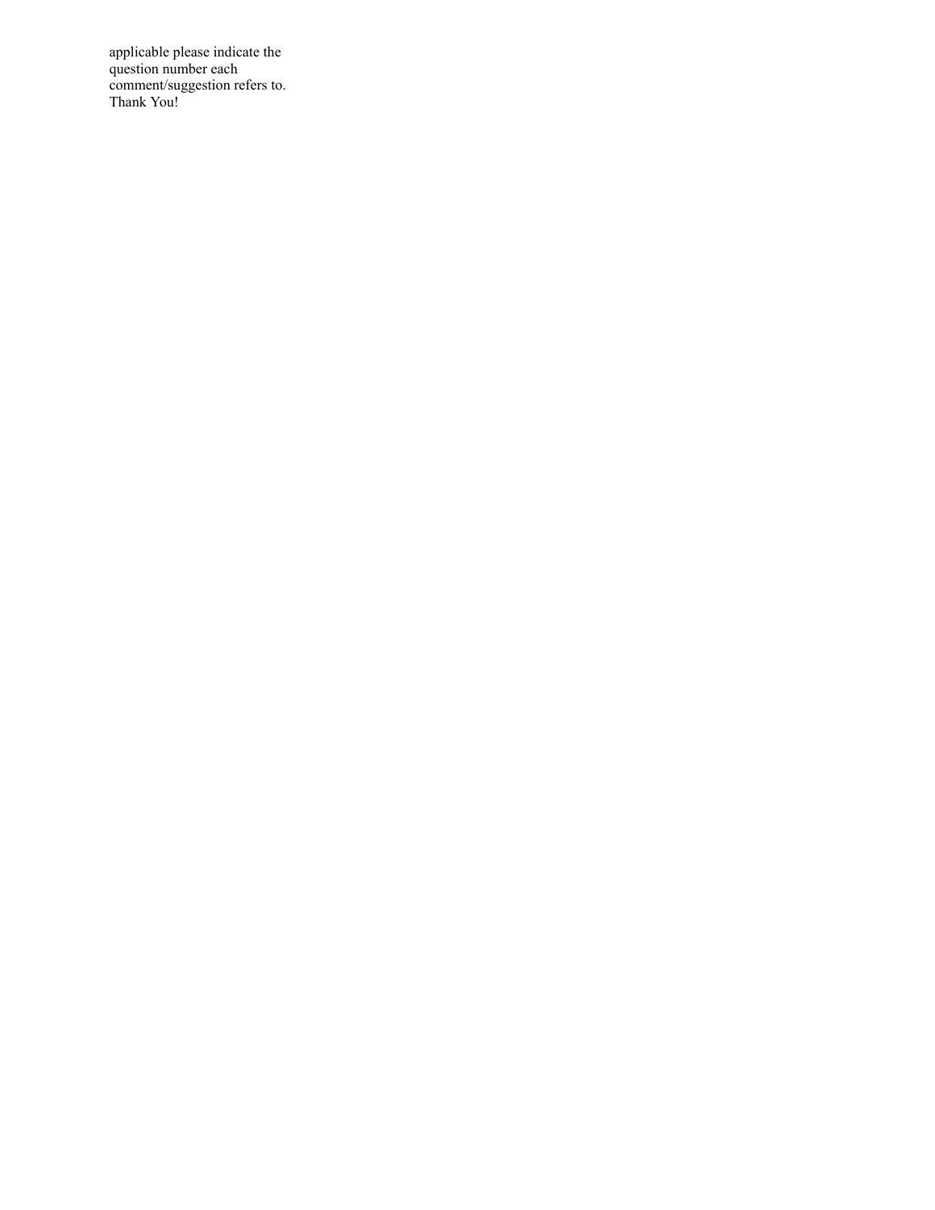applicable please indicate the question number each comment/suggestion refers to. Thank You!